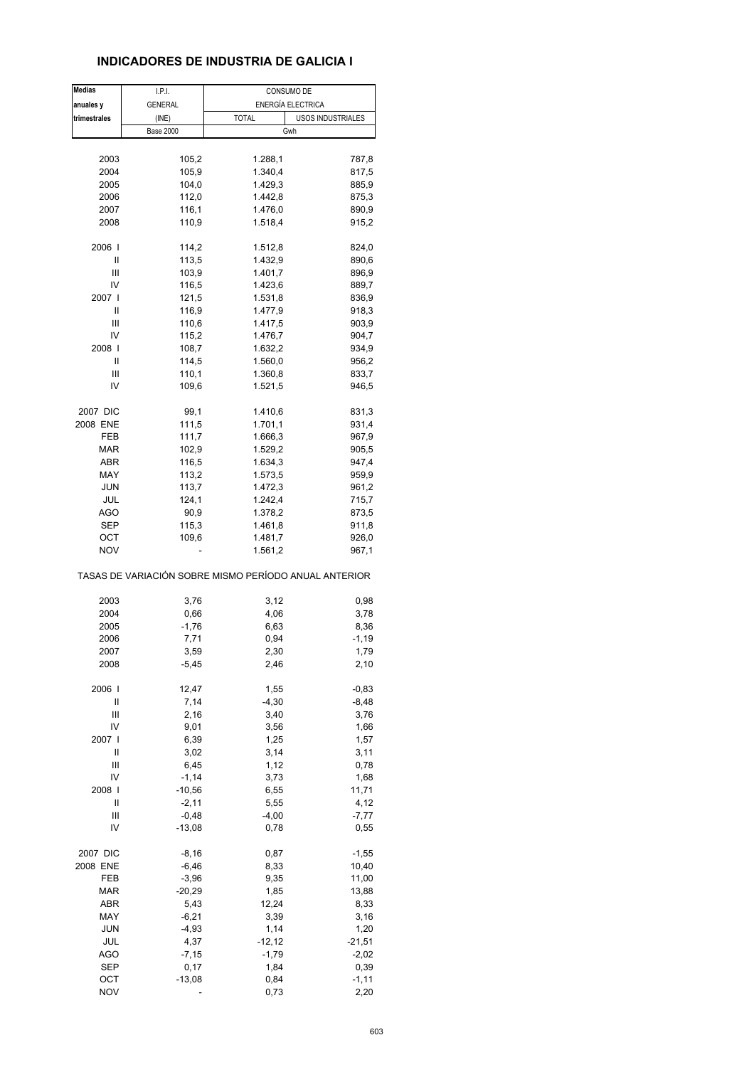# INDICADORES DE INDUSTRIA DE GALICIA I

| Medias anuales y trimestrales | I.P.I. GENERAL (INE) | CONSUMO DE ENERGÍA ELECTRICA | |
|---|---|---|---|
| | | TOTAL | USOS INDUSTRIALES |
| | Base 2000 | Gwh | |
| 2003 | 105,2 | 1.288,1 | 787,8 |
| 2004 | 105,9 | 1.340,4 | 817,5 |
| 2005 | 104,0 | 1.429,3 | 885,9 |
| 2006 | 112,0 | 1.442,8 | 875,3 |
| 2007 | 116,1 | 1.476,0 | 890,9 |
| 2008 | 110,9 | 1.518,4 | 915,2 |
| 2006 I | 114,2 | 1.512,8 | 824,0 |
| II | 113,5 | 1.432,9 | 890,6 |
| III | 103,9 | 1.401,7 | 896,9 |
| IV | 116,5 | 1.423,6 | 889,7 |
| 2007 I | 121,5 | 1.531,8 | 836,9 |
| II | 116,9 | 1.477,9 | 918,3 |
| III | 110,6 | 1.417,5 | 903,9 |
| IV | 115,2 | 1.476,7 | 904,7 |
| 2008 I | 108,7 | 1.632,2 | 934,9 |
| II | 114,5 | 1.560,0 | 956,2 |
| III | 110,1 | 1.360,8 | 833,7 |
| IV | 109,6 | 1.521,5 | 946,5 |
| 2007 DIC | 99,1 | 1.410,6 | 831,3 |
| 2008 ENE | 111,5 | 1.701,1 | 931,4 |
| FEB | 111,7 | 1.666,3 | 967,9 |
| MAR | 102,9 | 1.529,2 | 905,5 |
| ABR | 116,5 | 1.634,3 | 947,4 |
| MAY | 113,2 | 1.573,5 | 959,9 |
| JUN | 113,7 | 1.472,3 | 961,2 |
| JUL | 124,1 | 1.242,4 | 715,7 |
| AGO | 90,9 | 1.378,2 | 873,5 |
| SEP | 115,3 | 1.461,8 | 911,8 |
| OCT | 109,6 | 1.481,7 | 926,0 |
| NOV | - | 1.561,2 | 967,1 |
| TASAS DE VARIACIÓN SOBRE MISMO PERÍODO ANUAL ANTERIOR | | | |
| 2003 | 3,76 | 3,12 | 0,98 |
| 2004 | 0,66 | 4,06 | 3,78 |
| 2005 | -1,76 | 6,63 | 8,36 |
| 2006 | 7,71 | 0,94 | -1,19 |
| 2007 | 3,59 | 2,30 | 1,79 |
| 2008 | -5,45 | 2,46 | 2,10 |
| 2006 I | 12,47 | 1,55 | -0,83 |
| II | 7,14 | -4,30 | -8,48 |
| III | 2,16 | 3,40 | 3,76 |
| IV | 9,01 | 3,56 | 1,66 |
| 2007 I | 6,39 | 1,25 | 1,57 |
| II | 3,02 | 3,14 | 3,11 |
| III | 6,45 | 1,12 | 0,78 |
| IV | -1,14 | 3,73 | 1,68 |
| 2008 I | -10,56 | 6,55 | 11,71 |
| II | -2,11 | 5,55 | 4,12 |
| III | -0,48 | -4,00 | -7,77 |
| IV | -13,08 | 0,78 | 0,55 |
| 2007 DIC | -8,16 | 0,87 | -1,55 |
| 2008 ENE | -6,46 | 8,33 | 10,40 |
| FEB | -3,96 | 9,35 | 11,00 |
| MAR | -20,29 | 1,85 | 13,88 |
| ABR | 5,43 | 12,24 | 8,33 |
| MAY | -6,21 | 3,39 | 3,16 |
| JUN | -4,93 | 1,14 | 1,20 |
| JUL | 4,37 | -12,12 | -21,51 |
| AGO | -7,15 | -1,79 | -2,02 |
| SEP | 0,17 | 1,84 | 0,39 |
| OCT | -13,08 | 0,84 | -1,11 |
| NOV | - | 0,73 | 2,20 |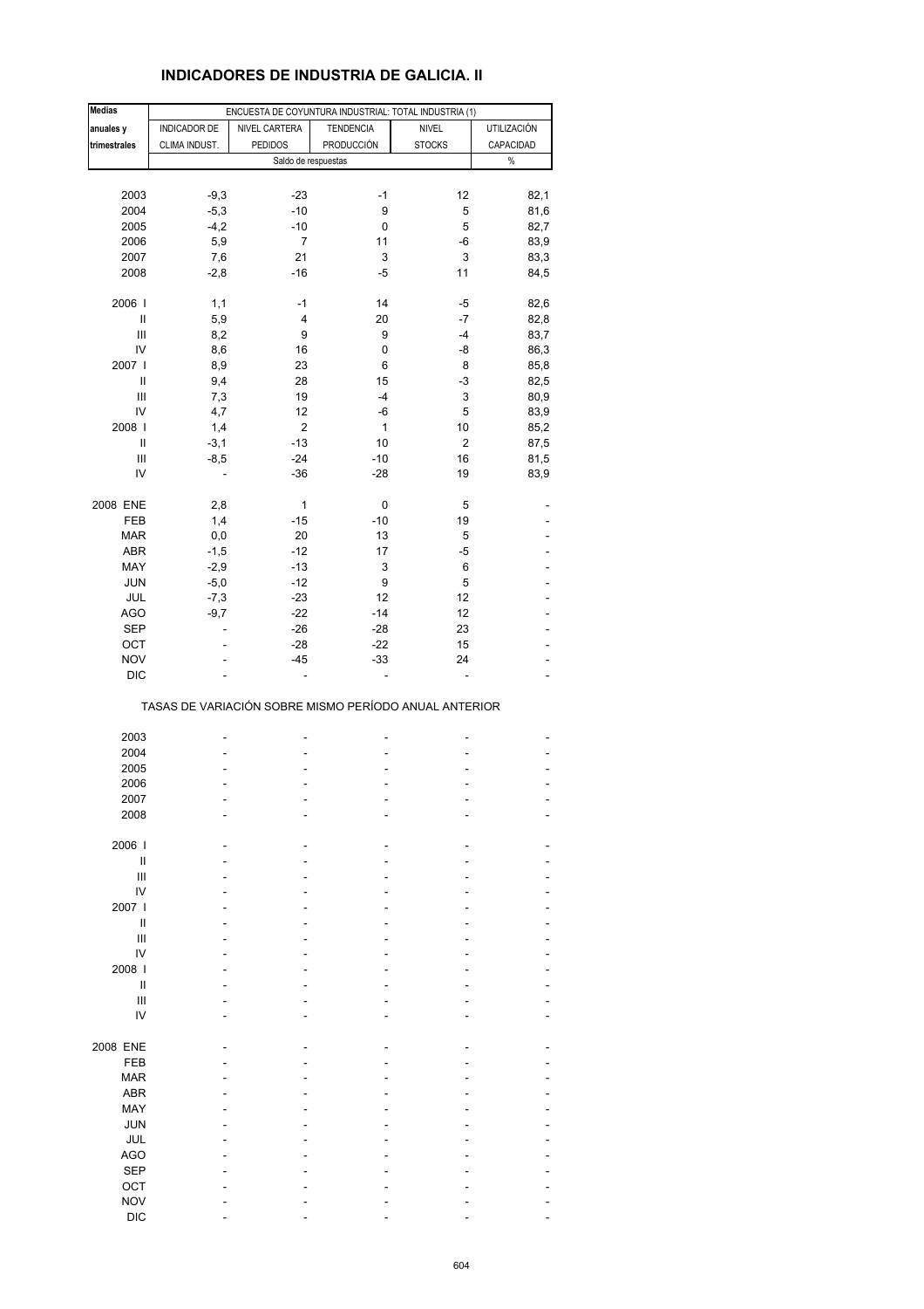# INDICADORES DE INDUSTRIA DE GALICIA. II

| Medias anuales y trimestrales | ENCUESTA DE COYUNTURA INDUSTRIAL: TOTAL INDUSTRIA (1) | | | | |
|---|---|---|---|---|---|
| | INDICADOR DE CLIMA INDUST. | NIVEL CARTERA PEDIDOS | TENDENCIA PRODUCCIÓN | NIVEL STOCKS | UTILIZACIÓN CAPACIDAD |
| | Saldo de respuestas | | | | % |
| 2003 | -9,3 | -23 | -1 | 12 | 82,1 |
| 2004 | -5,3 | -10 | 9 | 5 | 81,6 |
| 2005 | -4,2 | -10 | 0 | 5 | 82,7 |
| 2006 | 5,9 | 7 | 11 | -6 | 83,9 |
| 2007 | 7,6 | 21 | 3 | 3 | 83,3 |
| 2008 | -2,8 | -16 | -5 | 11 | 84,5 |
| 2006 I | 1,1 | -1 | 14 | -5 | 82,6 |
| II | 5,9 | 4 | 20 | -7 | 82,8 |
| III | 8,2 | 9 | 9 | -4 | 83,7 |
| IV | 8,6 | 16 | 0 | -8 | 86,3 |
| 2007 I | 8,9 | 23 | 6 | 8 | 85,8 |
| II | 9,4 | 28 | 15 | -3 | 82,5 |
| III | 7,3 | 19 | -4 | 3 | 80,9 |
| IV | 4,7 | 12 | -6 | 5 | 83,9 |
| 2008 I | 1,4 | 2 | 1 | 10 | 85,2 |
| II | -3,1 | -13 | 10 | 2 | 87,5 |
| III | -8,5 | -24 | -10 | 16 | 81,5 |
| IV | - | -36 | -28 | 19 | 83,9 |
| 2008 ENE | 2,8 | 1 | 0 | 5 | - |
| FEB | 1,4 | -15 | -10 | 19 | - |
| MAR | 0,0 | 20 | 13 | 5 | - |
| ABR | -1,5 | -12 | 17 | -5 | - |
| MAY | -2,9 | -13 | 3 | 6 | - |
| JUN | -5,0 | -12 | 9 | 5 | - |
| JUL | -7,3 | -23 | 12 | 12 | - |
| AGO | -9,7 | -22 | -14 | 12 | - |
| SEP | - | -26 | -28 | 23 | - |
| OCT | - | -28 | -22 | 15 | - |
| NOV | - | -45 | -33 | 24 | - |
| DIC | - | - | - | - | - |
| TASAS DE VARIACIÓN SOBRE MISMO PERÍODO ANUAL ANTERIOR | | | | | |
| 2003 | - | - | - | - | - |
| 2004 | - | - | - | - | - |
| 2005 | - | - | - | - | - |
| 2006 | - | - | - | - | - |
| 2007 | - | - | - | - | - |
| 2008 | - | - | - | - | - |
| 2006 I | - | - | - | - | - |
| II | - | - | - | - | - |
| III | - | - | - | - | - |
| IV | - | - | - | - | - |
| 2007 I | - | - | - | - | - |
| II | - | - | - | - | - |
| III | - | - | - | - | - |
| IV | - | - | - | - | - |
| 2008 I | - | - | - | - | - |
| II | - | - | - | - | - |
| III | - | - | - | - | - |
| IV | - | - | - | - | - |
| 2008 ENE | - | - | - | - | - |
| FEB | - | - | - | - | - |
| MAR | - | - | - | - | - |
| ABR | - | - | - | - | - |
| MAY | - | - | - | - | - |
| JUN | - | - | - | - | - |
| JUL | - | - | - | - | - |
| AGO | - | - | - | - | - |
| SEP | - | - | - | - | - |
| OCT | - | - | - | - | - |
| NOV | - | - | - | - | - |
| DIC | - | - | - | - | - |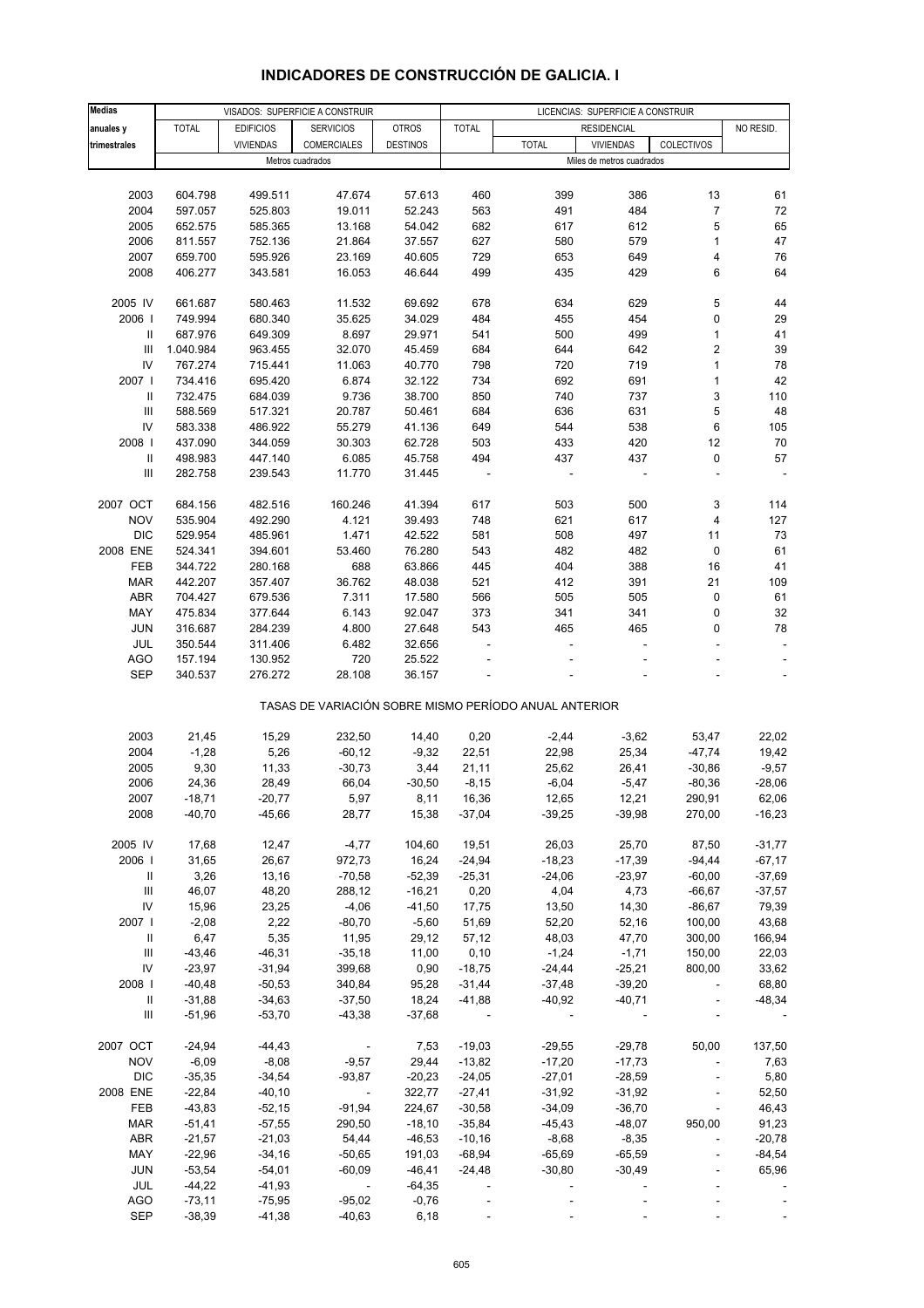# INDICADORES DE CONSTRUCCIÓN DE GALICIA. I

| Medias anuales y trimestrales | VISADOS: SUPERFICIE A CONSTRUIR | | | | LICENCIAS: SUPERFICIE A CONSTRUIR | | | | |
|---|---|---|---|---|---|---|---|---|---|
| | TOTAL | EDIFICIOS VIVIENDAS | SERVICIOS COMERCIALES | OTROS DESTINOS | TOTAL | RESIDENCIAL | | | NO RESID. |
| | | | | | | TOTAL | VIVIENDAS | COLECTIVOS | |
| | Metros cuadrados | | | | Miles de metros cuadrados | | | | |
| 2003 | 604.798 | 499.511 | 47.674 | 57.613 | 460 | 399 | 386 | 13 | 61 |
| 2004 | 597.057 | 525.803 | 19.011 | 52.243 | 563 | 491 | 484 | 7 | 72 |
| 2005 | 652.575 | 585.365 | 13.168 | 54.042 | 682 | 617 | 612 | 5 | 65 |
| 2006 | 811.557 | 752.136 | 21.864 | 37.557 | 627 | 580 | 579 | 1 | 47 |
| 2007 | 659.700 | 595.926 | 23.169 | 40.605 | 729 | 653 | 649 | 4 | 76 |
| 2008 | 406.277 | 343.581 | 16.053 | 46.644 | 499 | 435 | 429 | 6 | 64 |
| 2005 IV | 661.687 | 580.463 | 11.532 | 69.692 | 678 | 634 | 629 | 5 | 44 |
| 2006 I | 749.994 | 680.340 | 35.625 | 34.029 | 484 | 455 | 454 | 0 | 29 |
| II | 687.976 | 649.309 | 8.697 | 29.971 | 541 | 500 | 499 | 1 | 41 |
| III | 1.040.984 | 963.455 | 32.070 | 45.459 | 684 | 644 | 642 | 2 | 39 |
| IV | 767.274 | 715.441 | 11.063 | 40.770 | 798 | 720 | 719 | 1 | 78 |
| 2007 I | 734.416 | 695.420 | 6.874 | 32.122 | 734 | 692 | 691 | 1 | 42 |
| II | 732.475 | 684.039 | 9.736 | 38.700 | 850 | 740 | 737 | 3 | 110 |
| III | 588.569 | 517.321 | 20.787 | 50.461 | 684 | 636 | 631 | 5 | 48 |
| IV | 583.338 | 486.922 | 55.279 | 41.136 | 649 | 544 | 538 | 6 | 105 |
| 2008 I | 437.090 | 344.059 | 30.303 | 62.728 | 503 | 433 | 420 | 12 | 70 |
| II | 498.983 | 447.140 | 6.085 | 45.758 | 494 | 437 | 437 | 0 | 57 |
| III | 282.758 | 239.543 | 11.770 | 31.445 | - | - | - | - | - |
| 2007 OCT | 684.156 | 482.516 | 160.246 | 41.394 | 617 | 503 | 500 | 3 | 114 |
| NOV | 535.904 | 492.290 | 4.121 | 39.493 | 748 | 621 | 617 | 4 | 127 |
| DIC | 529.954 | 485.961 | 1.471 | 42.522 | 581 | 508 | 497 | 11 | 73 |
| 2008 ENE | 524.341 | 394.601 | 53.460 | 76.280 | 543 | 482 | 482 | 0 | 61 |
| FEB | 344.722 | 280.168 | 688 | 63.866 | 445 | 404 | 388 | 16 | 41 |
| MAR | 442.207 | 357.407 | 36.762 | 48.038 | 521 | 412 | 391 | 21 | 109 |
| ABR | 704.427 | 679.536 | 7.311 | 17.580 | 566 | 505 | 505 | 0 | 61 |
| MAY | 475.834 | 377.644 | 6.143 | 92.047 | 373 | 341 | 341 | 0 | 32 |
| JUN | 316.687 | 284.239 | 4.800 | 27.648 | 543 | 465 | 465 | 0 | 78 |
| JUL | 350.544 | 311.406 | 6.482 | 32.656 | - | - | - | - | - |
| AGO | 157.194 | 130.952 | 720 | 25.522 | - | - | - | - | - |
| SEP | 340.537 | 276.272 | 28.108 | 36.157 | - | - | - | - | - |
| | TASAS DE VARIACIÓN SOBRE MISMO PERÍODO ANUAL ANTERIOR | | | | | | | | |
| 2003 | 21,45 | 15,29 | 232,50 | 14,40 | 0,20 | -2,44 | -3,62 | 53,47 | 22,02 |
| 2004 | -1,28 | 5,26 | -60,12 | -9,32 | 22,51 | 22,98 | 25,34 | -47,74 | 19,42 |
| 2005 | 9,30 | 11,33 | -30,73 | 3,44 | 21,11 | 25,62 | 26,41 | -30,86 | -9,57 |
| 2006 | 24,36 | 28,49 | 66,04 | -30,50 | -8,15 | -6,04 | -5,47 | -80,36 | -28,06 |
| 2007 | -18,71 | -20,77 | 5,97 | 8,11 | 16,36 | 12,65 | 12,21 | 290,91 | 62,06 |
| 2008 | -40,70 | -45,66 | 28,77 | 15,38 | -37,04 | -39,25 | -39,98 | 270,00 | -16,23 |
| 2005 IV | 17,68 | 12,47 | -4,77 | 104,60 | 19,51 | 26,03 | 25,70 | 87,50 | -31,77 |
| 2006 I | 31,65 | 26,67 | 972,73 | 16,24 | -24,94 | -18,23 | -17,39 | -94,44 | -67,17 |
| II | 3,26 | 13,16 | -70,58 | -52,39 | -25,31 | -24,06 | -23,97 | -60,00 | -37,69 |
| III | 46,07 | 48,20 | 288,12 | -16,21 | 0,20 | 4,04 | 4,73 | -66,67 | -37,57 |
| IV | 15,96 | 23,25 | -4,06 | -41,50 | 17,75 | 13,50 | 14,30 | -86,67 | 79,39 |
| 2007 I | -2,08 | 2,22 | -80,70 | -5,60 | 51,69 | 52,20 | 52,16 | 100,00 | 43,68 |
| II | 6,47 | 5,35 | 11,95 | 29,12 | 57,12 | 48,03 | 47,70 | 300,00 | 166,94 |
| III | -43,46 | -46,31 | -35,18 | 11,00 | 0,10 | -1,24 | -1,71 | 150,00 | 22,03 |
| IV | -23,97 | -31,94 | 399,68 | 0,90 | -18,75 | -24,44 | -25,21 | 800,00 | 33,62 |
| 2008 I | -40,48 | -50,53 | 340,84 | 95,28 | -31,44 | -37,48 | -39,20 | - | 68,80 |
| II | -31,88 | -34,63 | -37,50 | 18,24 | -41,88 | -40,92 | -40,71 | - | -48,34 |
| III | -51,96 | -53,70 | -43,38 | -37,68 | - | - | - | - | - |
| 2007 OCT | -24,94 | -44,43 | - | 7,53 | -19,03 | -29,55 | -29,78 | 50,00 | 137,50 |
| NOV | -6,09 | -8,08 | -9,57 | 29,44 | -13,82 | -17,20 | -17,73 | - | 7,63 |
| DIC | -35,35 | -34,54 | -93,87 | -20,23 | -24,05 | -27,01 | -28,59 | - | 5,80 |
| 2008 ENE | -22,84 | -40,10 | - | 322,77 | -27,41 | -31,92 | -31,92 | - | 52,50 |
| FEB | -43,83 | -52,15 | -91,94 | 224,67 | -30,58 | -34,09 | -36,70 | - | 46,43 |
| MAR | -51,41 | -57,55 | 290,50 | -18,10 | -35,84 | -45,43 | -48,07 | 950,00 | 91,23 |
| ABR | -21,57 | -21,03 | 54,44 | -46,53 | -10,16 | -8,68 | -8,35 | - | -20,78 |
| MAY | -22,96 | -34,16 | -50,65 | 191,03 | -68,94 | -65,69 | -65,59 | - | -84,54 |
| JUN | -53,54 | -54,01 | -60,09 | -46,41 | -24,48 | -30,80 | -30,49 | - | 65,96 |
| JUL | -44,22 | -41,93 | - | -64,35 | - | - | - | - | - |
| AGO | -73,11 | -75,95 | -95,02 | -0,76 | - | - | - | - | - |
| SEP | -38,39 | -41,38 | -40,63 | 6,18 | - | - | - | - | - |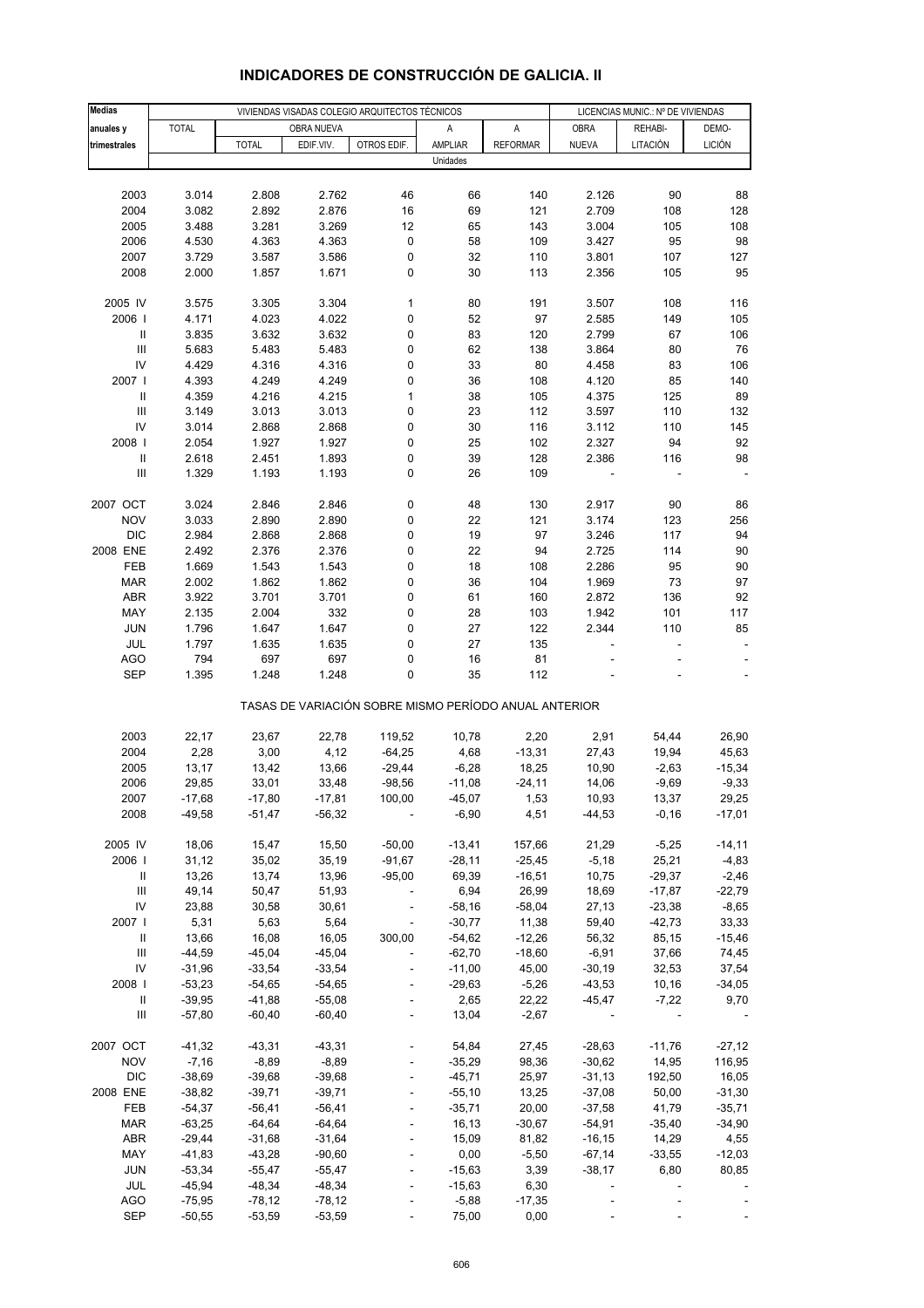# INDICADORES DE CONSTRUCCIÓN DE GALICIA. II

| Medias anuales y trimestrales | VIVIENDAS VISADAS COLEGIO ARQUITECTOS TÉCNICOS | | | | | | LICENCIAS MUNIC.: Nº DE VIVIENDAS | | |
|---|---|---|---|---|---|---|---|---|---|
| | TOTAL | OBRA NUEVA | | | A | A | OBRA | REHABI- | DEMO- |
| | | TOTAL | EDIF.VIV. | OTROS EDIF. | AMPLIAR | REFORMAR | NUEVA | LITACIÓN | LICIÓN |
| | Unidades | | | | | | | | |
| 2003 | 3.014 | 2.808 | 2.762 | 46 | 66 | 140 | 2.126 | 90 | 88 |
| 2004 | 3.082 | 2.892 | 2.876 | 16 | 69 | 121 | 2.709 | 108 | 128 |
| 2005 | 3.488 | 3.281 | 3.269 | 12 | 65 | 143 | 3.004 | 105 | 108 |
| 2006 | 4.530 | 4.363 | 4.363 | 0 | 58 | 109 | 3.427 | 95 | 98 |
| 2007 | 3.729 | 3.587 | 3.586 | 0 | 32 | 110 | 3.801 | 107 | 127 |
| 2008 | 2.000 | 1.857 | 1.671 | 0 | 30 | 113 | 2.356 | 105 | 95 |
| 2005 IV | 3.575 | 3.305 | 3.304 | 1 | 80 | 191 | 3.507 | 108 | 116 |
| 2006 I | 4.171 | 4.023 | 4.022 | 0 | 52 | 97 | 2.585 | 149 | 105 |
| II | 3.835 | 3.632 | 3.632 | 0 | 83 | 120 | 2.799 | 67 | 106 |
| III | 5.683 | 5.483 | 5.483 | 0 | 62 | 138 | 3.864 | 80 | 76 |
| IV | 4.429 | 4.316 | 4.316 | 0 | 33 | 80 | 4.458 | 83 | 106 |
| 2007 I | 4.393 | 4.249 | 4.249 | 0 | 36 | 108 | 4.120 | 85 | 140 |
| II | 4.359 | 4.216 | 4.215 | 1 | 38 | 105 | 4.375 | 125 | 89 |
| III | 3.149 | 3.013 | 3.013 | 0 | 23 | 112 | 3.597 | 110 | 132 |
| IV | 3.014 | 2.868 | 2.868 | 0 | 30 | 116 | 3.112 | 110 | 145 |
| 2008 I | 2.054 | 1.927 | 1.927 | 0 | 25 | 102 | 2.327 | 94 | 92 |
| II | 2.618 | 2.451 | 1.893 | 0 | 39 | 128 | 2.386 | 116 | 98 |
| III | 1.329 | 1.193 | 1.193 | 0 | 26 | 109 | - | - | - |
| 2007 OCT | 3.024 | 2.846 | 2.846 | 0 | 48 | 130 | 2.917 | 90 | 86 |
| NOV | 3.033 | 2.890 | 2.890 | 0 | 22 | 121 | 3.174 | 123 | 256 |
| DIC | 2.984 | 2.868 | 2.868 | 0 | 19 | 97 | 3.246 | 117 | 94 |
| 2008 ENE | 2.492 | 2.376 | 2.376 | 0 | 22 | 94 | 2.725 | 114 | 90 |
| FEB | 1.669 | 1.543 | 1.543 | 0 | 18 | 108 | 2.286 | 95 | 90 |
| MAR | 2.002 | 1.862 | 1.862 | 0 | 36 | 104 | 1.969 | 73 | 97 |
| ABR | 3.922 | 3.701 | 3.701 | 0 | 61 | 160 | 2.872 | 136 | 92 |
| MAY | 2.135 | 2.004 | 332 | 0 | 28 | 103 | 1.942 | 101 | 117 |
| JUN | 1.796 | 1.647 | 1.647 | 0 | 27 | 122 | 2.344 | 110 | 85 |
| JUL | 1.797 | 1.635 | 1.635 | 0 | 27 | 135 | - | - | - |
| AGO | 794 | 697 | 697 | 0 | 16 | 81 | - | - | - |
| SEP | 1.395 | 1.248 | 1.248 | 0 | 35 | 112 | - | - | - |
| | TASAS DE VARIACIÓN SOBRE MISMO PERÍODO ANUAL ANTERIOR | | | | | | | | |
| 2003 | 22,17 | 23,67 | 22,78 | 119,52 | 10,78 | 2,20 | 2,91 | 54,44 | 26,90 |
| 2004 | 2,28 | 3,00 | 4,12 | -64,25 | 4,68 | -13,31 | 27,43 | 19,94 | 45,63 |
| 2005 | 13,17 | 13,42 | 13,66 | -29,44 | -6,28 | 18,25 | 10,90 | -2,63 | -15,34 |
| 2006 | 29,85 | 33,01 | 33,48 | -98,56 | -11,08 | -24,11 | 14,06 | -9,69 | -9,33 |
| 2007 | -17,68 | -17,80 | -17,81 | 100,00 | -45,07 | 1,53 | 10,93 | 13,37 | 29,25 |
| 2008 | -49,58 | -51,47 | -56,32 | - | -6,90 | 4,51 | -44,53 | -0,16 | -17,01 |
| 2005 IV | 18,06 | 15,47 | 15,50 | -50,00 | -13,41 | 157,66 | 21,29 | -5,25 | -14,11 |
| 2006 I | 31,12 | 35,02 | 35,19 | -91,67 | -28,11 | -25,45 | -5,18 | 25,21 | -4,83 |
| II | 13,26 | 13,74 | 13,96 | -95,00 | 69,39 | -16,51 | 10,75 | -29,37 | -2,46 |
| III | 49,14 | 50,47 | 51,93 | - | 6,94 | 26,99 | 18,69 | -17,87 | -22,79 |
| IV | 23,88 | 30,58 | 30,61 | - | -58,16 | -58,04 | 27,13 | -23,38 | -8,65 |
| 2007 I | 5,31 | 5,63 | 5,64 | - | -30,77 | 11,38 | 59,40 | -42,73 | 33,33 |
| II | 13,66 | 16,08 | 16,05 | 300,00 | -54,62 | -12,26 | 56,32 | 85,15 | -15,46 |
| III | -44,59 | -45,04 | -45,04 | - | -62,70 | -18,60 | -6,91 | 37,66 | 74,45 |
| IV | -31,96 | -33,54 | -33,54 | - | -11,00 | 45,00 | -30,19 | 32,53 | 37,54 |
| 2008 I | -53,23 | -54,65 | -54,65 | - | -29,63 | -5,26 | -43,53 | 10,16 | -34,05 |
| II | -39,95 | -41,88 | -55,08 | - | 2,65 | 22,22 | -45,47 | -7,22 | 9,70 |
| III | -57,80 | -60,40 | -60,40 | - | 13,04 | -2,67 | - | - | - |
| 2007 OCT | -41,32 | -43,31 | -43,31 | - | 54,84 | 27,45 | -28,63 | -11,76 | -27,12 |
| NOV | -7,16 | -8,89 | -8,89 | - | -35,29 | 98,36 | -30,62 | 14,95 | 116,95 |
| DIC | -38,69 | -39,68 | -39,68 | - | -45,71 | 25,97 | -31,13 | 192,50 | 16,05 |
| 2008 ENE | -38,82 | -39,71 | -39,71 | - | -55,10 | 13,25 | -37,08 | 50,00 | -31,30 |
| FEB | -54,37 | -56,41 | -56,41 | - | -35,71 | 20,00 | -37,58 | 41,79 | -35,71 |
| MAR | -63,25 | -64,64 | -64,64 | - | 16,13 | -30,67 | -54,91 | -35,40 | -34,90 |
| ABR | -29,44 | -31,68 | -31,64 | - | 15,09 | 81,82 | -16,15 | 14,29 | 4,55 |
| MAY | -41,83 | -43,28 | -90,60 | - | 0,00 | -5,50 | -67,14 | -33,55 | -12,03 |
| JUN | -53,34 | -55,47 | -55,47 | - | -15,63 | 3,39 | -38,17 | 6,80 | 80,85 |
| JUL | -45,94 | -48,34 | -48,34 | - | -15,63 | 6,30 | - | - | - |
| AGO | -75,95 | -78,12 | -78,12 | - | -5,88 | -17,35 | - | - | - |
| SEP | -50,55 | -53,59 | -53,59 | - | 75,00 | 0,00 | - | - | - |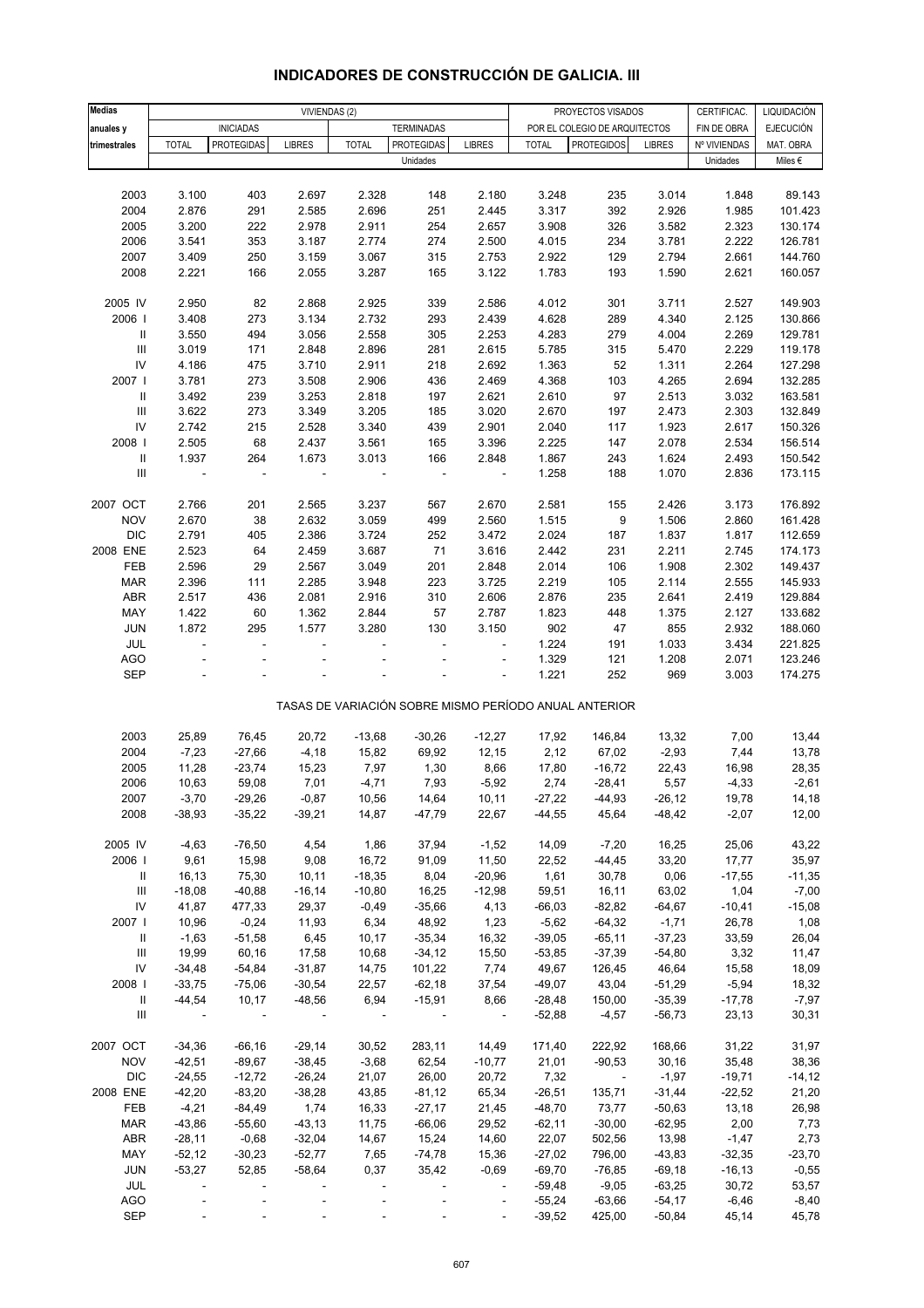# INDICADORES DE CONSTRUCCIÓN DE GALICIA. III

| Medias anuales y trimestrales | VIVIENDAS (2) | | | | | | PROYECTOS VISADOS | | | CERTIFICAC. | LIQUIDACIÓN |
|---|---|---|---|---|---|---|---|---|---|---|---|
| | INICIADAS | | | TERMINADAS | | | POR EL COLEGIO DE ARQUITECTOS | | | FIN DE OBRA | EJECUCIÓN |
| | TOTAL | PROTEGIDAS | LIBRES | TOTAL | PROTEGIDAS | LIBRES | TOTAL | PROTEGIDOS | LIBRES | Nº VIVIENDAS | MAT. OBRA |
| | Unidades | | | | | | | | | Unidades | Miles € |
| 2003 | 3.100 | 403 | 2.697 | 2.328 | 148 | 2.180 | 3.248 | 235 | 3.014 | 1.848 | 89.143 |
| 2004 | 2.876 | 291 | 2.585 | 2.696 | 251 | 2.445 | 3.317 | 392 | 2.926 | 1.985 | 101.423 |
| 2005 | 3.200 | 222 | 2.978 | 2.911 | 254 | 2.657 | 3.908 | 326 | 3.582 | 2.323 | 130.174 |
| 2006 | 3.541 | 353 | 3.187 | 2.774 | 274 | 2.500 | 4.015 | 234 | 3.781 | 2.222 | 126.781 |
| 2007 | 3.409 | 250 | 3.159 | 3.067 | 315 | 2.753 | 2.922 | 129 | 2.794 | 2.661 | 144.760 |
| 2008 | 2.221 | 166 | 2.055 | 3.287 | 165 | 3.122 | 1.783 | 193 | 1.590 | 2.621 | 160.057 |
| 2005 IV | 2.950 | 82 | 2.868 | 2.925 | 339 | 2.586 | 4.012 | 301 | 3.711 | 2.527 | 149.903 |
| 2006 I | 3.408 | 273 | 3.134 | 2.732 | 293 | 2.439 | 4.628 | 289 | 4.340 | 2.125 | 130.866 |
| II | 3.550 | 494 | 3.056 | 2.558 | 305 | 2.253 | 4.283 | 279 | 4.004 | 2.269 | 129.781 |
| III | 3.019 | 171 | 2.848 | 2.896 | 281 | 2.615 | 5.785 | 315 | 5.470 | 2.229 | 119.178 |
| IV | 4.186 | 475 | 3.710 | 2.911 | 218 | 2.692 | 1.363 | 52 | 1.311 | 2.264 | 127.298 |
| 2007 I | 3.781 | 273 | 3.508 | 2.906 | 436 | 2.469 | 4.368 | 103 | 4.265 | 2.694 | 132.285 |
| II | 3.492 | 239 | 3.253 | 2.818 | 197 | 2.621 | 2.610 | 97 | 2.513 | 3.032 | 163.581 |
| III | 3.622 | 273 | 3.349 | 3.205 | 185 | 3.020 | 2.670 | 197 | 2.473 | 2.303 | 132.849 |
| IV | 2.742 | 215 | 2.528 | 3.340 | 439 | 2.901 | 2.040 | 117 | 1.923 | 2.617 | 150.326 |
| 2008 I | 2.505 | 68 | 2.437 | 3.561 | 165 | 3.396 | 2.225 | 147 | 2.078 | 2.534 | 156.514 |
| II | 1.937 | 264 | 1.673 | 3.013 | 166 | 2.848 | 1.867 | 243 | 1.624 | 2.493 | 150.542 |
| III | - | - | - | - | - | - | 1.258 | 188 | 1.070 | 2.836 | 173.115 |
| 2007 OCT | 2.766 | 201 | 2.565 | 3.237 | 567 | 2.670 | 2.581 | 155 | 2.426 | 3.173 | 176.892 |
| NOV | 2.670 | 38 | 2.632 | 3.059 | 499 | 2.560 | 1.515 | 9 | 1.506 | 2.860 | 161.428 |
| DIC | 2.791 | 405 | 2.386 | 3.724 | 252 | 3.472 | 2.024 | 187 | 1.837 | 1.817 | 112.659 |
| 2008 ENE | 2.523 | 64 | 2.459 | 3.687 | 71 | 3.616 | 2.442 | 231 | 2.211 | 2.745 | 174.173 |
| FEB | 2.596 | 29 | 2.567 | 3.049 | 201 | 2.848 | 2.014 | 106 | 1.908 | 2.302 | 149.437 |
| MAR | 2.396 | 111 | 2.285 | 3.948 | 223 | 3.725 | 2.219 | 105 | 2.114 | 2.555 | 145.933 |
| ABR | 2.517 | 436 | 2.081 | 2.916 | 310 | 2.606 | 2.876 | 235 | 2.641 | 2.419 | 129.884 |
| MAY | 1.422 | 60 | 1.362 | 2.844 | 57 | 2.787 | 1.823 | 448 | 1.375 | 2.127 | 133.682 |
| JUN | 1.872 | 295 | 1.577 | 3.280 | 130 | 3.150 | 902 | 47 | 855 | 2.932 | 188.060 |
| JUL | - | - | - | - | - | - | 1.224 | 191 | 1.033 | 3.434 | 221.825 |
| AGO | - | - | - | - | - | - | 1.329 | 121 | 1.208 | 2.071 | 123.246 |
| SEP | - | - | - | - | - | - | 1.221 | 252 | 969 | 3.003 | 174.275 |

TASAS DE VARIACIÓN SOBRE MISMO PERÍODO ANUAL ANTERIOR

| | | | | | | | | | | | |
|---|---|---|---|---|---|---|---|---|---|---|---|
| 2003 | 25,89 | 76,45 | 20,72 | -13,68 | -30,26 | -12,27 | 17,92 | 146,84 | 13,32 | 7,00 | 13,44 |
| 2004 | -7,23 | -27,66 | -4,18 | 15,82 | 69,92 | 12,15 | 2,12 | 67,02 | -2,93 | 7,44 | 13,78 |
| 2005 | 11,28 | -23,74 | 15,23 | 7,97 | 1,30 | 8,66 | 17,80 | -16,72 | 22,43 | 16,98 | 28,35 |
| 2006 | 10,63 | 59,08 | 7,01 | -4,71 | 7,93 | -5,92 | 2,74 | -28,41 | 5,57 | -4,33 | -2,61 |
| 2007 | -3,70 | -29,26 | -0,87 | 10,56 | 14,64 | 10,11 | -27,22 | -44,93 | -26,12 | 19,78 | 14,18 |
| 2008 | -38,93 | -35,22 | -39,21 | 14,87 | -47,79 | 22,67 | -44,55 | 45,64 | -48,42 | -2,07 | 12,00 |
| 2005 IV | -4,63 | -76,50 | 4,54 | 1,86 | 37,94 | -1,52 | 14,09 | -7,20 | 16,25 | 25,06 | 43,22 |
| 2006 I | 9,61 | 15,98 | 9,08 | 16,72 | 91,09 | 11,50 | 22,52 | -44,45 | 33,20 | 17,77 | 35,97 |
| II | 16,13 | 75,30 | 10,11 | -18,35 | 8,04 | -20,96 | 1,61 | 30,78 | 0,06 | -17,55 | -11,35 |
| III | -18,08 | -40,88 | -16,14 | -10,80 | 16,25 | -12,98 | 59,51 | 16,11 | 63,02 | 1,04 | -7,00 |
| IV | 41,87 | 477,33 | 29,37 | -0,49 | -35,66 | 4,13 | -66,03 | -82,82 | -64,67 | -10,41 | -15,08 |
| 2007 I | 10,96 | -0,24 | 11,93 | 6,34 | 48,92 | 1,23 | -5,62 | -64,32 | -1,71 | 26,78 | 1,08 |
| II | -1,63 | -51,58 | 6,45 | 10,17 | -35,34 | 16,32 | -39,05 | -65,11 | -37,23 | 33,59 | 26,04 |
| III | 19,99 | 60,16 | 17,58 | 10,68 | -34,12 | 15,50 | -53,85 | -37,39 | -54,80 | 3,32 | 11,47 |
| IV | -34,48 | -54,84 | -31,87 | 14,75 | 101,22 | 7,74 | 49,67 | 126,45 | 46,64 | 15,58 | 18,09 |
| 2008 I | -33,75 | -75,06 | -30,54 | 22,57 | -62,18 | 37,54 | -49,07 | 43,04 | -51,29 | -5,94 | 18,32 |
| II | -44,54 | 10,17 | -48,56 | 6,94 | -15,91 | 8,66 | -28,48 | 150,00 | -35,39 | -17,78 | -7,97 |
| III | - | - | - | - | - | - | -52,88 | -4,57 | -56,73 | 23,13 | 30,31 |
| 2007 OCT | -34,36 | -66,16 | -29,14 | 30,52 | 283,11 | 14,49 | 171,40 | 222,92 | 168,66 | 31,22 | 31,97 |
| NOV | -42,51 | -89,67 | -38,45 | -3,68 | 62,54 | -10,77 | 21,01 | -90,53 | 30,16 | 35,48 | 38,36 |
| DIC | -24,55 | -12,72 | -26,24 | 21,07 | 26,00 | 20,72 | 7,32 | - | -1,97 | -19,71 | -14,12 |
| 2008 ENE | -42,20 | -83,20 | -38,28 | 43,85 | -81,12 | 65,34 | -26,51 | 135,71 | -31,44 | -22,52 | 21,20 |
| FEB | -4,21 | -84,49 | 1,74 | 16,33 | -27,17 | 21,45 | -48,70 | 73,77 | -50,63 | 13,18 | 26,98 |
| MAR | -43,86 | -55,60 | -43,13 | 11,75 | -66,06 | 29,52 | -62,11 | -30,00 | -62,95 | 2,00 | 7,73 |
| ABR | -28,11 | -0,68 | -32,04 | 14,67 | 15,24 | 14,60 | 22,07 | 502,56 | 13,98 | -1,47 | 2,73 |
| MAY | -52,12 | -30,23 | -52,77 | 7,65 | -74,78 | 15,36 | -27,02 | 796,00 | -43,83 | -32,35 | -23,70 |
| JUN | -53,27 | 52,85 | -58,64 | 0,37 | 35,42 | -0,69 | -69,70 | -76,85 | -69,18 | -16,13 | -0,55 |
| JUL | - | - | - | - | - | - | -59,48 | -9,05 | -63,25 | 30,72 | 53,57 |
| AGO | - | - | - | - | - | - | -55,24 | -63,66 | -54,17 | -6,46 | -8,40 |
| SEP | - | - | - | - | - | - | -39,52 | 425,00 | -50,84 | 45,14 | 45,78 |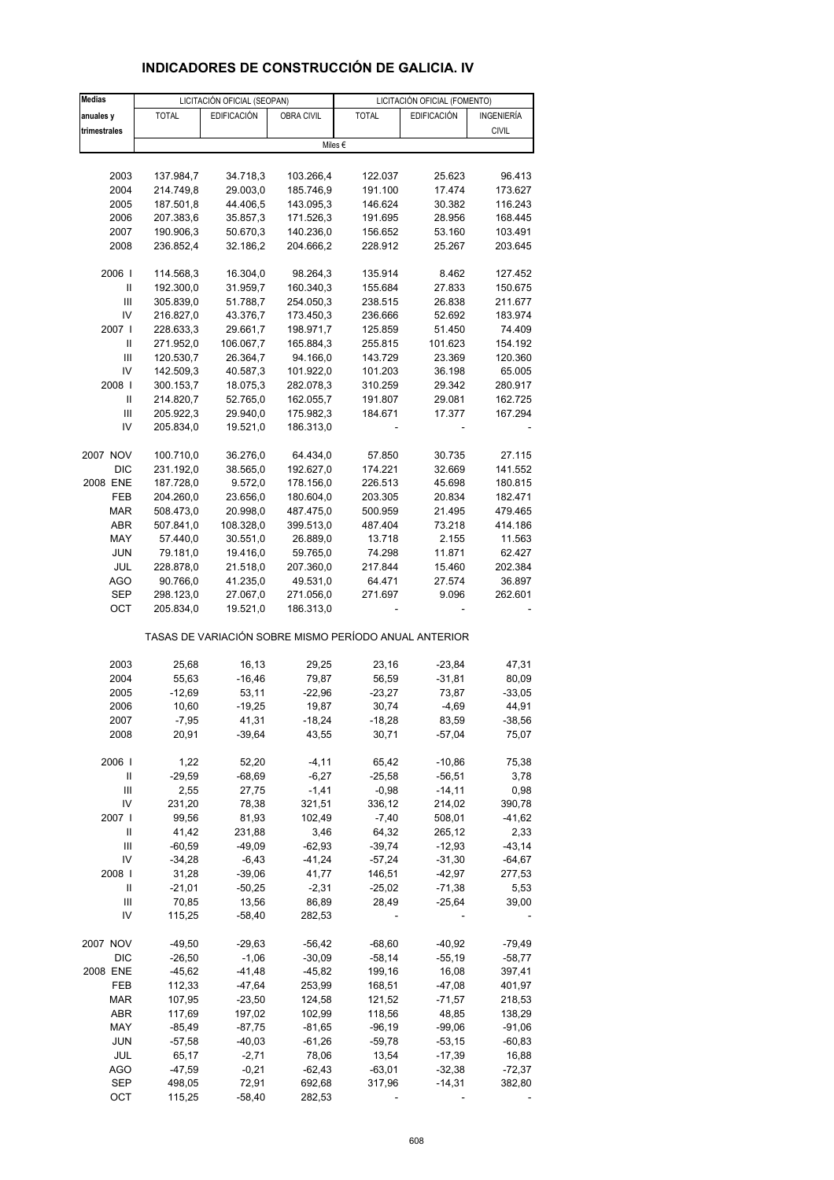# INDICADORES DE CONSTRUCCIÓN DE GALICIA. IV

| Medias anuales y trimestrales | LICITACIÓN OFICIAL (SEOPAN) | | | LICITACIÓN OFICIAL (FOMENTO) | | |
|---|---|---|---|---|---|---|
| | TOTAL | EDIFICACIÓN | OBRA CIVIL | TOTAL | EDIFICACIÓN | INGENIERÍA CIVIL |
| | Miles € | | | | | |
| 2003 | 137.984,7 | 34.718,3 | 103.266,4 | 122.037 | 25.623 | 96.413 |
| 2004 | 214.749,8 | 29.003,0 | 185.746,9 | 191.100 | 17.474 | 173.627 |
| 2005 | 187.501,8 | 44.406,5 | 143.095,3 | 146.624 | 30.382 | 116.243 |
| 2006 | 207.383,6 | 35.857,3 | 171.526,3 | 191.695 | 28.956 | 168.445 |
| 2007 | 190.906,3 | 50.670,3 | 140.236,0 | 156.652 | 53.160 | 103.491 |
| 2008 | 236.852,4 | 32.186,2 | 204.666,2 | 228.912 | 25.267 | 203.645 |
| 2006 I | 114.568,3 | 16.304,0 | 98.264,3 | 135.914 | 8.462 | 127.452 |
| II | 192.300,0 | 31.959,7 | 160.340,3 | 155.684 | 27.833 | 150.675 |
| III | 305.839,0 | 51.788,7 | 254.050,3 | 238.515 | 26.838 | 211.677 |
| IV | 216.827,0 | 43.376,7 | 173.450,3 | 236.666 | 52.692 | 183.974 |
| 2007 I | 228.633,3 | 29.661,7 | 198.971,7 | 125.859 | 51.450 | 74.409 |
| II | 271.952,0 | 106.067,7 | 165.884,3 | 255.815 | 101.623 | 154.192 |
| III | 120.530,7 | 26.364,7 | 94.166,0 | 143.729 | 23.369 | 120.360 |
| IV | 142.509,3 | 40.587,3 | 101.922,0 | 101.203 | 36.198 | 65.005 |
| 2008 I | 300.153,7 | 18.075,3 | 282.078,3 | 310.259 | 29.342 | 280.917 |
| II | 214.820,7 | 52.765,0 | 162.055,7 | 191.807 | 29.081 | 162.725 |
| III | 205.922,3 | 29.940,0 | 175.982,3 | 184.671 | 17.377 | 167.294 |
| IV | 205.834,0 | 19.521,0 | 186.313,0 | - | - | - |
| 2007 NOV | 100.710,0 | 36.276,0 | 64.434,0 | 57.850 | 30.735 | 27.115 |
| DIC | 231.192,0 | 38.565,0 | 192.627,0 | 174.221 | 32.669 | 141.552 |
| 2008 ENE | 187.728,0 | 9.572,0 | 178.156,0 | 226.513 | 45.698 | 180.815 |
| FEB | 204.260,0 | 23.656,0 | 180.604,0 | 203.305 | 20.834 | 182.471 |
| MAR | 508.473,0 | 20.998,0 | 487.475,0 | 500.959 | 21.495 | 479.465 |
| ABR | 507.841,0 | 108.328,0 | 399.513,0 | 487.404 | 73.218 | 414.186 |
| MAY | 57.440,0 | 30.551,0 | 26.889,0 | 13.718 | 2.155 | 11.563 |
| JUN | 79.181,0 | 19.416,0 | 59.765,0 | 74.298 | 11.871 | 62.427 |
| JUL | 228.878,0 | 21.518,0 | 207.360,0 | 217.844 | 15.460 | 202.384 |
| AGO | 90.766,0 | 41.235,0 | 49.531,0 | 64.471 | 27.574 | 36.897 |
| SEP | 298.123,0 | 27.067,0 | 271.056,0 | 271.697 | 9.096 | 262.601 |
| OCT | 205.834,0 | 19.521,0 | 186.313,0 | - | - | - |
| | TASAS DE VARIACIÓN SOBRE MISMO PERÍODO ANUAL ANTERIOR | | | | | |
| 2003 | 25,68 | 16,13 | 29,25 | 23,16 | -23,84 | 47,31 |
| 2004 | 55,63 | -16,46 | 79,87 | 56,59 | -31,81 | 80,09 |
| 2005 | -12,69 | 53,11 | -22,96 | -23,27 | 73,87 | -33,05 |
| 2006 | 10,60 | -19,25 | 19,87 | 30,74 | -4,69 | 44,91 |
| 2007 | -7,95 | 41,31 | -18,24 | -18,28 | 83,59 | -38,56 |
| 2008 | 20,91 | -39,64 | 43,55 | 30,71 | -57,04 | 75,07 |
| 2006 I | 1,22 | 52,20 | -4,11 | 65,42 | -10,86 | 75,38 |
| II | -29,59 | -68,69 | -6,27 | -25,58 | -56,51 | 3,78 |
| III | 2,55 | 27,75 | -1,41 | -0,98 | -14,11 | 0,98 |
| IV | 231,20 | 78,38 | 321,51 | 336,12 | 214,02 | 390,78 |
| 2007 I | 99,56 | 81,93 | 102,49 | -7,40 | 508,01 | -41,62 |
| II | 41,42 | 231,88 | 3,46 | 64,32 | 265,12 | 2,33 |
| III | -60,59 | -49,09 | -62,93 | -39,74 | -12,93 | -43,14 |
| IV | -34,28 | -6,43 | -41,24 | -57,24 | -31,30 | -64,67 |
| 2008 I | 31,28 | -39,06 | 41,77 | 146,51 | -42,97 | 277,53 |
| II | -21,01 | -50,25 | -2,31 | -25,02 | -71,38 | 5,53 |
| III | 70,85 | 13,56 | 86,89 | 28,49 | -25,64 | 39,00 |
| IV | 115,25 | -58,40 | 282,53 | - | - | - |
| 2007 NOV | -49,50 | -29,63 | -56,42 | -68,60 | -40,92 | -79,49 |
| DIC | -26,50 | -1,06 | -30,09 | -58,14 | -55,19 | -58,77 |
| 2008 ENE | -45,62 | -41,48 | -45,82 | 199,16 | 16,08 | 397,41 |
| FEB | 112,33 | -47,64 | 253,99 | 168,51 | -47,08 | 401,97 |
| MAR | 107,95 | -23,50 | 124,58 | 121,52 | -71,57 | 218,53 |
| ABR | 117,69 | 197,02 | 102,99 | 118,56 | 48,85 | 138,29 |
| MAY | -85,49 | -87,75 | -81,65 | -96,19 | -99,06 | -91,06 |
| JUN | -57,58 | -40,03 | -61,26 | -59,78 | -53,15 | -60,83 |
| JUL | 65,17 | -2,71 | 78,06 | 13,54 | -17,39 | 16,88 |
| AGO | -47,59 | -0,21 | -62,43 | -63,01 | -32,38 | -72,37 |
| SEP | 498,05 | 72,91 | 692,68 | 317,96 | -14,31 | 382,80 |
| OCT | 115,25 | -58,40 | 282,53 | - | - | - |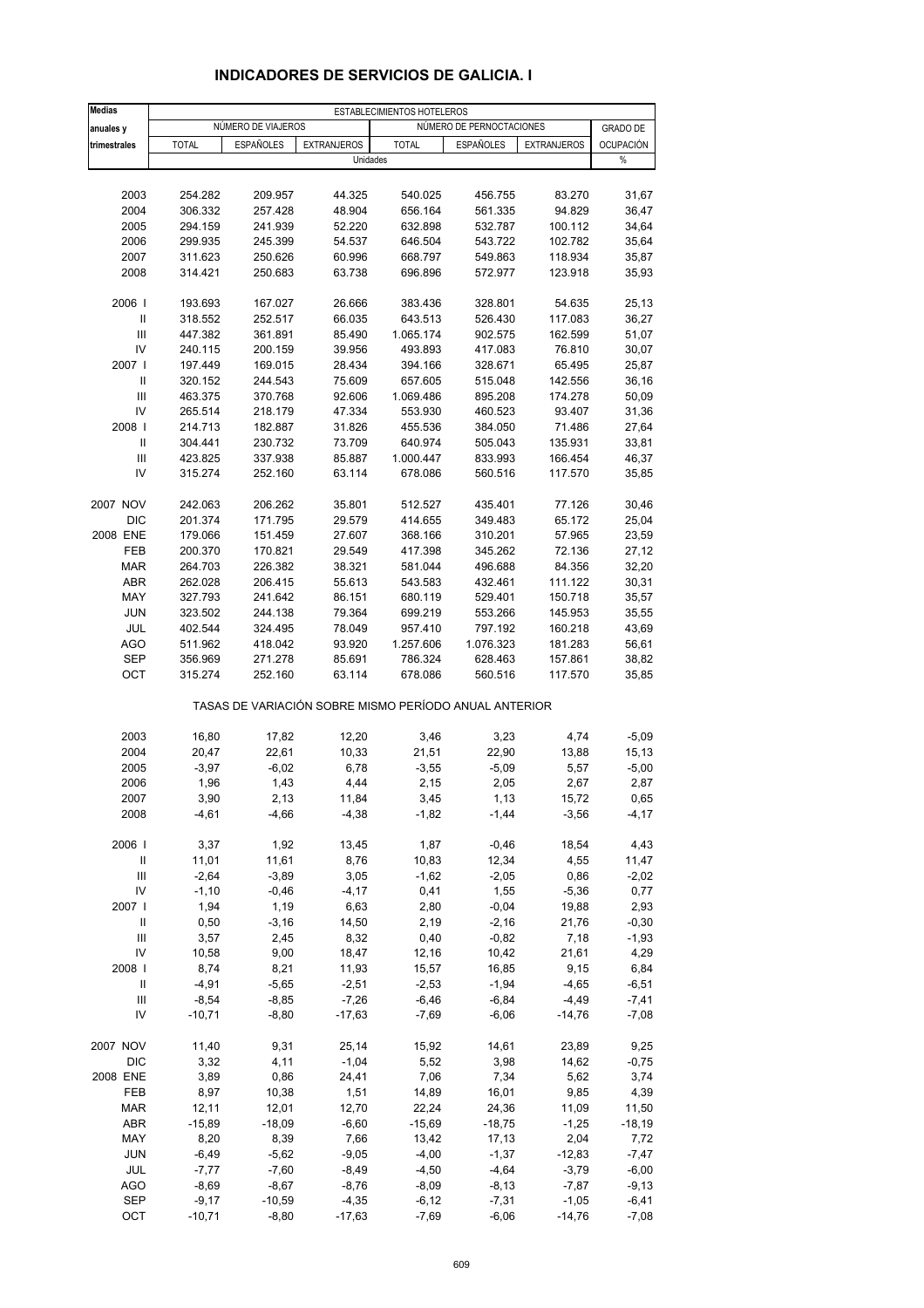# INDICADORES DE SERVICIOS DE GALICIA. I

| Medias anuales y trimestrales | ESTABLECIMIENTOS HOTELEROS | | | | | | |
|---|---|---|---|---|---|---|---|
| | NÚMERO DE VIAJEROS | | | NÚMERO DE PERNOCTACIONES | | | GRADO DE OCUPACIÓN |
| | TOTAL | ESPAÑOLES | EXTRANJEROS | TOTAL | ESPAÑOLES | EXTRANJEROS | |
| | Unidades | | | | | | % |
| 2003 | 254.282 | 209.957 | 44.325 | 540.025 | 456.755 | 83.270 | 31,67 |
| 2004 | 306.332 | 257.428 | 48.904 | 656.164 | 561.335 | 94.829 | 36,47 |
| 2005 | 294.159 | 241.939 | 52.220 | 632.898 | 532.787 | 100.112 | 34,64 |
| 2006 | 299.935 | 245.399 | 54.537 | 646.504 | 543.722 | 102.782 | 35,64 |
| 2007 | 311.623 | 250.626 | 60.996 | 668.797 | 549.863 | 118.934 | 35,87 |
| 2008 | 314.421 | 250.683 | 63.738 | 696.896 | 572.977 | 123.918 | 35,93 |
| 2006 I | 193.693 | 167.027 | 26.666 | 383.436 | 328.801 | 54.635 | 25,13 |
| II | 318.552 | 252.517 | 66.035 | 643.513 | 526.430 | 117.083 | 36,27 |
| III | 447.382 | 361.891 | 85.490 | 1.065.174 | 902.575 | 162.599 | 51,07 |
| IV | 240.115 | 200.159 | 39.956 | 493.893 | 417.083 | 76.810 | 30,07 |
| 2007 I | 197.449 | 169.015 | 28.434 | 394.166 | 328.671 | 65.495 | 25,87 |
| II | 320.152 | 244.543 | 75.609 | 657.605 | 515.048 | 142.556 | 36,16 |
| III | 463.375 | 370.768 | 92.606 | 1.069.486 | 895.208 | 174.278 | 50,09 |
| IV | 265.514 | 218.179 | 47.334 | 553.930 | 460.523 | 93.407 | 31,36 |
| 2008 I | 214.713 | 182.887 | 31.826 | 455.536 | 384.050 | 71.486 | 27,64 |
| II | 304.441 | 230.732 | 73.709 | 640.974 | 505.043 | 135.931 | 33,81 |
| III | 423.825 | 337.938 | 85.887 | 1.000.447 | 833.993 | 166.454 | 46,37 |
| IV | 315.274 | 252.160 | 63.114 | 678.086 | 560.516 | 117.570 | 35,85 |
| 2007 NOV | 242.063 | 206.262 | 35.801 | 512.527 | 435.401 | 77.126 | 30,46 |
| DIC | 201.374 | 171.795 | 29.579 | 414.655 | 349.483 | 65.172 | 25,04 |
| 2008 ENE | 179.066 | 151.459 | 27.607 | 368.166 | 310.201 | 57.965 | 23,59 |
| FEB | 200.370 | 170.821 | 29.549 | 417.398 | 345.262 | 72.136 | 27,12 |
| MAR | 264.703 | 226.382 | 38.321 | 581.044 | 496.688 | 84.356 | 32,20 |
| ABR | 262.028 | 206.415 | 55.613 | 543.583 | 432.461 | 111.122 | 30,31 |
| MAY | 327.793 | 241.642 | 86.151 | 680.119 | 529.401 | 150.718 | 35,57 |
| JUN | 323.502 | 244.138 | 79.364 | 699.219 | 553.266 | 145.953 | 35,55 |
| JUL | 402.544 | 324.495 | 78.049 | 957.410 | 797.192 | 160.218 | 43,69 |
| AGO | 511.962 | 418.042 | 93.920 | 1.257.606 | 1.076.323 | 181.283 | 56,61 |
| SEP | 356.969 | 271.278 | 85.691 | 786.324 | 628.463 | 157.861 | 38,82 |
| OCT | 315.274 | 252.160 | 63.114 | 678.086 | 560.516 | 117.570 | 35,85 |
| | TASAS DE VARIACIÓN SOBRE MISMO PERÍODO ANUAL ANTERIOR | | | | | | |
| 2003 | 16,80 | 17,82 | 12,20 | 3,46 | 3,23 | 4,74 | -5,09 |
| 2004 | 20,47 | 22,61 | 10,33 | 21,51 | 22,90 | 13,88 | 15,13 |
| 2005 | -3,97 | -6,02 | 6,78 | -3,55 | -5,09 | 5,57 | -5,00 |
| 2006 | 1,96 | 1,43 | 4,44 | 2,15 | 2,05 | 2,67 | 2,87 |
| 2007 | 3,90 | 2,13 | 11,84 | 3,45 | 1,13 | 15,72 | 0,65 |
| 2008 | -4,61 | -4,66 | -4,38 | -1,82 | -1,44 | -3,56 | -4,17 |
| 2006 I | 3,37 | 1,92 | 13,45 | 1,87 | -0,46 | 18,54 | 4,43 |
| II | 11,01 | 11,61 | 8,76 | 10,83 | 12,34 | 4,55 | 11,47 |
| III | -2,64 | -3,89 | 3,05 | -1,62 | -2,05 | 0,86 | -2,02 |
| IV | -1,10 | -0,46 | -4,17 | 0,41 | 1,55 | -5,36 | 0,77 |
| 2007 I | 1,94 | 1,19 | 6,63 | 2,80 | -0,04 | 19,88 | 2,93 |
| II | 0,50 | -3,16 | 14,50 | 2,19 | -2,16 | 21,76 | -0,30 |
| III | 3,57 | 2,45 | 8,32 | 0,40 | -0,82 | 7,18 | -1,93 |
| IV | 10,58 | 9,00 | 18,47 | 12,16 | 10,42 | 21,61 | 4,29 |
| 2008 I | 8,74 | 8,21 | 11,93 | 15,57 | 16,85 | 9,15 | 6,84 |
| II | -4,91 | -5,65 | -2,51 | -2,53 | -1,94 | -4,65 | -6,51 |
| III | -8,54 | -8,85 | -7,26 | -6,46 | -6,84 | -4,49 | -7,41 |
| IV | -10,71 | -8,80 | -17,63 | -7,69 | -6,06 | -14,76 | -7,08 |
| 2007 NOV | 11,40 | 9,31 | 25,14 | 15,92 | 14,61 | 23,89 | 9,25 |
| DIC | 3,32 | 4,11 | -1,04 | 5,52 | 3,98 | 14,62 | -0,75 |
| 2008 ENE | 3,89 | 0,86 | 24,41 | 7,06 | 7,34 | 5,62 | 3,74 |
| FEB | 8,97 | 10,38 | 1,51 | 14,89 | 16,01 | 9,85 | 4,39 |
| MAR | 12,11 | 12,01 | 12,70 | 22,24 | 24,36 | 11,09 | 11,50 |
| ABR | -15,89 | -18,09 | -6,60 | -15,69 | -18,75 | -1,25 | -18,19 |
| MAY | 8,20 | 8,39 | 7,66 | 13,42 | 17,13 | 2,04 | 7,72 |
| JUN | -6,49 | -5,62 | -9,05 | -4,00 | -1,37 | -12,83 | -7,47 |
| JUL | -7,77 | -7,60 | -8,49 | -4,50 | -4,64 | -3,79 | -6,00 |
| AGO | -8,69 | -8,67 | -8,76 | -8,09 | -8,13 | -7,87 | -9,13 |
| SEP | -9,17 | -10,59 | -4,35 | -6,12 | -7,31 | -1,05 | -6,41 |
| OCT | -10,71 | -8,80 | -17,63 | -7,69 | -6,06 | -14,76 | -7,08 |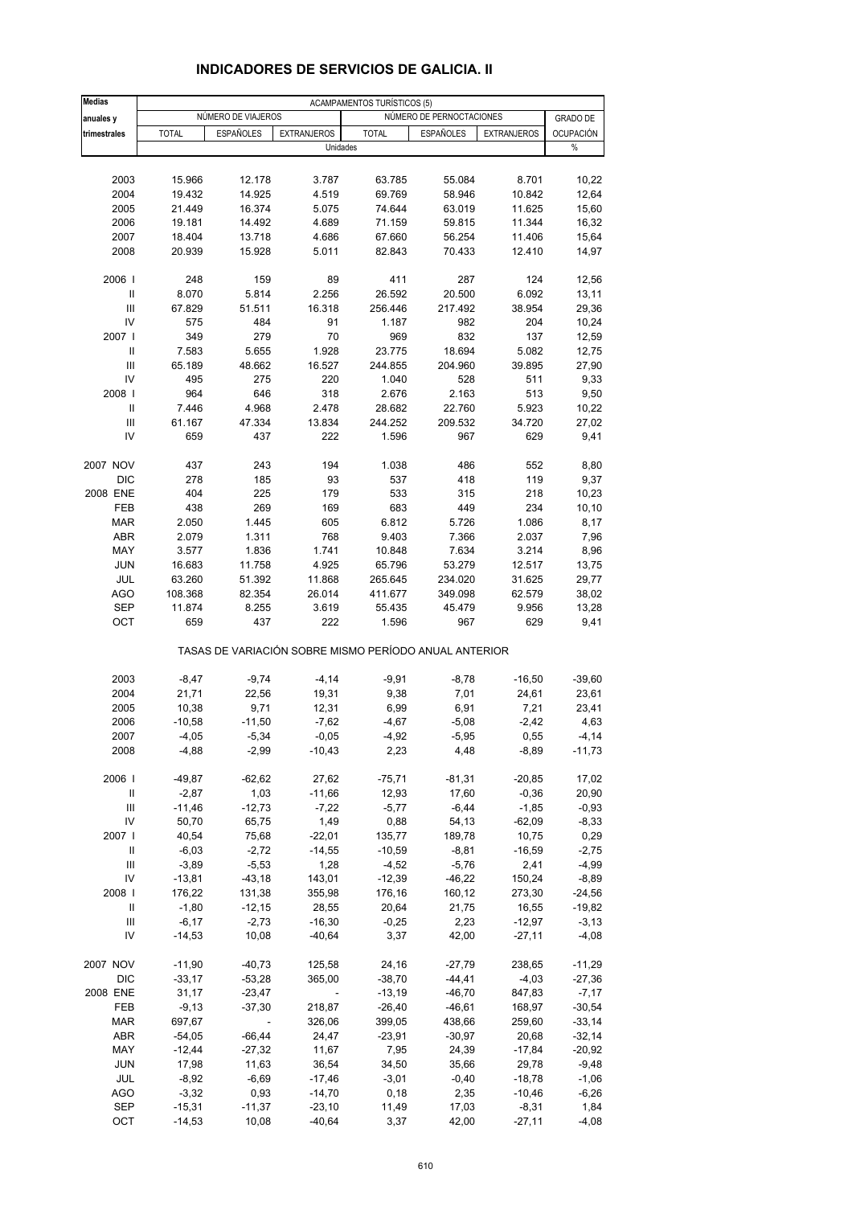# INDICADORES DE SERVICIOS DE GALICIA. II

| Medias anuales y trimestrales | ACAMPAMENTOS TURÍSTICOS (5) | | | | | | |
|---|---|---|---|---|---|---|---|
| | NÚMERO DE VIAJEROS | | | NÚMERO DE PERNOCTACIONES | | | GRADO DE OCUPACIÓN |
| | TOTAL | ESPAÑOLES | EXTRANJEROS | TOTAL | ESPAÑOLES | EXTRANJEROS | |
| | Unidades | | | | | | % |
| 2003 | 15.966 | 12.178 | 3.787 | 63.785 | 55.084 | 8.701 | 10,22 |
| 2004 | 19.432 | 14.925 | 4.519 | 69.769 | 58.946 | 10.842 | 12,64 |
| 2005 | 21.449 | 16.374 | 5.075 | 74.644 | 63.019 | 11.625 | 15,60 |
| 2006 | 19.181 | 14.492 | 4.689 | 71.159 | 59.815 | 11.344 | 16,32 |
| 2007 | 18.404 | 13.718 | 4.686 | 67.660 | 56.254 | 11.406 | 15,64 |
| 2008 | 20.939 | 15.928 | 5.011 | 82.843 | 70.433 | 12.410 | 14,97 |
| 2006 I | 248 | 159 | 89 | 411 | 287 | 124 | 12,56 |
| II | 8.070 | 5.814 | 2.256 | 26.592 | 20.500 | 6.092 | 13,11 |
| III | 67.829 | 51.511 | 16.318 | 256.446 | 217.492 | 38.954 | 29,36 |
| IV | 575 | 484 | 91 | 1.187 | 982 | 204 | 10,24 |
| 2007 I | 349 | 279 | 70 | 969 | 832 | 137 | 12,59 |
| II | 7.583 | 5.655 | 1.928 | 23.775 | 18.694 | 5.082 | 12,75 |
| III | 65.189 | 48.662 | 16.527 | 244.855 | 204.960 | 39.895 | 27,90 |
| IV | 495 | 275 | 220 | 1.040 | 528 | 511 | 9,33 |
| 2008 I | 964 | 646 | 318 | 2.676 | 2.163 | 513 | 9,50 |
| II | 7.446 | 4.968 | 2.478 | 28.682 | 22.760 | 5.923 | 10,22 |
| III | 61.167 | 47.334 | 13.834 | 244.252 | 209.532 | 34.720 | 27,02 |
| IV | 659 | 437 | 222 | 1.596 | 967 | 629 | 9,41 |
| 2007 NOV | 437 | 243 | 194 | 1.038 | 486 | 552 | 8,80 |
| DIC | 278 | 185 | 93 | 537 | 418 | 119 | 9,37 |
| 2008 ENE | 404 | 225 | 179 | 533 | 315 | 218 | 10,23 |
| FEB | 438 | 269 | 169 | 683 | 449 | 234 | 10,10 |
| MAR | 2.050 | 1.445 | 605 | 6.812 | 5.726 | 1.086 | 8,17 |
| ABR | 2.079 | 1.311 | 768 | 9.403 | 7.366 | 2.037 | 7,96 |
| MAY | 3.577 | 1.836 | 1.741 | 10.848 | 7.634 | 3.214 | 8,96 |
| JUN | 16.683 | 11.758 | 4.925 | 65.796 | 53.279 | 12.517 | 13,75 |
| JUL | 63.260 | 51.392 | 11.868 | 265.645 | 234.020 | 31.625 | 29,77 |
| AGO | 108.368 | 82.354 | 26.014 | 411.677 | 349.098 | 62.579 | 38,02 |
| SEP | 11.874 | 8.255 | 3.619 | 55.435 | 45.479 | 9.956 | 13,28 |
| OCT | 659 | 437 | 222 | 1.596 | 967 | 629 | 9,41 |
| | TASAS DE VARIACIÓN SOBRE MISMO PERÍODO ANUAL ANTERIOR | | | | | | |
| 2003 | -8,47 | -9,74 | -4,14 | -9,91 | -8,78 | -16,50 | -39,60 |
| 2004 | 21,71 | 22,56 | 19,31 | 9,38 | 7,01 | 24,61 | 23,61 |
| 2005 | 10,38 | 9,71 | 12,31 | 6,99 | 6,91 | 7,21 | 23,41 |
| 2006 | -10,58 | -11,50 | -7,62 | -4,67 | -5,08 | -2,42 | 4,63 |
| 2007 | -4,05 | -5,34 | -0,05 | -4,92 | -5,95 | 0,55 | -4,14 |
| 2008 | -4,88 | -2,99 | -10,43 | 2,23 | 4,48 | -8,89 | -11,73 |
| 2006 I | -49,87 | -62,62 | 27,62 | -75,71 | -81,31 | -20,85 | 17,02 |
| II | -2,87 | 1,03 | -11,66 | 12,93 | 17,60 | -0,36 | 20,90 |
| III | -11,46 | -12,73 | -7,22 | -5,77 | -6,44 | -1,85 | -0,93 |
| IV | 50,70 | 65,75 | 1,49 | 0,88 | 54,13 | -62,09 | -8,33 |
| 2007 I | 40,54 | 75,68 | -22,01 | 135,77 | 189,78 | 10,75 | 0,29 |
| II | -6,03 | -2,72 | -14,55 | -10,59 | -8,81 | -16,59 | -2,75 |
| III | -3,89 | -5,53 | 1,28 | -4,52 | -5,76 | 2,41 | -4,99 |
| IV | -13,81 | -43,18 | 143,01 | -12,39 | -46,22 | 150,24 | -8,89 |
| 2008 I | 176,22 | 131,38 | 355,98 | 176,16 | 160,12 | 273,30 | -24,56 |
| II | -1,80 | -12,15 | 28,55 | 20,64 | 21,75 | 16,55 | -19,82 |
| III | -6,17 | -2,73 | -16,30 | -0,25 | 2,23 | -12,97 | -3,13 |
| IV | -14,53 | 10,08 | -40,64 | 3,37 | 42,00 | -27,11 | -4,08 |
| 2007 NOV | -11,90 | -40,73 | 125,58 | 24,16 | -27,79 | 238,65 | -11,29 |
| DIC | -33,17 | -53,28 | 365,00 | -38,70 | -44,41 | -4,03 | -27,36 |
| 2008 ENE | 31,17 | -23,47 | - | -13,19 | -46,70 | 847,83 | -7,17 |
| FEB | -9,13 | -37,30 | 218,87 | -26,40 | -46,61 | 168,97 | -30,54 |
| MAR | 697,67 | - | 326,06 | 399,05 | 438,66 | 259,60 | -33,14 |
| ABR | -54,05 | -66,44 | 24,47 | -23,91 | -30,97 | 20,68 | -32,14 |
| MAY | -12,44 | -27,32 | 11,67 | 7,95 | 24,39 | -17,84 | -20,92 |
| JUN | 17,98 | 11,63 | 36,54 | 34,50 | 35,66 | 29,78 | -9,48 |
| JUL | -8,92 | -6,69 | -17,46 | -3,01 | -0,40 | -18,78 | -1,06 |
| AGO | -3,32 | 0,93 | -14,70 | 0,18 | 2,35 | -10,46 | -6,26 |
| SEP | -15,31 | -11,37 | -23,10 | 11,49 | 17,03 | -8,31 | 1,84 |
| OCT | -14,53 | 10,08 | -40,64 | 3,37 | 42,00 | -27,11 | -4,08 |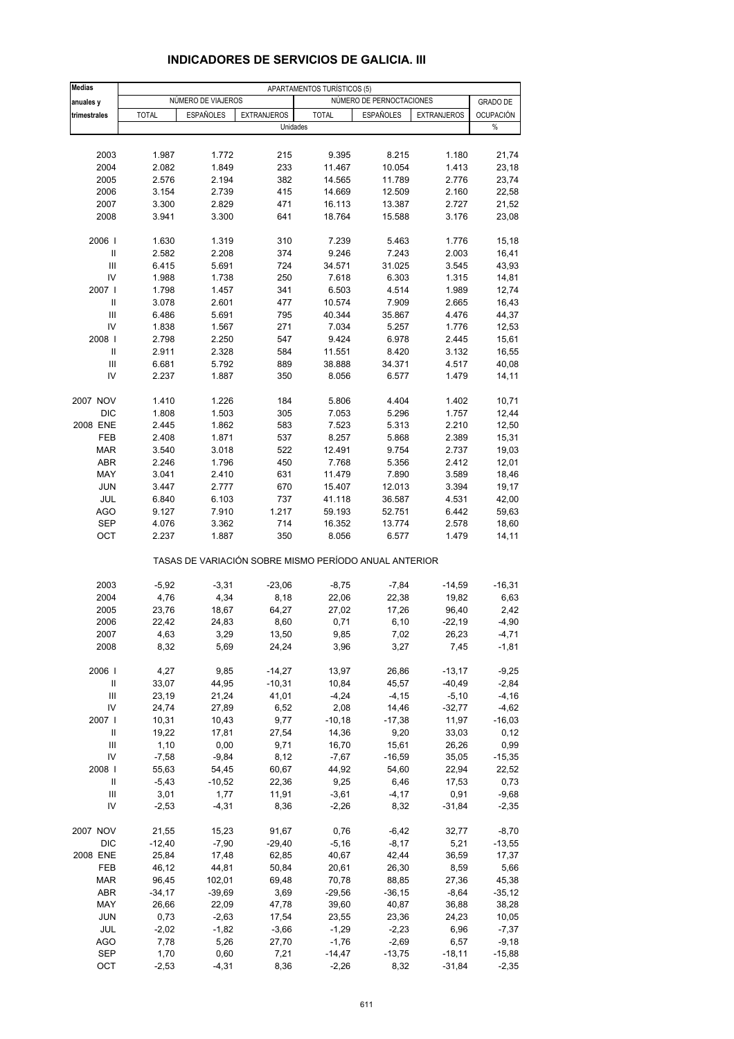## INDICADORES DE SERVICIOS DE GALICIA. III

| Medias anuales y trimestrales | APARTAMENTOS TURÍSTICOS (5) | | | | | | |
|---|---|---|---|---|---|---|---|
| | NÚMERO DE VIAJEROS | | | NÚMERO DE PERNOCTACIONES | | | GRADO DE OCUPACIÓN |
| | TOTAL | ESPAÑOLES | EXTRANJEROS | TOTAL | ESPAÑOLES | EXTRANJEROS | |
| | Unidades | | | | | | % |
| 2003 | 1.987 | 1.772 | 215 | 9.395 | 8.215 | 1.180 | 21,74 |
| 2004 | 2.082 | 1.849 | 233 | 11.467 | 10.054 | 1.413 | 23,18 |
| 2005 | 2.576 | 2.194 | 382 | 14.565 | 11.789 | 2.776 | 23,74 |
| 2006 | 3.154 | 2.739 | 415 | 14.669 | 12.509 | 2.160 | 22,58 |
| 2007 | 3.300 | 2.829 | 471 | 16.113 | 13.387 | 2.727 | 21,52 |
| 2008 | 3.941 | 3.300 | 641 | 18.764 | 15.588 | 3.176 | 23,08 |
| 2006 I | 1.630 | 1.319 | 310 | 7.239 | 5.463 | 1.776 | 15,18 |
| II | 2.582 | 2.208 | 374 | 9.246 | 7.243 | 2.003 | 16,41 |
| III | 6.415 | 5.691 | 724 | 34.571 | 31.025 | 3.545 | 43,93 |
| IV | 1.988 | 1.738 | 250 | 7.618 | 6.303 | 1.315 | 14,81 |
| 2007 I | 1.798 | 1.457 | 341 | 6.503 | 4.514 | 1.989 | 12,74 |
| II | 3.078 | 2.601 | 477 | 10.574 | 7.909 | 2.665 | 16,43 |
| III | 6.486 | 5.691 | 795 | 40.344 | 35.867 | 4.476 | 44,37 |
| IV | 1.838 | 1.567 | 271 | 7.034 | 5.257 | 1.776 | 12,53 |
| 2008 I | 2.798 | 2.250 | 547 | 9.424 | 6.978 | 2.445 | 15,61 |
| II | 2.911 | 2.328 | 584 | 11.551 | 8.420 | 3.132 | 16,55 |
| III | 6.681 | 5.792 | 889 | 38.888 | 34.371 | 4.517 | 40,08 |
| IV | 2.237 | 1.887 | 350 | 8.056 | 6.577 | 1.479 | 14,11 |
| 2007 NOV | 1.410 | 1.226 | 184 | 5.806 | 4.404 | 1.402 | 10,71 |
| DIC | 1.808 | 1.503 | 305 | 7.053 | 5.296 | 1.757 | 12,44 |
| 2008 ENE | 2.445 | 1.862 | 583 | 7.523 | 5.313 | 2.210 | 12,50 |
| FEB | 2.408 | 1.871 | 537 | 8.257 | 5.868 | 2.389 | 15,31 |
| MAR | 3.540 | 3.018 | 522 | 12.491 | 9.754 | 2.737 | 19,03 |
| ABR | 2.246 | 1.796 | 450 | 7.768 | 5.356 | 2.412 | 12,01 |
| MAY | 3.041 | 2.410 | 631 | 11.479 | 7.890 | 3.589 | 18,46 |
| JUN | 3.447 | 2.777 | 670 | 15.407 | 12.013 | 3.394 | 19,17 |
| JUL | 6.840 | 6.103 | 737 | 41.118 | 36.587 | 4.531 | 42,00 |
| AGO | 9.127 | 7.910 | 1.217 | 59.193 | 52.751 | 6.442 | 59,63 |
| SEP | 4.076 | 3.362 | 714 | 16.352 | 13.774 | 2.578 | 18,60 |
| OCT | 2.237 | 1.887 | 350 | 8.056 | 6.577 | 1.479 | 14,11 |
| | TASAS DE VARIACIÓN SOBRE MISMO PERÍODO ANUAL ANTERIOR | | | | | | |
| 2003 | -5,92 | -3,31 | -23,06 | -8,75 | -7,84 | -14,59 | -16,31 |
| 2004 | 4,76 | 4,34 | 8,18 | 22,06 | 22,38 | 19,82 | 6,63 |
| 2005 | 23,76 | 18,67 | 64,27 | 27,02 | 17,26 | 96,40 | 2,42 |
| 2006 | 22,42 | 24,83 | 8,60 | 0,71 | 6,10 | -22,19 | -4,90 |
| 2007 | 4,63 | 3,29 | 13,50 | 9,85 | 7,02 | 26,23 | -4,71 |
| 2008 | 8,32 | 5,69 | 24,24 | 3,96 | 3,27 | 7,45 | -1,81 |
| 2006 I | 4,27 | 9,85 | -14,27 | 13,97 | 26,86 | -13,17 | -9,25 |
| II | 33,07 | 44,95 | -10,31 | 10,84 | 45,57 | -40,49 | -2,84 |
| III | 23,19 | 21,24 | 41,01 | -4,24 | -4,15 | -5,10 | -4,16 |
| IV | 24,74 | 27,89 | 6,52 | 2,08 | 14,46 | -32,77 | -4,62 |
| 2007 I | 10,31 | 10,43 | 9,77 | -10,18 | -17,38 | 11,97 | -16,03 |
| II | 19,22 | 17,81 | 27,54 | 14,36 | 9,20 | 33,03 | 0,12 |
| III | 1,10 | 0,00 | 9,71 | 16,70 | 15,61 | 26,26 | 0,99 |
| IV | -7,58 | -9,84 | 8,12 | -7,67 | -16,59 | 35,05 | -15,35 |
| 2008 I | 55,63 | 54,45 | 60,67 | 44,92 | 54,60 | 22,94 | 22,52 |
| II | -5,43 | -10,52 | 22,36 | 9,25 | 6,46 | 17,53 | 0,73 |
| III | 3,01 | 1,77 | 11,91 | -3,61 | -4,17 | 0,91 | -9,68 |
| IV | -2,53 | -4,31 | 8,36 | -2,26 | 8,32 | -31,84 | -2,35 |
| 2007 NOV | 21,55 | 15,23 | 91,67 | 0,76 | -6,42 | 32,77 | -8,70 |
| DIC | -12,40 | -7,90 | -29,40 | -5,16 | -8,17 | 5,21 | -13,55 |
| 2008 ENE | 25,84 | 17,48 | 62,85 | 40,67 | 42,44 | 36,59 | 17,37 |
| FEB | 46,12 | 44,81 | 50,84 | 20,61 | 26,30 | 8,59 | 5,66 |
| MAR | 96,45 | 102,01 | 69,48 | 70,78 | 88,85 | 27,36 | 45,38 |
| ABR | -34,17 | -39,69 | 3,69 | -29,56 | -36,15 | -8,64 | -35,12 |
| MAY | 26,66 | 22,09 | 47,78 | 39,60 | 40,87 | 36,88 | 38,28 |
| JUN | 0,73 | -2,63 | 17,54 | 23,55 | 23,36 | 24,23 | 10,05 |
| JUL | -2,02 | -1,82 | -3,66 | -1,29 | -2,23 | 6,96 | -7,37 |
| AGO | 7,78 | 5,26 | 27,70 | -1,76 | -2,69 | 6,57 | -9,18 |
| SEP | 1,70 | 0,60 | 7,21 | -14,47 | -13,75 | -18,11 | -15,88 |
| OCT | -2,53 | -4,31 | 8,36 | -2,26 | 8,32 | -31,84 | -2,35 |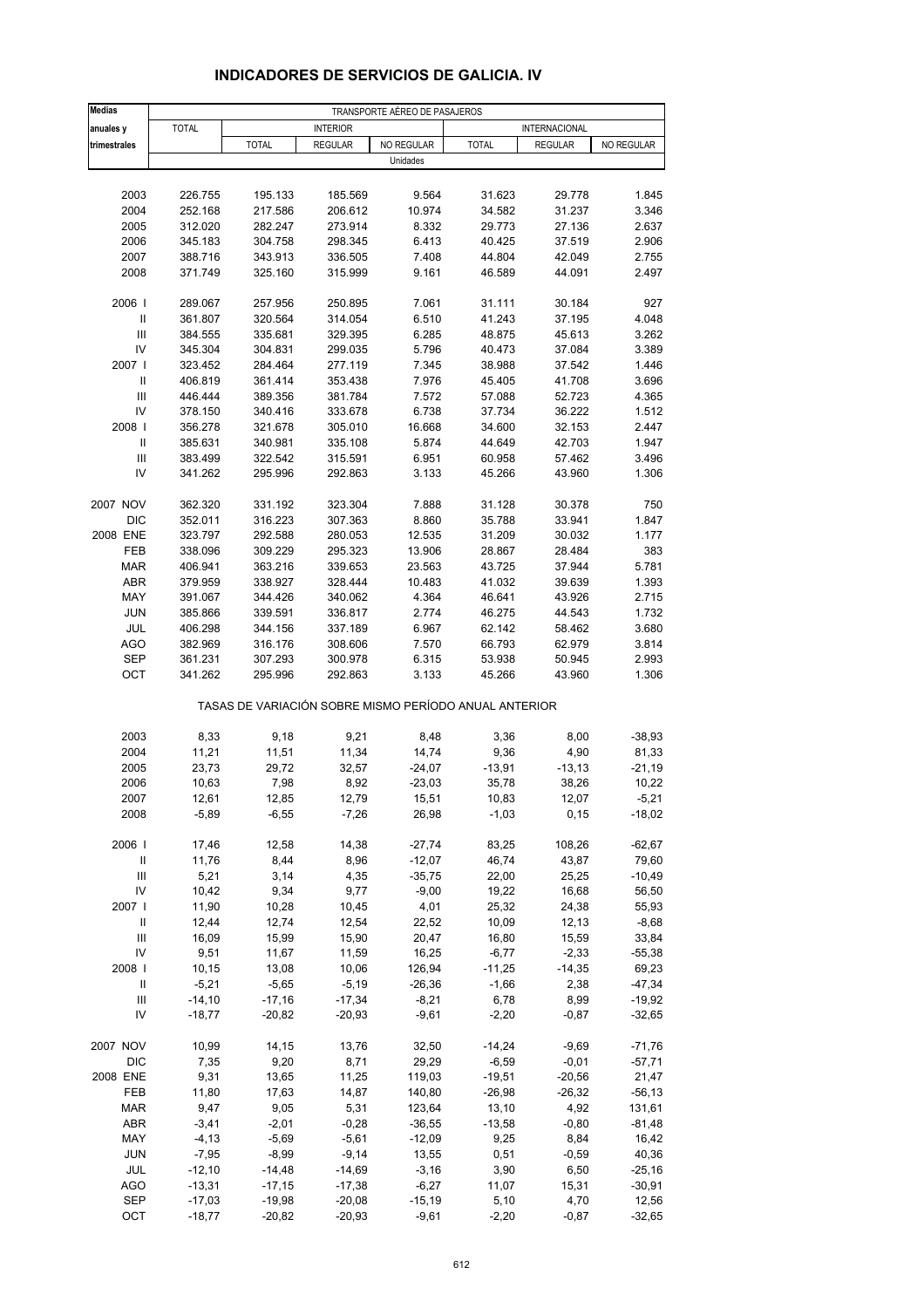# INDICADORES DE SERVICIOS DE GALICIA. IV

| Medias anuales y trimestrales | TRANSPORTE AÉREO DE PASAJEROS | | | | | | |
|---|---|---|---|---|---|---|---|
| | TOTAL | INTERIOR | | | INTERNACIONAL | | |
| | | TOTAL | REGULAR | NO REGULAR | TOTAL | REGULAR | NO REGULAR |
| | Unidades | | | | | | |
| 2003 | 226.755 | 195.133 | 185.569 | 9.564 | 31.623 | 29.778 | 1.845 |
| 2004 | 252.168 | 217.586 | 206.612 | 10.974 | 34.582 | 31.237 | 3.346 |
| 2005 | 312.020 | 282.247 | 273.914 | 8.332 | 29.773 | 27.136 | 2.637 |
| 2006 | 345.183 | 304.758 | 298.345 | 6.413 | 40.425 | 37.519 | 2.906 |
| 2007 | 388.716 | 343.913 | 336.505 | 7.408 | 44.804 | 42.049 | 2.755 |
| 2008 | 371.749 | 325.160 | 315.999 | 9.161 | 46.589 | 44.091 | 2.497 |
| 2006 I | 289.067 | 257.956 | 250.895 | 7.061 | 31.111 | 30.184 | 927 |
| II | 361.807 | 320.564 | 314.054 | 6.510 | 41.243 | 37.195 | 4.048 |
| III | 384.555 | 335.681 | 329.395 | 6.285 | 48.875 | 45.613 | 3.262 |
| IV | 345.304 | 304.831 | 299.035 | 5.796 | 40.473 | 37.084 | 3.389 |
| 2007 I | 323.452 | 284.464 | 277.119 | 7.345 | 38.988 | 37.542 | 1.446 |
| II | 406.819 | 361.414 | 353.438 | 7.976 | 45.405 | 41.708 | 3.696 |
| III | 446.444 | 389.356 | 381.784 | 7.572 | 57.088 | 52.723 | 4.365 |
| IV | 378.150 | 340.416 | 333.678 | 6.738 | 37.734 | 36.222 | 1.512 |
| 2008 I | 356.278 | 321.678 | 305.010 | 16.668 | 34.600 | 32.153 | 2.447 |
| II | 385.631 | 340.981 | 335.108 | 5.874 | 44.649 | 42.703 | 1.947 |
| III | 383.499 | 322.542 | 315.591 | 6.951 | 60.958 | 57.462 | 3.496 |
| IV | 341.262 | 295.996 | 292.863 | 3.133 | 45.266 | 43.960 | 1.306 |
| 2007 NOV | 362.320 | 331.192 | 323.304 | 7.888 | 31.128 | 30.378 | 750 |
| DIC | 352.011 | 316.223 | 307.363 | 8.860 | 35.788 | 33.941 | 1.847 |
| 2008 ENE | 323.797 | 292.588 | 280.053 | 12.535 | 31.209 | 30.032 | 1.177 |
| FEB | 338.096 | 309.229 | 295.323 | 13.906 | 28.867 | 28.484 | 383 |
| MAR | 406.941 | 363.216 | 339.653 | 23.563 | 43.725 | 37.944 | 5.781 |
| ABR | 379.959 | 338.927 | 328.444 | 10.483 | 41.032 | 39.639 | 1.393 |
| MAY | 391.067 | 344.426 | 340.062 | 4.364 | 46.641 | 43.926 | 2.715 |
| JUN | 385.866 | 339.591 | 336.817 | 2.774 | 46.275 | 44.543 | 1.732 |
| JUL | 406.298 | 344.156 | 337.189 | 6.967 | 62.142 | 58.462 | 3.680 |
| AGO | 382.969 | 316.176 | 308.606 | 7.570 | 66.793 | 62.979 | 3.814 |
| SEP | 361.231 | 307.293 | 300.978 | 6.315 | 53.938 | 50.945 | 2.993 |
| OCT | 341.262 | 295.996 | 292.863 | 3.133 | 45.266 | 43.960 | 1.306 |
| | TASAS DE VARIACIÓN SOBRE MISMO PERÍODO ANUAL ANTERIOR | | | | | | |
| 2003 | 8,33 | 9,18 | 9,21 | 8,48 | 3,36 | 8,00 | -38,93 |
| 2004 | 11,21 | 11,51 | 11,34 | 14,74 | 9,36 | 4,90 | 81,33 |
| 2005 | 23,73 | 29,72 | 32,57 | -24,07 | -13,91 | -13,13 | -21,19 |
| 2006 | 10,63 | 7,98 | 8,92 | -23,03 | 35,78 | 38,26 | 10,22 |
| 2007 | 12,61 | 12,85 | 12,79 | 15,51 | 10,83 | 12,07 | -5,21 |
| 2008 | -5,89 | -6,55 | -7,26 | 26,98 | -1,03 | 0,15 | -18,02 |
| 2006 I | 17,46 | 12,58 | 14,38 | -27,74 | 83,25 | 108,26 | -62,67 |
| II | 11,76 | 8,44 | 8,96 | -12,07 | 46,74 | 43,87 | 79,60 |
| III | 5,21 | 3,14 | 4,35 | -35,75 | 22,00 | 25,25 | -10,49 |
| IV | 10,42 | 9,34 | 9,77 | -9,00 | 19,22 | 16,68 | 56,50 |
| 2007 I | 11,90 | 10,28 | 10,45 | 4,01 | 25,32 | 24,38 | 55,93 |
| II | 12,44 | 12,74 | 12,54 | 22,52 | 10,09 | 12,13 | -8,68 |
| III | 16,09 | 15,99 | 15,90 | 20,47 | 16,80 | 15,59 | 33,84 |
| IV | 9,51 | 11,67 | 11,59 | 16,25 | -6,77 | -2,33 | -55,38 |
| 2008 I | 10,15 | 13,08 | 10,06 | 126,94 | -11,25 | -14,35 | 69,23 |
| II | -5,21 | -5,65 | -5,19 | -26,36 | -1,66 | 2,38 | -47,34 |
| III | -14,10 | -17,16 | -17,34 | -8,21 | 6,78 | 8,99 | -19,92 |
| IV | -18,77 | -20,82 | -20,93 | -9,61 | -2,20 | -0,87 | -32,65 |
| 2007 NOV | 10,99 | 14,15 | 13,76 | 32,50 | -14,24 | -9,69 | -71,76 |
| DIC | 7,35 | 9,20 | 8,71 | 29,29 | -6,59 | -0,01 | -57,71 |
| 2008 ENE | 9,31 | 13,65 | 11,25 | 119,03 | -19,51 | -20,56 | 21,47 |
| FEB | 11,80 | 17,63 | 14,87 | 140,80 | -26,98 | -26,32 | -56,13 |
| MAR | 9,47 | 9,05 | 5,31 | 123,64 | 13,10 | 4,92 | 131,61 |
| ABR | -3,41 | -2,01 | -0,28 | -36,55 | -13,58 | -0,80 | -81,48 |
| MAY | -4,13 | -5,69 | -5,61 | -12,09 | 9,25 | 8,84 | 16,42 |
| JUN | -7,95 | -8,99 | -9,14 | 13,55 | 0,51 | -0,59 | 40,36 |
| JUL | -12,10 | -14,48 | -14,69 | -3,16 | 3,90 | 6,50 | -25,16 |
| AGO | -13,31 | -17,15 | -17,38 | -6,27 | 11,07 | 15,31 | -30,91 |
| SEP | -17,03 | -19,98 | -20,08 | -15,19 | 5,10 | 4,70 | 12,56 |
| OCT | -18,77 | -20,82 | -20,93 | -9,61 | -2,20 | -0,87 | -32,65 |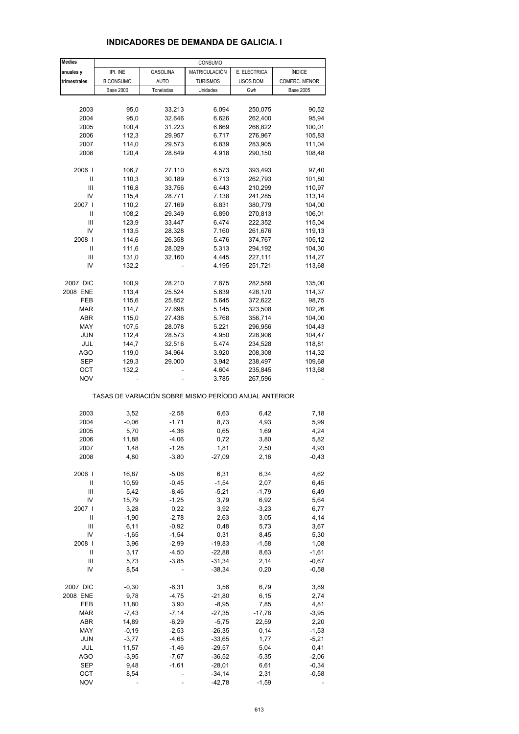# INDICADORES DE DEMANDA DE GALICIA. I

| Medias anuales y trimestrales | CONSUMO | | | | |
|---|---|---|---|---|---|
| | IPI. INE B.CONSUMO | GASOLINA AUTO | MATRICULACIÓN TURISMOS | E. ELÉCTRICA USOS DOM. | ÍNDICE COMERC. MENOR |
| | Base 2000 | Toneladas | Unidades | Gwh | Base 2005 |
| 2003 | 95,0 | 33.213 | 6.094 | 250,075 | 90,52 |
| 2004 | 95,0 | 32.646 | 6.626 | 262,400 | 95,94 |
| 2005 | 100,4 | 31.223 | 6.669 | 266,822 | 100,01 |
| 2006 | 112,3 | 29.957 | 6.717 | 276,967 | 105,83 |
| 2007 | 114,0 | 29.573 | 6.839 | 283,905 | 111,04 |
| 2008 | 120,4 | 28.849 | 4.918 | 290,150 | 108,48 |
| 2006 I | 106,7 | 27.110 | 6.573 | 393,493 | 97,40 |
| II | 110,3 | 30.189 | 6.713 | 262,793 | 101,80 |
| III | 116,8 | 33.756 | 6.443 | 210,299 | 110,97 |
| IV | 115,4 | 28.771 | 7.138 | 241,285 | 113,14 |
| 2007 I | 110,2 | 27.169 | 6.831 | 380,779 | 104,00 |
| II | 108,2 | 29.349 | 6.890 | 270,813 | 106,01 |
| III | 123,9 | 33.447 | 6.474 | 222,352 | 115,04 |
| IV | 113,5 | 28.328 | 7.160 | 261,676 | 119,13 |
| 2008 I | 114,6 | 26.358 | 5.476 | 374,767 | 105,12 |
| II | 111,6 | 28.029 | 5.313 | 294,192 | 104,30 |
| III | 131,0 | 32.160 | 4.445 | 227,111 | 114,27 |
| IV | 132,2 | - | 4.195 | 251,721 | 113,68 |
| 2007 DIC | 100,9 | 28.210 | 7.875 | 282,588 | 135,00 |
| 2008 ENE | 113,4 | 25.524 | 5.639 | 428,170 | 114,37 |
| FEB | 115,6 | 25.852 | 5.645 | 372,622 | 98,75 |
| MAR | 114,7 | 27.698 | 5.145 | 323,508 | 102,26 |
| ABR | 115,0 | 27.436 | 5.768 | 356,714 | 104,00 |
| MAY | 107,5 | 28.078 | 5.221 | 296,956 | 104,43 |
| JUN | 112,4 | 28.573 | 4.950 | 228,906 | 104,47 |
| JUL | 144,7 | 32.516 | 5.474 | 234,528 | 118,81 |
| AGO | 119,0 | 34.964 | 3.920 | 208,308 | 114,32 |
| SEP | 129,3 | 29.000 | 3.942 | 238,497 | 109,68 |
| OCT | 132,2 | - | 4.604 | 235,845 | 113,68 |
| NOV | - | - | 3.785 | 267,596 | - |
| TASAS DE VARIACIÓN SOBRE MISMO PERÍODO ANUAL ANTERIOR | | | | | |
| 2003 | 3,52 | -2,58 | 6,63 | 6,42 | 7,18 |
| 2004 | -0,06 | -1,71 | 8,73 | 4,93 | 5,99 |
| 2005 | 5,70 | -4,36 | 0,65 | 1,69 | 4,24 |
| 2006 | 11,88 | -4,06 | 0,72 | 3,80 | 5,82 |
| 2007 | 1,48 | -1,28 | 1,81 | 2,50 | 4,93 |
| 2008 | 4,80 | -3,80 | -27,09 | 2,16 | -0,43 |
| 2006 I | 16,87 | -5,06 | 6,31 | 6,34 | 4,62 |
| II | 10,59 | -0,45 | -1,54 | 2,07 | 6,45 |
| III | 5,42 | -8,46 | -5,21 | -1,79 | 6,49 |
| IV | 15,79 | -1,25 | 3,79 | 6,92 | 5,64 |
| 2007 I | 3,28 | 0,22 | 3,92 | -3,23 | 6,77 |
| II | -1,90 | -2,78 | 2,63 | 3,05 | 4,14 |
| III | 6,11 | -0,92 | 0,48 | 5,73 | 3,67 |
| IV | -1,65 | -1,54 | 0,31 | 8,45 | 5,30 |
| 2008 I | 3,96 | -2,99 | -19,83 | -1,58 | 1,08 |
| II | 3,17 | -4,50 | -22,88 | 8,63 | -1,61 |
| III | 5,73 | -3,85 | -31,34 | 2,14 | -0,67 |
| IV | 8,54 | - | -38,34 | 0,20 | -0,58 |
| 2007 DIC | -0,30 | -6,31 | 3,56 | 6,79 | 3,89 |
| 2008 ENE | 9,78 | -4,75 | -21,80 | 6,15 | 2,74 |
| FEB | 11,80 | 3,90 | -8,95 | 7,85 | 4,81 |
| MAR | -7,43 | -7,14 | -27,35 | -17,78 | -3,95 |
| ABR | 14,89 | -6,29 | -5,75 | 22,59 | 2,20 |
| MAY | -0,19 | -2,53 | -26,35 | 0,14 | -1,53 |
| JUN | -3,77 | -4,65 | -33,65 | 1,77 | -5,21 |
| JUL | 11,57 | -1,46 | -29,57 | 5,04 | 0,41 |
| AGO | -3,95 | -7,67 | -36,52 | -5,35 | -2,06 |
| SEP | 9,48 | -1,61 | -28,01 | 6,61 | -0,34 |
| OCT | 8,54 | - | -34,14 | 2,31 | -0,58 |
| NOV | - | - | -42,78 | -1,59 | - |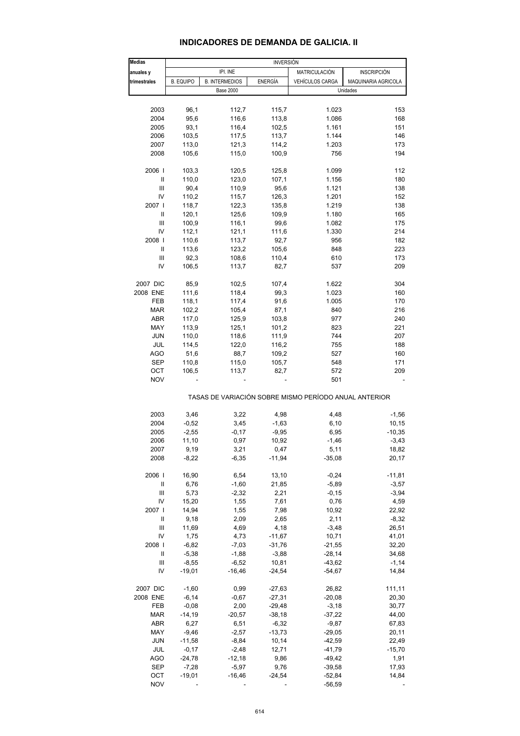# INDICADORES DE DEMANDA DE GALICIA. II

| Medias anuales y trimestrales | INVERSIÓN | | | | |
|---|---|---|---|---|---|
| | IPI. INE | | | MATRICULACIÓN | INSCRIPCIÓN |
| | B. EQUIPO | B. INTERMEDIOS | ENERGÍA | VEHÍCULOS CARGA | MAQUINARIA AGRICOLA |
| | Base 2000 | | | Unidades | |
| 2003 | 96,1 | 112,7 | 115,7 | 1.023 | 153 |
| 2004 | 95,6 | 116,6 | 113,8 | 1.086 | 168 |
| 2005 | 93,1 | 116,4 | 102,5 | 1.161 | 151 |
| 2006 | 103,5 | 117,5 | 113,7 | 1.144 | 146 |
| 2007 | 113,0 | 121,3 | 114,2 | 1.203 | 173 |
| 2008 | 105,6 | 115,0 | 100,9 | 756 | 194 |
| 2006 I | 103,3 | 120,5 | 125,8 | 1.099 | 112 |
| II | 110,0 | 123,0 | 107,1 | 1.156 | 180 |
| III | 90,4 | 110,9 | 95,6 | 1.121 | 138 |
| IV | 110,2 | 115,7 | 126,3 | 1.201 | 152 |
| 2007 I | 118,7 | 122,3 | 135,8 | 1.219 | 138 |
| II | 120,1 | 125,6 | 109,9 | 1.180 | 165 |
| III | 100,9 | 116,1 | 99,6 | 1.082 | 175 |
| IV | 112,1 | 121,1 | 111,6 | 1.330 | 214 |
| 2008 I | 110,6 | 113,7 | 92,7 | 956 | 182 |
| II | 113,6 | 123,2 | 105,6 | 848 | 223 |
| III | 92,3 | 108,6 | 110,4 | 610 | 173 |
| IV | 106,5 | 113,7 | 82,7 | 537 | 209 |
| 2007 DIC | 85,9 | 102,5 | 107,4 | 1.622 | 304 |
| 2008 ENE | 111,6 | 118,4 | 99,3 | 1.023 | 160 |
| FEB | 118,1 | 117,4 | 91,6 | 1.005 | 170 |
| MAR | 102,2 | 105,4 | 87,1 | 840 | 216 |
| ABR | 117,0 | 125,9 | 103,8 | 977 | 240 |
| MAY | 113,9 | 125,1 | 101,2 | 823 | 221 |
| JUN | 110,0 | 118,6 | 111,9 | 744 | 207 |
| JUL | 114,5 | 122,0 | 116,2 | 755 | 188 |
| AGO | 51,6 | 88,7 | 109,2 | 527 | 160 |
| SEP | 110,8 | 115,0 | 105,7 | 548 | 171 |
| OCT | 106,5 | 113,7 | 82,7 | 572 | 209 |
| NOV | - | - | - | 501 | - |
| | TASAS DE VARIACIÓN SOBRE MISMO PERÍODO ANUAL ANTERIOR | | | | |
| 2003 | 3,46 | 3,22 | 4,98 | 4,48 | -1,56 |
| 2004 | -0,52 | 3,45 | -1,63 | 6,10 | 10,15 |
| 2005 | -2,55 | -0,17 | -9,95 | 6,95 | -10,35 |
| 2006 | 11,10 | 0,97 | 10,92 | -1,46 | -3,43 |
| 2007 | 9,19 | 3,21 | 0,47 | 5,11 | 18,82 |
| 2008 | -8,22 | -6,35 | -11,94 | -35,08 | 20,17 |
| 2006 I | 16,90 | 6,54 | 13,10 | -0,24 | -11,81 |
| II | 6,76 | -1,60 | 21,85 | -5,89 | -3,57 |
| III | 5,73 | -2,32 | 2,21 | -0,15 | -3,94 |
| IV | 15,20 | 1,55 | 7,61 | 0,76 | 4,59 |
| 2007 I | 14,94 | 1,55 | 7,98 | 10,92 | 22,92 |
| II | 9,18 | 2,09 | 2,65 | 2,11 | -8,32 |
| III | 11,69 | 4,69 | 4,18 | -3,48 | 26,51 |
| IV | 1,75 | 4,73 | -11,67 | 10,71 | 41,01 |
| 2008 I | -6,82 | -7,03 | -31,76 | -21,55 | 32,20 |
| II | -5,38 | -1,88 | -3,88 | -28,14 | 34,68 |
| III | -8,55 | -6,52 | 10,81 | -43,62 | -1,14 |
| IV | -19,01 | -16,46 | -24,54 | -54,67 | 14,84 |
| 2007 DIC | -1,60 | 0,99 | -27,63 | 26,82 | 111,11 |
| 2008 ENE | -6,14 | -0,67 | -27,31 | -20,08 | 20,30 |
| FEB | -0,08 | 2,00 | -29,48 | -3,18 | 30,77 |
| MAR | -14,19 | -20,57 | -38,18 | -37,22 | 44,00 |
| ABR | 6,27 | 6,51 | -6,32 | -9,87 | 67,83 |
| MAY | -9,46 | -2,57 | -13,73 | -29,05 | 20,11 |
| JUN | -11,58 | -8,84 | 10,14 | -42,59 | 22,49 |
| JUL | -0,17 | -2,48 | 12,71 | -41,79 | -15,70 |
| AGO | -24,78 | -12,18 | 9,86 | -49,42 | 1,91 |
| SEP | -7,28 | -5,97 | 9,76 | -39,58 | 17,93 |
| OCT | -19,01 | -16,46 | -24,54 | -52,84 | 14,84 |
| NOV | - | - | - | -56,59 | - |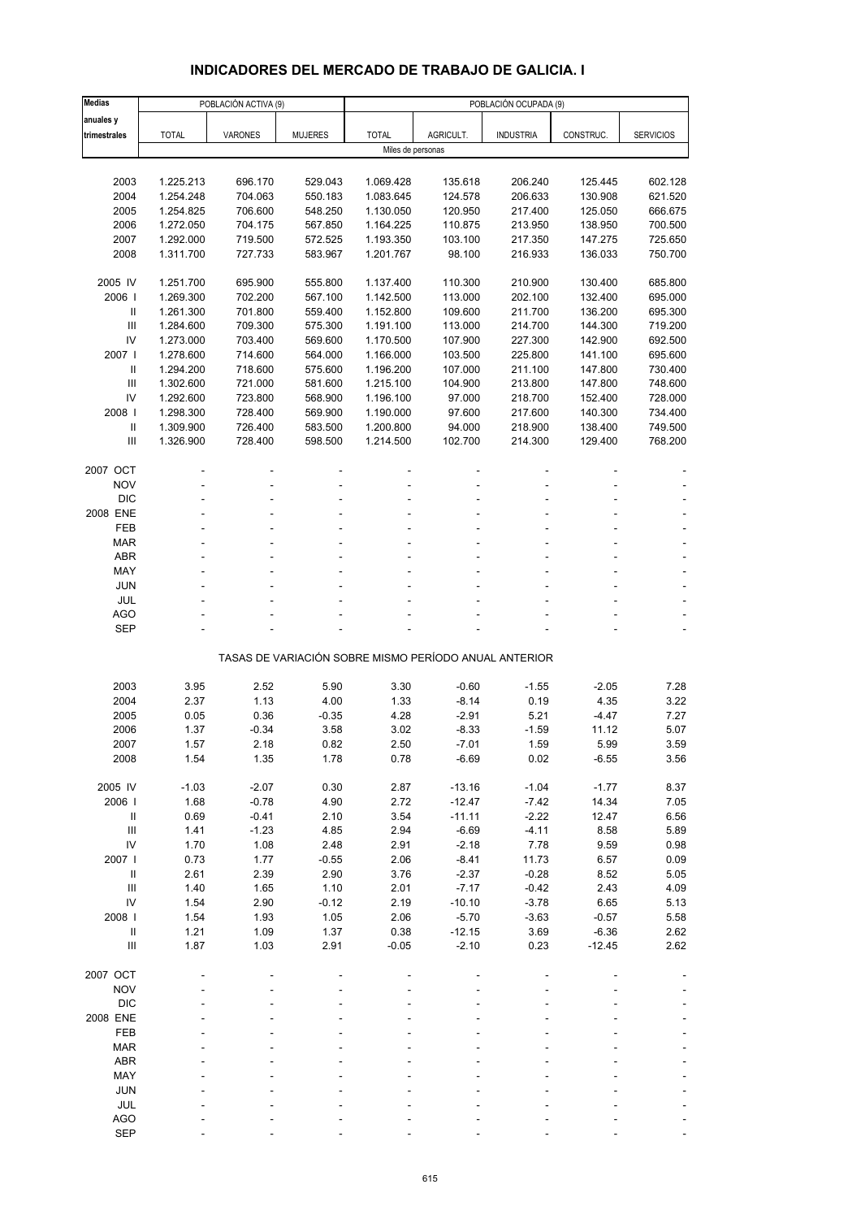# INDICADORES DEL MERCADO DE TRABAJO DE GALICIA. I

| Medias anuales y trimestrales | POBLACIÓN ACTIVA (9) | | | POBLACIÓN OCUPADA (9) | | | | |
|---|---|---|---|---|---|---|---|---|
| | TOTAL | VARONES | MUJERES | TOTAL | AGRICULT. | INDUSTRIA | CONSTRUC. | SERVICIOS |
| | Miles de personas | | | | | | | |
| 2003 | 1.225.213 | 696.170 | 529.043 | 1.069.428 | 135.618 | 206.240 | 125.445 | 602.128 |
| 2004 | 1.254.248 | 704.063 | 550.183 | 1.083.645 | 124.578 | 206.633 | 130.908 | 621.520 |
| 2005 | 1.254.825 | 706.600 | 548.250 | 1.130.050 | 120.950 | 217.400 | 125.050 | 666.675 |
| 2006 | 1.272.050 | 704.175 | 567.850 | 1.164.225 | 110.875 | 213.950 | 138.950 | 700.500 |
| 2007 | 1.292.000 | 719.500 | 572.525 | 1.193.350 | 103.100 | 217.350 | 147.275 | 725.650 |
| 2008 | 1.311.700 | 727.733 | 583.967 | 1.201.767 | 98.100 | 216.933 | 136.033 | 750.700 |
| 2005 IV | 1.251.700 | 695.900 | 555.800 | 1.137.400 | 110.300 | 210.900 | 130.400 | 685.800 |
| 2006 I | 1.269.300 | 702.200 | 567.100 | 1.142.500 | 113.000 | 202.100 | 132.400 | 695.000 |
| II | 1.261.300 | 701.800 | 559.400 | 1.152.800 | 109.600 | 211.700 | 136.200 | 695.300 |
| III | 1.284.600 | 709.300 | 575.300 | 1.191.100 | 113.000 | 214.700 | 144.300 | 719.200 |
| IV | 1.273.000 | 703.400 | 569.600 | 1.170.500 | 107.900 | 227.300 | 142.900 | 692.500 |
| 2007 I | 1.278.600 | 714.600 | 564.000 | 1.166.000 | 103.500 | 225.800 | 141.100 | 695.600 |
| II | 1.294.200 | 718.600 | 575.600 | 1.196.200 | 107.000 | 211.100 | 147.800 | 730.400 |
| III | 1.302.600 | 721.000 | 581.600 | 1.215.100 | 104.900 | 213.800 | 147.800 | 748.600 |
| IV | 1.292.600 | 723.800 | 568.900 | 1.196.100 | 97.000 | 218.700 | 152.400 | 728.000 |
| 2008 I | 1.298.300 | 728.400 | 569.900 | 1.190.000 | 97.600 | 217.600 | 140.300 | 734.400 |
| II | 1.309.900 | 726.400 | 583.500 | 1.200.800 | 94.000 | 218.900 | 138.400 | 749.500 |
| III | 1.326.900 | 728.400 | 598.500 | 1.214.500 | 102.700 | 214.300 | 129.400 | 768.200 |
| 2007 OCT | - | - | - | - | - | - | - | - |
| NOV | - | - | - | - | - | - | - | - |
| DIC | - | - | - | - | - | - | - | - |
| 2008 ENE | - | - | - | - | - | - | - | - |
| FEB | - | - | - | - | - | - | - | - |
| MAR | - | - | - | - | - | - | - | - |
| ABR | - | - | - | - | - | - | - | - |
| MAY | - | - | - | - | - | - | - | - |
| JUN | - | - | - | - | - | - | - | - |
| JUL | - | - | - | - | - | - | - | - |
| AGO | - | - | - | - | - | - | - | - |
| SEP | - | - | - | - | - | - | - | - |
| | TASAS DE VARIACIÓN SOBRE MISMO PERÍODO ANUAL ANTERIOR | | | | | | | |
| 2003 | 3.95 | 2.52 | 5.90 | 3.30 | -0.60 | -1.55 | -2.05 | 7.28 |
| 2004 | 2.37 | 1.13 | 4.00 | 1.33 | -8.14 | 0.19 | 4.35 | 3.22 |
| 2005 | 0.05 | 0.36 | -0.35 | 4.28 | -2.91 | 5.21 | -4.47 | 7.27 |
| 2006 | 1.37 | -0.34 | 3.58 | 3.02 | -8.33 | -1.59 | 11.12 | 5.07 |
| 2007 | 1.57 | 2.18 | 0.82 | 2.50 | -7.01 | 1.59 | 5.99 | 3.59 |
| 2008 | 1.54 | 1.35 | 1.78 | 0.78 | -6.69 | 0.02 | -6.55 | 3.56 |
| 2005 IV | -1.03 | -2.07 | 0.30 | 2.87 | -13.16 | -1.04 | -1.77 | 8.37 |
| 2006 I | 1.68 | -0.78 | 4.90 | 2.72 | -12.47 | -7.42 | 14.34 | 7.05 |
| II | 0.69 | -0.41 | 2.10 | 3.54 | -11.11 | -2.22 | 12.47 | 6.56 |
| III | 1.41 | -1.23 | 4.85 | 2.94 | -6.69 | -4.11 | 8.58 | 5.89 |
| IV | 1.70 | 1.08 | 2.48 | 2.91 | -2.18 | 7.78 | 9.59 | 0.98 |
| 2007 I | 0.73 | 1.77 | -0.55 | 2.06 | -8.41 | 11.73 | 6.57 | 0.09 |
| II | 2.61 | 2.39 | 2.90 | 3.76 | -2.37 | -0.28 | 8.52 | 5.05 |
| III | 1.40 | 1.65 | 1.10 | 2.01 | -7.17 | -0.42 | 2.43 | 4.09 |
| IV | 1.54 | 2.90 | -0.12 | 2.19 | -10.10 | -3.78 | 6.65 | 5.13 |
| 2008 I | 1.54 | 1.93 | 1.05 | 2.06 | -5.70 | -3.63 | -0.57 | 5.58 |
| II | 1.21 | 1.09 | 1.37 | 0.38 | -12.15 | 3.69 | -6.36 | 2.62 |
| III | 1.87 | 1.03 | 2.91 | -0.05 | -2.10 | 0.23 | -12.45 | 2.62 |
| 2007 OCT | - | - | - | - | - | - | - | - |
| NOV | - | - | - | - | - | - | - | - |
| DIC | - | - | - | - | - | - | - | - |
| 2008 ENE | - | - | - | - | - | - | - | - |
| FEB | - | - | - | - | - | - | - | - |
| MAR | - | - | - | - | - | - | - | - |
| ABR | - | - | - | - | - | - | - | - |
| MAY | - | - | - | - | - | - | - | - |
| JUN | - | - | - | - | - | - | - | - |
| JUL | - | - | - | - | - | - | - | - |
| AGO | - | - | - | - | - | - | - | - |
| SEP | - | - | - | - | - | - | - | - |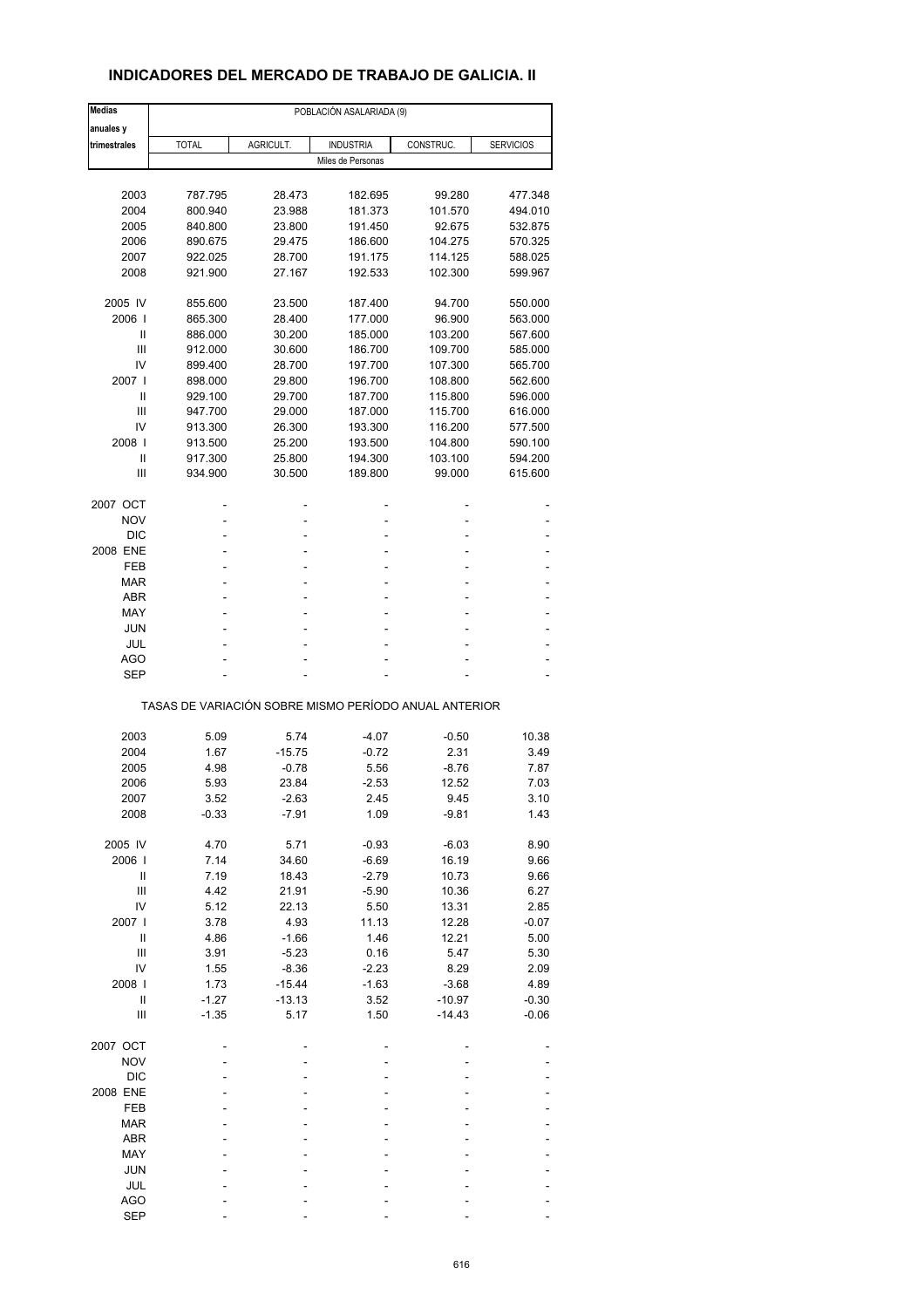# INDICADORES DEL MERCADO DE TRABAJO DE GALICIA. II

| Medias anuales y trimestrales | POBLACIÓN ASALARIADA (9) | | | | |
|---|---|---|---|---|---|
| | TOTAL | AGRICULT. | INDUSTRIA | CONSTRUC. | SERVICIOS |
| | Miles de Personas | | | | |
| 2003 | 787.795 | 28.473 | 182.695 | 99.280 | 477.348 |
| 2004 | 800.940 | 23.988 | 181.373 | 101.570 | 494.010 |
| 2005 | 840.800 | 23.800 | 191.450 | 92.675 | 532.875 |
| 2006 | 890.675 | 29.475 | 186.600 | 104.275 | 570.325 |
| 2007 | 922.025 | 28.700 | 191.175 | 114.125 | 588.025 |
| 2008 | 921.900 | 27.167 | 192.533 | 102.300 | 599.967 |
| 2005 IV | 855.600 | 23.500 | 187.400 | 94.700 | 550.000 |
| 2006 I | 865.300 | 28.400 | 177.000 | 96.900 | 563.000 |
| II | 886.000 | 30.200 | 185.000 | 103.200 | 567.600 |
| III | 912.000 | 30.600 | 186.700 | 109.700 | 585.000 |
| IV | 899.400 | 28.700 | 197.700 | 107.300 | 565.700 |
| 2007 I | 898.000 | 29.800 | 196.700 | 108.800 | 562.600 |
| II | 929.100 | 29.700 | 187.700 | 115.800 | 596.000 |
| III | 947.700 | 29.000 | 187.000 | 115.700 | 616.000 |
| IV | 913.300 | 26.300 | 193.300 | 116.200 | 577.500 |
| 2008 I | 913.500 | 25.200 | 193.500 | 104.800 | 590.100 |
| II | 917.300 | 25.800 | 194.300 | 103.100 | 594.200 |
| III | 934.900 | 30.500 | 189.800 | 99.000 | 615.600 |
| 2007 OCT | - | - | - | - | - |
| NOV | - | - | - | - | - |
| DIC | - | - | - | - | - |
| 2008 ENE | - | - | - | - | - |
| FEB | - | - | - | - | - |
| MAR | - | - | - | - | - |
| ABR | - | - | - | - | - |
| MAY | - | - | - | - | - |
| JUN | - | - | - | - | - |
| JUL | - | - | - | - | - |
| AGO | - | - | - | - | - |
| SEP | - | - | - | - | - |
| | TASAS DE VARIACIÓN SOBRE MISMO PERÍODO ANUAL ANTERIOR | | | | |
| 2003 | 5.09 | 5.74 | -4.07 | -0.50 | 10.38 |
| 2004 | 1.67 | -15.75 | -0.72 | 2.31 | 3.49 |
| 2005 | 4.98 | -0.78 | 5.56 | -8.76 | 7.87 |
| 2006 | 5.93 | 23.84 | -2.53 | 12.52 | 7.03 |
| 2007 | 3.52 | -2.63 | 2.45 | 9.45 | 3.10 |
| 2008 | -0.33 | -7.91 | 1.09 | -9.81 | 1.43 |
| 2005 IV | 4.70 | 5.71 | -0.93 | -6.03 | 8.90 |
| 2006 I | 7.14 | 34.60 | -6.69 | 16.19 | 9.66 |
| II | 7.19 | 18.43 | -2.79 | 10.73 | 9.66 |
| III | 4.42 | 21.91 | -5.90 | 10.36 | 6.27 |
| IV | 5.12 | 22.13 | 5.50 | 13.31 | 2.85 |
| 2007 I | 3.78 | 4.93 | 11.13 | 12.28 | -0.07 |
| II | 4.86 | -1.66 | 1.46 | 12.21 | 5.00 |
| III | 3.91 | -5.23 | 0.16 | 5.47 | 5.30 |
| IV | 1.55 | -8.36 | -2.23 | 8.29 | 2.09 |
| 2008 I | 1.73 | -15.44 | -1.63 | -3.68 | 4.89 |
| II | -1.27 | -13.13 | 3.52 | -10.97 | -0.30 |
| III | -1.35 | 5.17 | 1.50 | -14.43 | -0.06 |
| 2007 OCT | - | - | - | - | - |
| NOV | - | - | - | - | - |
| DIC | - | - | - | - | - |
| 2008 ENE | - | - | - | - | - |
| FEB | - | - | - | - | - |
| MAR | - | - | - | - | - |
| ABR | - | - | - | - | - |
| MAY | - | - | - | - | - |
| JUN | - | - | - | - | - |
| JUL | - | - | - | - | - |
| AGO | - | - | - | - | - |
| SEP | - | - | - | - | - |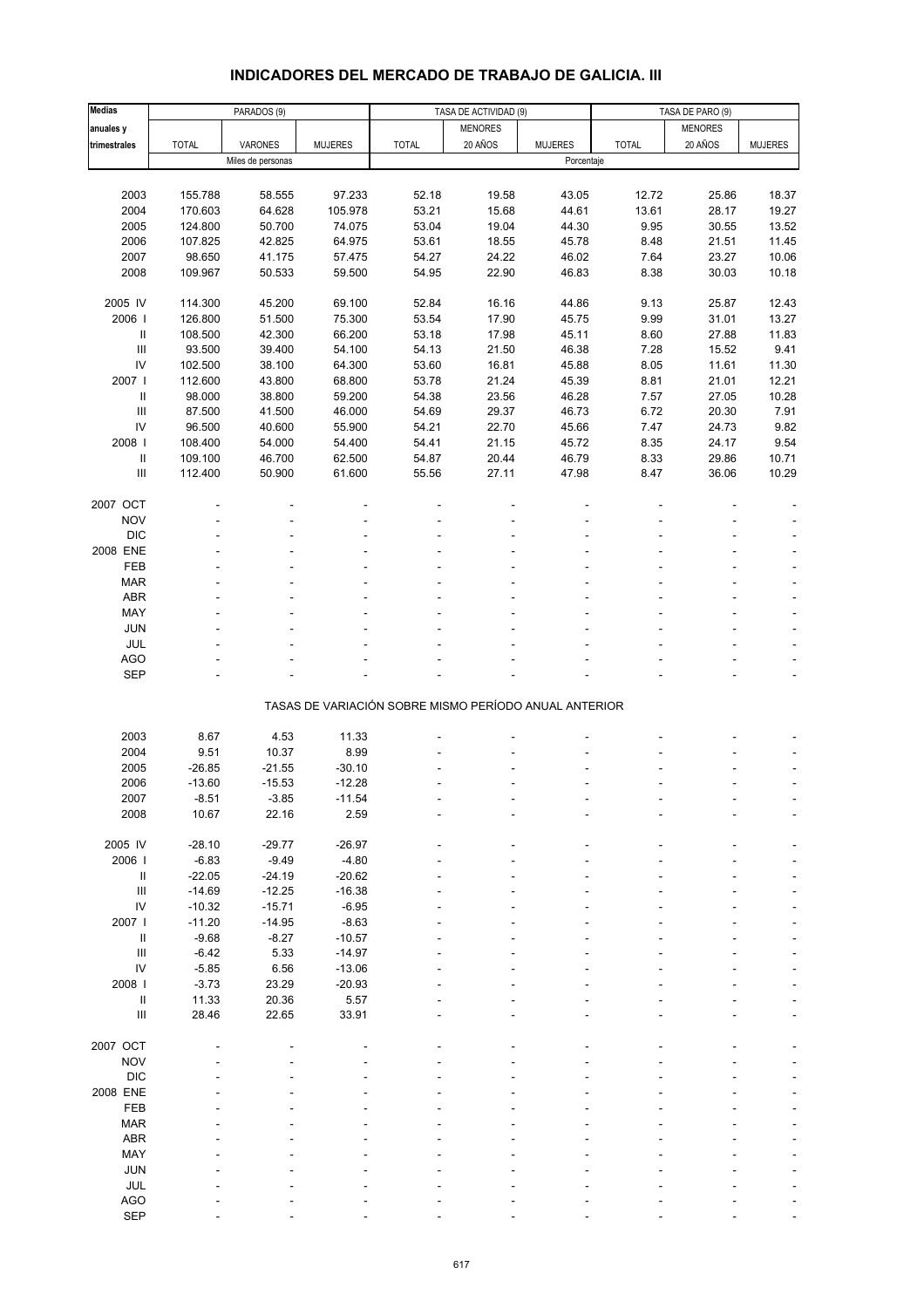## INDICADORES DEL MERCADO DE TRABAJO DE GALICIA. III

| Medias anuales y trimestrales | PARADOS (9) | | | TASA DE ACTIVIDAD (9) | | | TASA DE PARO (9) | | |
|---|---|---|---|---|---|---|---|---|---|
| | TOTAL | VARONES | MUJERES | TOTAL | MENORES 20 AÑOS | MUJERES | TOTAL | MENORES 20 AÑOS | MUJERES |
| | Miles de personas | | | Porcentaje | | | | | |
| 2003 | 155.788 | 58.555 | 97.233 | 52.18 | 19.58 | 43.05 | 12.72 | 25.86 | 18.37 |
| 2004 | 170.603 | 64.628 | 105.978 | 53.21 | 15.68 | 44.61 | 13.61 | 28.17 | 19.27 |
| 2005 | 124.800 | 50.700 | 74.075 | 53.04 | 19.04 | 44.30 | 9.95 | 30.55 | 13.52 |
| 2006 | 107.825 | 42.825 | 64.975 | 53.61 | 18.55 | 45.78 | 8.48 | 21.51 | 11.45 |
| 2007 | 98.650 | 41.175 | 57.475 | 54.27 | 24.22 | 46.02 | 7.64 | 23.27 | 10.06 |
| 2008 | 109.967 | 50.533 | 59.500 | 54.95 | 22.90 | 46.83 | 8.38 | 30.03 | 10.18 |
| 2005 IV | 114.300 | 45.200 | 69.100 | 52.84 | 16.16 | 44.86 | 9.13 | 25.87 | 12.43 |
| 2006 I | 126.800 | 51.500 | 75.300 | 53.54 | 17.90 | 45.75 | 9.99 | 31.01 | 13.27 |
| II | 108.500 | 42.300 | 66.200 | 53.18 | 17.98 | 45.11 | 8.60 | 27.88 | 11.83 |
| III | 93.500 | 39.400 | 54.100 | 54.13 | 21.50 | 46.38 | 7.28 | 15.52 | 9.41 |
| IV | 102.500 | 38.100 | 64.300 | 53.60 | 16.81 | 45.88 | 8.05 | 11.61 | 11.30 |
| 2007 I | 112.600 | 43.800 | 68.800 | 53.78 | 21.24 | 45.39 | 8.81 | 21.01 | 12.21 |
| II | 98.000 | 38.800 | 59.200 | 54.38 | 23.56 | 46.28 | 7.57 | 27.05 | 10.28 |
| III | 87.500 | 41.500 | 46.000 | 54.69 | 29.37 | 46.73 | 6.72 | 20.30 | 7.91 |
| IV | 96.500 | 40.600 | 55.900 | 54.21 | 22.70 | 45.66 | 7.47 | 24.73 | 9.82 |
| 2008 I | 108.400 | 54.000 | 54.400 | 54.41 | 21.15 | 45.72 | 8.35 | 24.17 | 9.54 |
| II | 109.100 | 46.700 | 62.500 | 54.87 | 20.44 | 46.79 | 8.33 | 29.86 | 10.71 |
| III | 112.400 | 50.900 | 61.600 | 55.56 | 27.11 | 47.98 | 8.47 | 36.06 | 10.29 |
| 2007 OCT | - | - | - | - | - | - | - | - | - |
| NOV | - | - | - | - | - | - | - | - | - |
| DIC | - | - | - | - | - | - | - | - | - |
| 2008 ENE | - | - | - | - | - | - | - | - | - |
| FEB | - | - | - | - | - | - | - | - | - |
| MAR | - | - | - | - | - | - | - | - | - |
| ABR | - | - | - | - | - | - | - | - | - |
| MAY | - | - | - | - | - | - | - | - | - |
| JUN | - | - | - | - | - | - | - | - | - |
| JUL | - | - | - | - | - | - | - | - | - |
| AGO | - | - | - | - | - | - | - | - | - |
| SEP | - | - | - | - | - | - | - | - | - |
| | TASAS DE VARIACIÓN SOBRE MISMO PERÍODO ANUAL ANTERIOR | | | | | | | | |
| 2003 | 8.67 | 4.53 | 11.33 | - | - | - | - | - | - |
| 2004 | 9.51 | 10.37 | 8.99 | - | - | - | - | - | - |
| 2005 | -26.85 | -21.55 | -30.10 | - | - | - | - | - | - |
| 2006 | -13.60 | -15.53 | -12.28 | - | - | - | - | - | - |
| 2007 | -8.51 | -3.85 | -11.54 | - | - | - | - | - | - |
| 2008 | 10.67 | 22.16 | 2.59 | - | - | - | - | - | - |
| 2005 IV | -28.10 | -29.77 | -26.97 | - | - | - | - | - | - |
| 2006 I | -6.83 | -9.49 | -4.80 | - | - | - | - | - | - |
| II | -22.05 | -24.19 | -20.62 | - | - | - | - | - | - |
| III | -14.69 | -12.25 | -16.38 | - | - | - | - | - | - |
| IV | -10.32 | -15.71 | -6.95 | - | - | - | - | - | - |
| 2007 I | -11.20 | -14.95 | -8.63 | - | - | - | - | - | - |
| II | -9.68 | -8.27 | -10.57 | - | - | - | - | - | - |
| III | -6.42 | 5.33 | -14.97 | - | - | - | - | - | - |
| IV | -5.85 | 6.56 | -13.06 | - | - | - | - | - | - |
| 2008 I | -3.73 | 23.29 | -20.93 | - | - | - | - | - | - |
| II | 11.33 | 20.36 | 5.57 | - | - | - | - | - | - |
| III | 28.46 | 22.65 | 33.91 | - | - | - | - | - | - |
| 2007 OCT | - | - | - | - | - | - | - | - | - |
| NOV | - | - | - | - | - | - | - | - | - |
| DIC | - | - | - | - | - | - | - | - | - |
| 2008 ENE | - | - | - | - | - | - | - | - | - |
| FEB | - | - | - | - | - | - | - | - | - |
| MAR | - | - | - | - | - | - | - | - | - |
| ABR | - | - | - | - | - | - | - | - | - |
| MAY | - | - | - | - | - | - | - | - | - |
| JUN | - | - | - | - | - | - | - | - | - |
| JUL | - | - | - | - | - | - | - | - | - |
| AGO | - | - | - | - | - | - | - | - | - |
| SEP | - | - | - | - | - | - | - | - | - |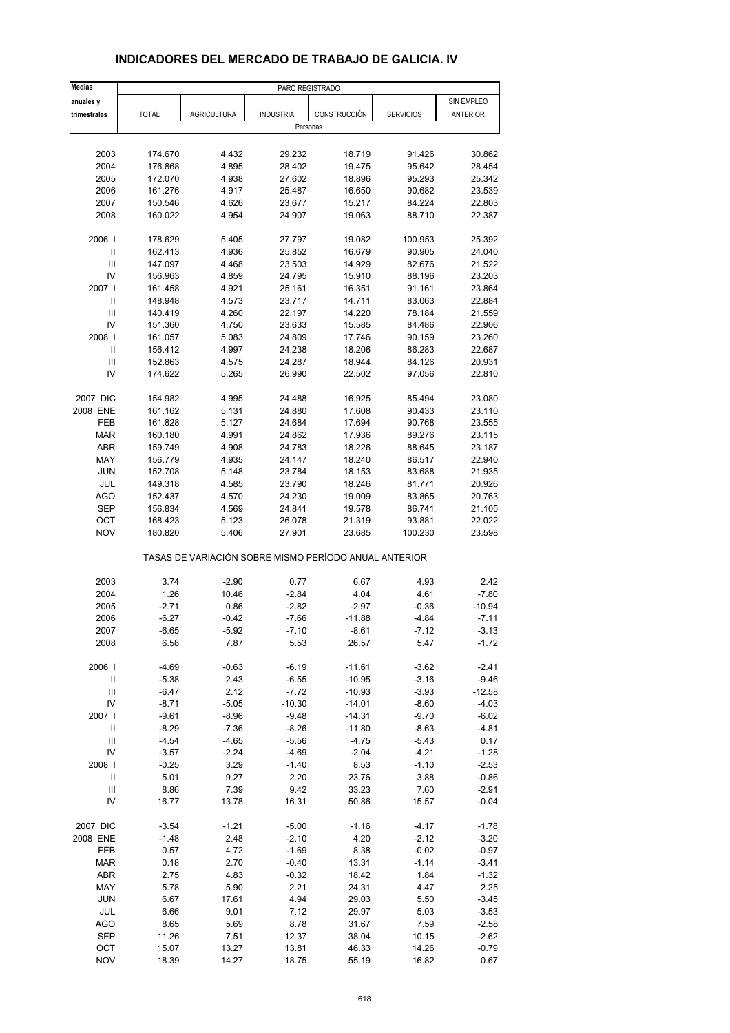# INDICADORES DEL MERCADO DE TRABAJO DE GALICIA. IV

| Medias anuales y trimestrales | PARO REGISTRADO | | | | | |
|---|---|---|---|---|---|---|
| | TOTAL | AGRICULTURA | INDUSTRIA | CONSTRUCCIÓN | SERVICIOS | SIN EMPLEO ANTERIOR |
| | Personas | | | | | |
| 2003 | 174.670 | 4.432 | 29.232 | 18.719 | 91.426 | 30.862 |
| 2004 | 176.868 | 4.895 | 28.402 | 19.475 | 95.642 | 28.454 |
| 2005 | 172.070 | 4.938 | 27.602 | 18.896 | 95.293 | 25.342 |
| 2006 | 161.276 | 4.917 | 25.487 | 16.650 | 90.682 | 23.539 |
| 2007 | 150.546 | 4.626 | 23.677 | 15.217 | 84.224 | 22.803 |
| 2008 | 160.022 | 4.954 | 24.907 | 19.063 | 88.710 | 22.387 |
| 2006 I | 178.629 | 5.405 | 27.797 | 19.082 | 100.953 | 25.392 |
| II | 162.413 | 4.936 | 25.852 | 16.679 | 90.905 | 24.040 |
| III | 147.097 | 4.468 | 23.503 | 14.929 | 82.676 | 21.522 |
| IV | 156.963 | 4.859 | 24.795 | 15.910 | 88.196 | 23.203 |
| 2007 I | 161.458 | 4.921 | 25.161 | 16.351 | 91.161 | 23.864 |
| II | 148.948 | 4.573 | 23.717 | 14.711 | 83.063 | 22.884 |
| III | 140.419 | 4.260 | 22.197 | 14.220 | 78.184 | 21.559 |
| IV | 151.360 | 4.750 | 23.633 | 15.585 | 84.486 | 22.906 |
| 2008 I | 161.057 | 5.083 | 24.809 | 17.746 | 90.159 | 23.260 |
| II | 156.412 | 4.997 | 24.238 | 18.206 | 86.283 | 22.687 |
| III | 152.863 | 4.575 | 24.287 | 18.944 | 84.126 | 20.931 |
| IV | 174.622 | 5.265 | 26.990 | 22.502 | 97.056 | 22.810 |
| 2007 DIC | 154.982 | 4.995 | 24.488 | 16.925 | 85.494 | 23.080 |
| 2008 ENE | 161.162 | 5.131 | 24.880 | 17.608 | 90.433 | 23.110 |
| FEB | 161.828 | 5.127 | 24.684 | 17.694 | 90.768 | 23.555 |
| MAR | 160.180 | 4.991 | 24.862 | 17.936 | 89.276 | 23.115 |
| ABR | 159.749 | 4.908 | 24.783 | 18.226 | 88.645 | 23.187 |
| MAY | 156.779 | 4.935 | 24.147 | 18.240 | 86.517 | 22.940 |
| JUN | 152.708 | 5.148 | 23.784 | 18.153 | 83.688 | 21.935 |
| JUL | 149.318 | 4.585 | 23.790 | 18.246 | 81.771 | 20.926 |
| AGO | 152.437 | 4.570 | 24.230 | 19.009 | 83.865 | 20.763 |
| SEP | 156.834 | 4.569 | 24.841 | 19.578 | 86.741 | 21.105 |
| OCT | 168.423 | 5.123 | 26.078 | 21.319 | 93.881 | 22.022 |
| NOV | 180.820 | 5.406 | 27.901 | 23.685 | 100.230 | 23.598 |
| | TASAS DE VARIACIÓN SOBRE MISMO PERÍODO ANUAL ANTERIOR | | | | | |
| 2003 | 3.74 | -2.90 | 0.77 | 6.67 | 4.93 | 2.42 |
| 2004 | 1.26 | 10.46 | -2.84 | 4.04 | 4.61 | -7.80 |
| 2005 | -2.71 | 0.86 | -2.82 | -2.97 | -0.36 | -10.94 |
| 2006 | -6.27 | -0.42 | -7.66 | -11.88 | -4.84 | -7.11 |
| 2007 | -6.65 | -5.92 | -7.10 | -8.61 | -7.12 | -3.13 |
| 2008 | 6.58 | 7.87 | 5.53 | 26.57 | 5.47 | -1.72 |
| 2006 I | -4.69 | -0.63 | -6.19 | -11.61 | -3.62 | -2.41 |
| II | -5.38 | 2.43 | -6.55 | -10.95 | -3.16 | -9.46 |
| III | -6.47 | 2.12 | -7.72 | -10.93 | -3.93 | -12.58 |
| IV | -8.71 | -5.05 | -10.30 | -14.01 | -8.60 | -4.03 |
| 2007 I | -9.61 | -8.96 | -9.48 | -14.31 | -9.70 | -6.02 |
| II | -8.29 | -7.36 | -8.26 | -11.80 | -8.63 | -4.81 |
| III | -4.54 | -4.65 | -5.56 | -4.75 | -5.43 | 0.17 |
| IV | -3.57 | -2.24 | -4.69 | -2.04 | -4.21 | -1.28 |
| 2008 I | -0.25 | 3.29 | -1.40 | 8.53 | -1.10 | -2.53 |
| II | 5.01 | 9.27 | 2.20 | 23.76 | 3.88 | -0.86 |
| III | 8.86 | 7.39 | 9.42 | 33.23 | 7.60 | -2.91 |
| IV | 16.77 | 13.78 | 16.31 | 50.86 | 15.57 | -0.04 |
| 2007 DIC | -3.54 | -1.21 | -5.00 | -1.16 | -4.17 | -1.78 |
| 2008 ENE | -1.48 | 2.48 | -2.10 | 4.20 | -2.12 | -3.20 |
| FEB | 0.57 | 4.72 | -1.69 | 8.38 | -0.02 | -0.97 |
| MAR | 0.18 | 2.70 | -0.40 | 13.31 | -1.14 | -3.41 |
| ABR | 2.75 | 4.83 | -0.32 | 18.42 | 1.84 | -1.32 |
| MAY | 5.78 | 5.90 | 2.21 | 24.31 | 4.47 | 2.25 |
| JUN | 6.67 | 17.61 | 4.94 | 29.03 | 5.50 | -3.45 |
| JUL | 6.66 | 9.01 | 7.12 | 29.97 | 5.03 | -3.53 |
| AGO | 8.65 | 5.69 | 8.78 | 31.67 | 7.59 | -2.58 |
| SEP | 11.26 | 7.51 | 12.37 | 38.04 | 10.15 | -2.62 |
| OCT | 15.07 | 13.27 | 13.81 | 46.33 | 14.26 | -0.79 |
| NOV | 18.39 | 14.27 | 18.75 | 55.19 | 16.82 | 0.67 |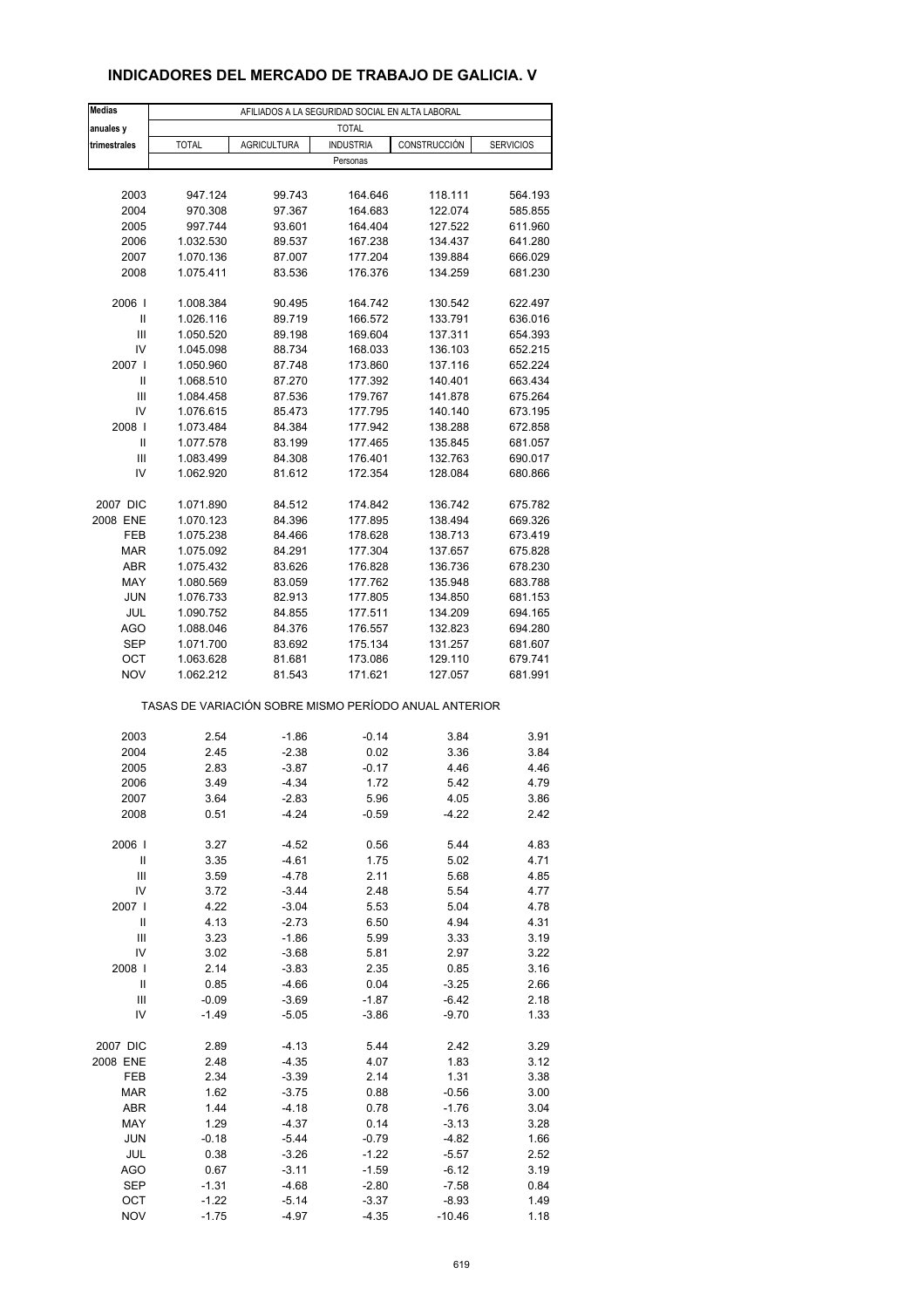# INDICADORES DEL MERCADO DE TRABAJO DE GALICIA. V

| Medias anuales y trimestrales | AFILIADOS A LA SEGURIDAD SOCIAL EN ALTA LABORAL | | | | |
|---|---|---|---|---|---|
| | TOTAL | | | | |
| | TOTAL | AGRICULTURA | INDUSTRIA | CONSTRUCCIÓN | SERVICIOS |
| | Personas | | | | |
| 2003 | 947.124 | 99.743 | 164.646 | 118.111 | 564.193 |
| 2004 | 970.308 | 97.367 | 164.683 | 122.074 | 585.855 |
| 2005 | 997.744 | 93.601 | 164.404 | 127.522 | 611.960 |
| 2006 | 1.032.530 | 89.537 | 167.238 | 134.437 | 641.280 |
| 2007 | 1.070.136 | 87.007 | 177.204 | 139.884 | 666.029 |
| 2008 | 1.075.411 | 83.536 | 176.376 | 134.259 | 681.230 |
| 2006 I | 1.008.384 | 90.495 | 164.742 | 130.542 | 622.497 |
| II | 1.026.116 | 89.719 | 166.572 | 133.791 | 636.016 |
| III | 1.050.520 | 89.198 | 169.604 | 137.311 | 654.393 |
| IV | 1.045.098 | 88.734 | 168.033 | 136.103 | 652.215 |
| 2007 I | 1.050.960 | 87.748 | 173.860 | 137.116 | 652.224 |
| II | 1.068.510 | 87.270 | 177.392 | 140.401 | 663.434 |
| III | 1.084.458 | 87.536 | 179.767 | 141.878 | 675.264 |
| IV | 1.076.615 | 85.473 | 177.795 | 140.140 | 673.195 |
| 2008 I | 1.073.484 | 84.384 | 177.942 | 138.288 | 672.858 |
| II | 1.077.578 | 83.199 | 177.465 | 135.845 | 681.057 |
| III | 1.083.499 | 84.308 | 176.401 | 132.763 | 690.017 |
| IV | 1.062.920 | 81.612 | 172.354 | 128.084 | 680.866 |
| 2007 DIC | 1.071.890 | 84.512 | 174.842 | 136.742 | 675.782 |
| 2008 ENE | 1.070.123 | 84.396 | 177.895 | 138.494 | 669.326 |
| FEB | 1.075.238 | 84.466 | 178.628 | 138.713 | 673.419 |
| MAR | 1.075.092 | 84.291 | 177.304 | 137.657 | 675.828 |
| ABR | 1.075.432 | 83.626 | 176.828 | 136.736 | 678.230 |
| MAY | 1.080.569 | 83.059 | 177.762 | 135.948 | 683.788 |
| JUN | 1.076.733 | 82.913 | 177.805 | 134.850 | 681.153 |
| JUL | 1.090.752 | 84.855 | 177.511 | 134.209 | 694.165 |
| AGO | 1.088.046 | 84.376 | 176.557 | 132.823 | 694.280 |
| SEP | 1.071.700 | 83.692 | 175.134 | 131.257 | 681.607 |
| OCT | 1.063.628 | 81.681 | 173.086 | 129.110 | 679.741 |
| NOV | 1.062.212 | 81.543 | 171.621 | 127.057 | 681.991 |
| | TASAS DE VARIACIÓN SOBRE MISMO PERÍODO ANUAL ANTERIOR | | | | |
| 2003 | 2.54 | -1.86 | -0.14 | 3.84 | 3.91 |
| 2004 | 2.45 | -2.38 | 0.02 | 3.36 | 3.84 |
| 2005 | 2.83 | -3.87 | -0.17 | 4.46 | 4.46 |
| 2006 | 3.49 | -4.34 | 1.72 | 5.42 | 4.79 |
| 2007 | 3.64 | -2.83 | 5.96 | 4.05 | 3.86 |
| 2008 | 0.51 | -4.24 | -0.59 | -4.22 | 2.42 |
| 2006 I | 3.27 | -4.52 | 0.56 | 5.44 | 4.83 |
| II | 3.35 | -4.61 | 1.75 | 5.02 | 4.71 |
| III | 3.59 | -4.78 | 2.11 | 5.68 | 4.85 |
| IV | 3.72 | -3.44 | 2.48 | 5.54 | 4.77 |
| 2007 I | 4.22 | -3.04 | 5.53 | 5.04 | 4.78 |
| II | 4.13 | -2.73 | 6.50 | 4.94 | 4.31 |
| III | 3.23 | -1.86 | 5.99 | 3.33 | 3.19 |
| IV | 3.02 | -3.68 | 5.81 | 2.97 | 3.22 |
| 2008 I | 2.14 | -3.83 | 2.35 | 0.85 | 3.16 |
| II | 0.85 | -4.66 | 0.04 | -3.25 | 2.66 |
| III | -0.09 | -3.69 | -1.87 | -6.42 | 2.18 |
| IV | -1.49 | -5.05 | -3.86 | -9.70 | 1.33 |
| 2007 DIC | 2.89 | -4.13 | 5.44 | 2.42 | 3.29 |
| 2008 ENE | 2.48 | -4.35 | 4.07 | 1.83 | 3.12 |
| FEB | 2.34 | -3.39 | 2.14 | 1.31 | 3.38 |
| MAR | 1.62 | -3.75 | 0.88 | -0.56 | 3.00 |
| ABR | 1.44 | -4.18 | 0.78 | -1.76 | 3.04 |
| MAY | 1.29 | -4.37 | 0.14 | -3.13 | 3.28 |
| JUN | -0.18 | -5.44 | -0.79 | -4.82 | 1.66 |
| JUL | 0.38 | -3.26 | -1.22 | -5.57 | 2.52 |
| AGO | 0.67 | -3.11 | -1.59 | -6.12 | 3.19 |
| SEP | -1.31 | -4.68 | -2.80 | -7.58 | 0.84 |
| OCT | -1.22 | -5.14 | -3.37 | -8.93 | 1.49 |
| NOV | -1.75 | -4.97 | -4.35 | -10.46 | 1.18 |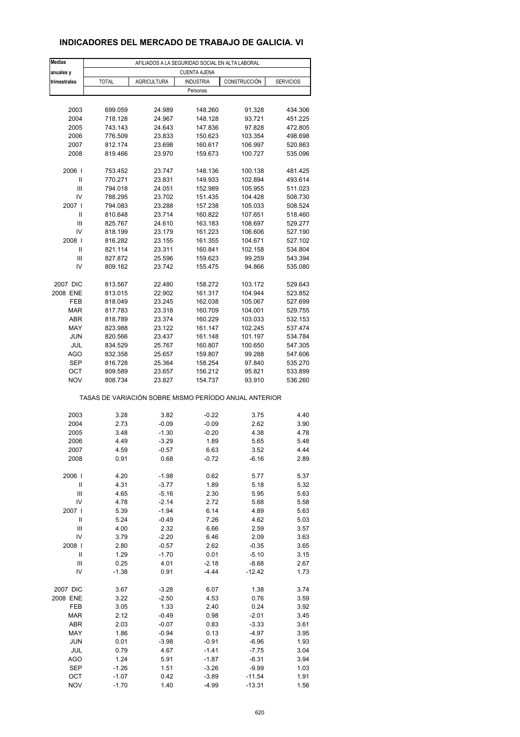# INDICADORES DEL MERCADO DE TRABAJO DE GALICIA. VI

| Medias anuales y trimestrales | AFILIADOS A LA SEGURIDAD SOCIAL EN ALTA LABORAL | | | | |
|---|---|---|---|---|---|
| | CUENTA AJENA | | | | |
| | TOTAL | AGRICULTURA | INDUSTRIA | CONSTRUCCIÓN | SERVICIOS |
| | Personas | | | | |
| 2003 | 699.059 | 24.989 | 148.260 | 91.328 | 434.306 |
| 2004 | 718.128 | 24.967 | 148.128 | 93.721 | 451.225 |
| 2005 | 743.143 | 24.643 | 147.836 | 97.828 | 472.805 |
| 2006 | 776.509 | 23.833 | 150.623 | 103.354 | 498.698 |
| 2007 | 812.174 | 23.698 | 160.617 | 106.997 | 520.863 |
| 2008 | 819.466 | 23.970 | 159.673 | 100.727 | 535.096 |
| 2006 I | 753.452 | 23.747 | 148.136 | 100.138 | 481.425 |
| II | 770.271 | 23.831 | 149.933 | 102.894 | 493.614 |
| III | 794.018 | 24.051 | 152.989 | 105.955 | 511.023 |
| IV | 788.295 | 23.702 | 151.435 | 104.428 | 508.730 |
| 2007 I | 794.083 | 23.288 | 157.238 | 105.033 | 508.524 |
| II | 810.648 | 23.714 | 160.822 | 107.651 | 518.460 |
| III | 825.767 | 24.610 | 163.183 | 108.697 | 529.277 |
| IV | 818.199 | 23.179 | 161.223 | 106.606 | 527.190 |
| 2008 I | 816.282 | 23.155 | 161.355 | 104.671 | 527.102 |
| II | 821.114 | 23.311 | 160.841 | 102.158 | 534.804 |
| III | 827.872 | 25.596 | 159.623 | 99.259 | 543.394 |
| IV | 809.162 | 23.742 | 155.475 | 94.866 | 535.080 |
| 2007 DIC | 813.567 | 22.480 | 158.272 | 103.172 | 529.643 |
| 2008 ENE | 813.015 | 22.902 | 161.317 | 104.944 | 523.852 |
| FEB | 818.049 | 23.245 | 162.038 | 105.067 | 527.699 |
| MAR | 817.783 | 23.318 | 160.709 | 104.001 | 529.755 |
| ABR | 818.789 | 23.374 | 160.229 | 103.033 | 532.153 |
| MAY | 823.988 | 23.122 | 161.147 | 102.245 | 537.474 |
| JUN | 820.566 | 23.437 | 161.148 | 101.197 | 534.784 |
| JUL | 834.529 | 25.767 | 160.807 | 100.650 | 547.305 |
| AGO | 832.358 | 25.657 | 159.807 | 99.288 | 547.606 |
| SEP | 816.728 | 25.364 | 158.254 | 97.840 | 535.270 |
| OCT | 809.589 | 23.657 | 156.212 | 95.821 | 533.899 |
| NOV | 808.734 | 23.827 | 154.737 | 93.910 | 536.260 |
| | TASAS DE VARIACIÓN SOBRE MISMO PERÍODO ANUAL ANTERIOR | | | | |
| 2003 | 3.28 | 3.82 | -0.22 | 3.75 | 4.40 |
| 2004 | 2.73 | -0.09 | -0.09 | 2.62 | 3.90 |
| 2005 | 3.48 | -1.30 | -0.20 | 4.38 | 4.78 |
| 2006 | 4.49 | -3.29 | 1.89 | 5.65 | 5.48 |
| 2007 | 4.59 | -0.57 | 6.63 | 3.52 | 4.44 |
| 2008 | 0.91 | 0.68 | -0.72 | -6.16 | 2.89 |
| 2006 I | 4.20 | -1.98 | 0.62 | 5.77 | 5.37 |
| II | 4.31 | -3.77 | 1.89 | 5.18 | 5.32 |
| III | 4.65 | -5.16 | 2.30 | 5.95 | 5.63 |
| IV | 4.78 | -2.14 | 2.72 | 5.68 | 5.58 |
| 2007 I | 5.39 | -1.94 | 6.14 | 4.89 | 5.63 |
| II | 5.24 | -0.49 | 7.26 | 4.62 | 5.03 |
| III | 4.00 | 2.32 | 6.66 | 2.59 | 3.57 |
| IV | 3.79 | -2.20 | 6.46 | 2.09 | 3.63 |
| 2008 I | 2.80 | -0.57 | 2.62 | -0.35 | 3.65 |
| II | 1.29 | -1.70 | 0.01 | -5.10 | 3.15 |
| III | 0.25 | 4.01 | -2.18 | -8.68 | 2.67 |
| IV | -1.38 | 0.91 | -4.44 | -12.42 | 1.73 |
| 2007 DIC | 3.67 | -3.28 | 6.07 | 1.38 | 3.74 |
| 2008 ENE | 3.22 | -2.50 | 4.53 | 0.76 | 3.59 |
| FEB | 3.05 | 1.33 | 2.40 | 0.24 | 3.92 |
| MAR | 2.12 | -0.49 | 0.98 | -2.01 | 3.45 |
| ABR | 2.03 | -0.07 | 0.83 | -3.33 | 3.61 |
| MAY | 1.86 | -0.94 | 0.13 | -4.97 | 3.95 |
| JUN | 0.01 | -3.98 | -0.91 | -6.96 | 1.93 |
| JUL | 0.79 | 4.67 | -1.41 | -7.75 | 3.04 |
| AGO | 1.24 | 5.91 | -1.87 | -8.31 | 3.94 |
| SEP | -1.26 | 1.51 | -3.26 | -9.99 | 1.03 |
| OCT | -1.07 | 0.42 | -3.89 | -11.54 | 1.91 |
| NOV | -1.70 | 1.40 | -4.99 | -13.31 | 1.56 |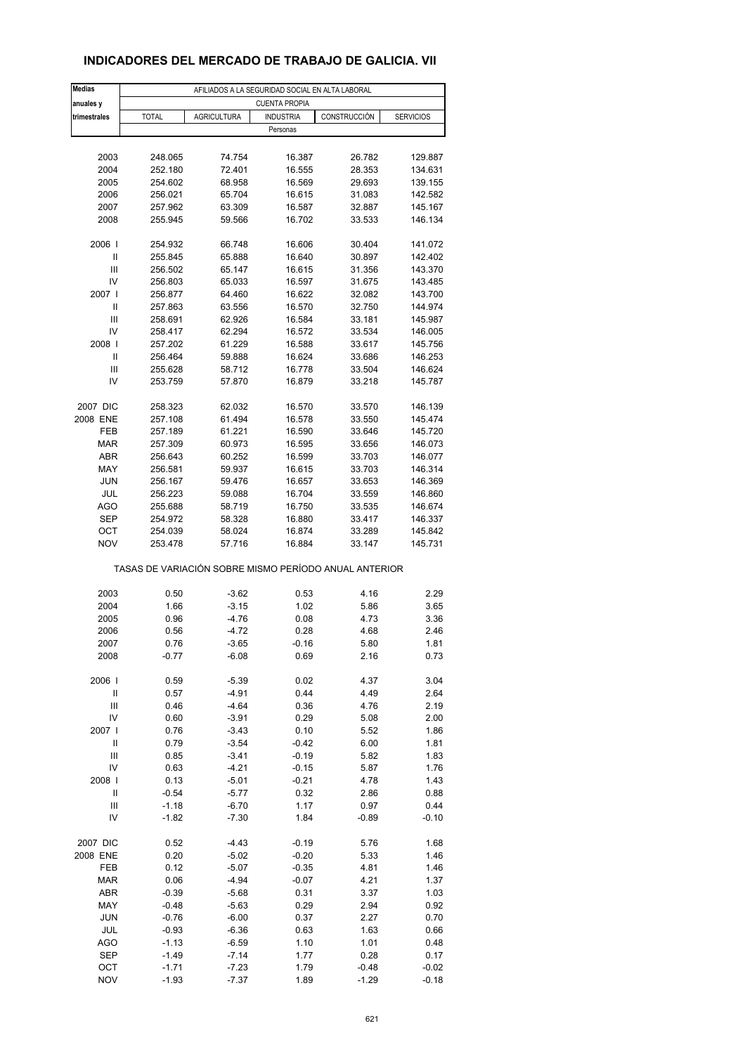## INDICADORES DEL MERCADO DE TRABAJO DE GALICIA. VII

| Medias anuales y trimestrales | AFILIADOS A LA SEGURIDAD SOCIAL EN ALTA LABORAL | | | | |
|---|---|---|---|---|---|
| | CUENTA PROPIA | | | | |
| | TOTAL | AGRICULTURA | INDUSTRIA | CONSTRUCCIÓN | SERVICIOS |
| | Personas | | | | |
| 2003 | 248.065 | 74.754 | 16.387 | 26.782 | 129.887 |
| 2004 | 252.180 | 72.401 | 16.555 | 28.353 | 134.631 |
| 2005 | 254.602 | 68.958 | 16.569 | 29.693 | 139.155 |
| 2006 | 256.021 | 65.704 | 16.615 | 31.083 | 142.582 |
| 2007 | 257.962 | 63.309 | 16.587 | 32.887 | 145.167 |
| 2008 | 255.945 | 59.566 | 16.702 | 33.533 | 146.134 |
| 2006 I | 254.932 | 66.748 | 16.606 | 30.404 | 141.072 |
| II | 255.845 | 65.888 | 16.640 | 30.897 | 142.402 |
| III | 256.502 | 65.147 | 16.615 | 31.356 | 143.370 |
| IV | 256.803 | 65.033 | 16.597 | 31.675 | 143.485 |
| 2007 I | 256.877 | 64.460 | 16.622 | 32.082 | 143.700 |
| II | 257.863 | 63.556 | 16.570 | 32.750 | 144.974 |
| III | 258.691 | 62.926 | 16.584 | 33.181 | 145.987 |
| IV | 258.417 | 62.294 | 16.572 | 33.534 | 146.005 |
| 2008 I | 257.202 | 61.229 | 16.588 | 33.617 | 145.756 |
| II | 256.464 | 59.888 | 16.624 | 33.686 | 146.253 |
| III | 255.628 | 58.712 | 16.778 | 33.504 | 146.624 |
| IV | 253.759 | 57.870 | 16.879 | 33.218 | 145.787 |
| 2007 DIC | 258.323 | 62.032 | 16.570 | 33.570 | 146.139 |
| 2008 ENE | 257.108 | 61.494 | 16.578 | 33.550 | 145.474 |
| FEB | 257.189 | 61.221 | 16.590 | 33.646 | 145.720 |
| MAR | 257.309 | 60.973 | 16.595 | 33.656 | 146.073 |
| ABR | 256.643 | 60.252 | 16.599 | 33.703 | 146.077 |
| MAY | 256.581 | 59.937 | 16.615 | 33.703 | 146.314 |
| JUN | 256.167 | 59.476 | 16.657 | 33.653 | 146.369 |
| JUL | 256.223 | 59.088 | 16.704 | 33.559 | 146.860 |
| AGO | 255.688 | 58.719 | 16.750 | 33.535 | 146.674 |
| SEP | 254.972 | 58.328 | 16.880 | 33.417 | 146.337 |
| OCT | 254.039 | 58.024 | 16.874 | 33.289 | 145.842 |
| NOV | 253.478 | 57.716 | 16.884 | 33.147 | 145.731 |
| | TASAS DE VARIACIÓN SOBRE MISMO PERÍODO ANUAL ANTERIOR | | | | |
| 2003 | 0.50 | -3.62 | 0.53 | 4.16 | 2.29 |
| 2004 | 1.66 | -3.15 | 1.02 | 5.86 | 3.65 |
| 2005 | 0.96 | -4.76 | 0.08 | 4.73 | 3.36 |
| 2006 | 0.56 | -4.72 | 0.28 | 4.68 | 2.46 |
| 2007 | 0.76 | -3.65 | -0.16 | 5.80 | 1.81 |
| 2008 | -0.77 | -6.08 | 0.69 | 2.16 | 0.73 |
| 2006 I | 0.59 | -5.39 | 0.02 | 4.37 | 3.04 |
| II | 0.57 | -4.91 | 0.44 | 4.49 | 2.64 |
| III | 0.46 | -4.64 | 0.36 | 4.76 | 2.19 |
| IV | 0.60 | -3.91 | 0.29 | 5.08 | 2.00 |
| 2007 I | 0.76 | -3.43 | 0.10 | 5.52 | 1.86 |
| II | 0.79 | -3.54 | -0.42 | 6.00 | 1.81 |
| III | 0.85 | -3.41 | -0.19 | 5.82 | 1.83 |
| IV | 0.63 | -4.21 | -0.15 | 5.87 | 1.76 |
| 2008 I | 0.13 | -5.01 | -0.21 | 4.78 | 1.43 |
| II | -0.54 | -5.77 | 0.32 | 2.86 | 0.88 |
| III | -1.18 | -6.70 | 1.17 | 0.97 | 0.44 |
| IV | -1.82 | -7.30 | 1.84 | -0.89 | -0.10 |
| 2007 DIC | 0.52 | -4.43 | -0.19 | 5.76 | 1.68 |
| 2008 ENE | 0.20 | -5.02 | -0.20 | 5.33 | 1.46 |
| FEB | 0.12 | -5.07 | -0.35 | 4.81 | 1.46 |
| MAR | 0.06 | -4.94 | -0.07 | 4.21 | 1.37 |
| ABR | -0.39 | -5.68 | 0.31 | 3.37 | 1.03 |
| MAY | -0.48 | -5.63 | 0.29 | 2.94 | 0.92 |
| JUN | -0.76 | -6.00 | 0.37 | 2.27 | 0.70 |
| JUL | -0.93 | -6.36 | 0.63 | 1.63 | 0.66 |
| AGO | -1.13 | -6.59 | 1.10 | 1.01 | 0.48 |
| SEP | -1.49 | -7.14 | 1.77 | 0.28 | 0.17 |
| OCT | -1.71 | -7.23 | 1.79 | -0.48 | -0.02 |
| NOV | -1.93 | -7.37 | 1.89 | -1.29 | -0.18 |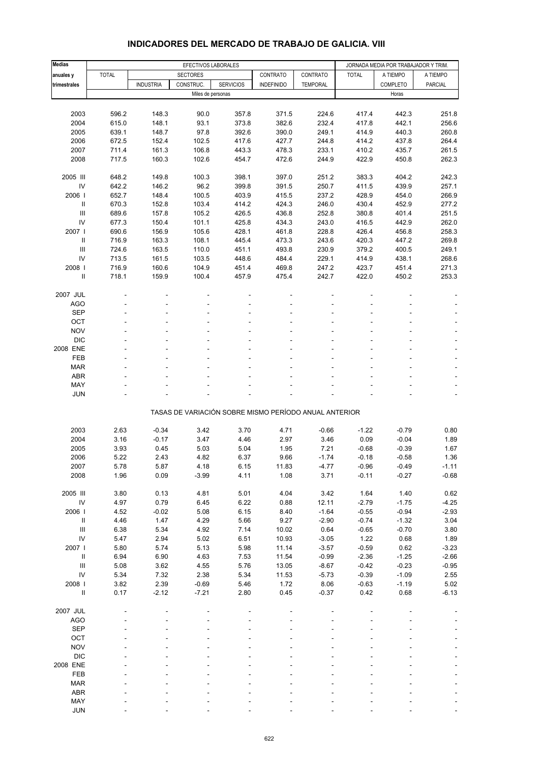# INDICADORES DEL MERCADO DE TRABAJO DE GALICIA. VIII

| Medias anuales y trimestrales | EFECTIVOS LABORALES | | | | | | JORNADA MEDIA POR TRABAJADOR Y TRIM. | | |
|---|---|---|---|---|---|---|---|---|---|
| | TOTAL | SECTORES | | | CONTRATO | CONTRATO | TOTAL | A TIEMPO | A TIEMPO |
| | | INDUSTRIA | CONSTRUC. | SERVICIOS | INDEFINIDO | TEMPORAL | | COMPLETO | PARCIAL |
| | Miles de personas | | | | | | Horas | | |
| 2003 | 596.2 | 148.3 | 90.0 | 357.8 | 371.5 | 224.6 | 417.4 | 442.3 | 251.8 |
| 2004 | 615.0 | 148.1 | 93.1 | 373.8 | 382.6 | 232.4 | 417.8 | 442.1 | 256.6 |
| 2005 | 639.1 | 148.7 | 97.8 | 392.6 | 390.0 | 249.1 | 414.9 | 440.3 | 260.8 |
| 2006 | 672.5 | 152.4 | 102.5 | 417.6 | 427.7 | 244.8 | 414.2 | 437.8 | 264.4 |
| 2007 | 711.4 | 161.3 | 106.8 | 443.3 | 478.3 | 233.1 | 410.2 | 435.7 | 261.5 |
| 2008 | 717.5 | 160.3 | 102.6 | 454.7 | 472.6 | 244.9 | 422.9 | 450.8 | 262.3 |
| 2005 III | 648.2 | 149.8 | 100.3 | 398.1 | 397.0 | 251.2 | 383.3 | 404.2 | 242.3 |
| IV | 642.2 | 146.2 | 96.2 | 399.8 | 391.5 | 250.7 | 411.5 | 439.9 | 257.1 |
| 2006 I | 652.7 | 148.4 | 100.5 | 403.9 | 415.5 | 237.2 | 428.9 | 454.0 | 266.9 |
| II | 670.3 | 152.8 | 103.4 | 414.2 | 424.3 | 246.0 | 430.4 | 452.9 | 277.2 |
| III | 689.6 | 157.8 | 105.2 | 426.5 | 436.8 | 252.8 | 380.8 | 401.4 | 251.5 |
| IV | 677.3 | 150.4 | 101.1 | 425.8 | 434.3 | 243.0 | 416.5 | 442.9 | 262.0 |
| 2007 I | 690.6 | 156.9 | 105.6 | 428.1 | 461.8 | 228.8 | 426.4 | 456.8 | 258.3 |
| II | 716.9 | 163.3 | 108.1 | 445.4 | 473.3 | 243.6 | 420.3 | 447.2 | 269.8 |
| III | 724.6 | 163.5 | 110.0 | 451.1 | 493.8 | 230.9 | 379.2 | 400.5 | 249.1 |
| IV | 713.5 | 161.5 | 103.5 | 448.6 | 484.4 | 229.1 | 414.9 | 438.1 | 268.6 |
| 2008 I | 716.9 | 160.6 | 104.9 | 451.4 | 469.8 | 247.2 | 423.7 | 451.4 | 271.3 |
| II | 718.1 | 159.9 | 100.4 | 457.9 | 475.4 | 242.7 | 422.0 | 450.2 | 253.3 |
| 2007 JUL | - | - | - | - | - | - | - | - | - |
| AGO | - | - | - | - | - | - | - | - | - |
| SEP | - | - | - | - | - | - | - | - | - |
| OCT | - | - | - | - | - | - | - | - | - |
| NOV | - | - | - | - | - | - | - | - | - |
| DIC | - | - | - | - | - | - | - | - | - |
| 2008 ENE | - | - | - | - | - | - | - | - | - |
| FEB | - | - | - | - | - | - | - | - | - |
| MAR | - | - | - | - | - | - | - | - | - |
| ABR | - | - | - | - | - | - | - | - | - |
| MAY | - | - | - | - | - | - | - | - | - |
| JUN | - | - | - | - | - | - | - | - | - |
| | TASAS DE VARIACIÓN SOBRE MISMO PERÍODO ANUAL ANTERIOR | | | | | | | | |
| 2003 | 2.63 | -0.34 | 3.42 | 3.70 | 4.71 | -0.66 | -1.22 | -0.79 | 0.80 |
| 2004 | 3.16 | -0.17 | 3.47 | 4.46 | 2.97 | 3.46 | 0.09 | -0.04 | 1.89 |
| 2005 | 3.93 | 0.45 | 5.03 | 5.04 | 1.95 | 7.21 | -0.68 | -0.39 | 1.67 |
| 2006 | 5.22 | 2.43 | 4.82 | 6.37 | 9.66 | -1.74 | -0.18 | -0.58 | 1.36 |
| 2007 | 5.78 | 5.87 | 4.18 | 6.15 | 11.83 | -4.77 | -0.96 | -0.49 | -1.11 |
| 2008 | 1.96 | 0.09 | -3.99 | 4.11 | 1.08 | 3.71 | -0.11 | -0.27 | -0.68 |
| 2005 III | 3.80 | 0.13 | 4.81 | 5.01 | 4.04 | 3.42 | 1.64 | 1.40 | 0.62 |
| IV | 4.97 | 0.79 | 6.45 | 6.22 | 0.88 | 12.11 | -2.79 | -1.75 | -4.25 |
| 2006 I | 4.52 | -0.02 | 5.08 | 6.15 | 8.40 | -1.64 | -0.55 | -0.94 | -2.93 |
| II | 4.46 | 1.47 | 4.29 | 5.66 | 9.27 | -2.90 | -0.74 | -1.32 | 3.04 |
| III | 6.38 | 5.34 | 4.92 | 7.14 | 10.02 | 0.64 | -0.65 | -0.70 | 3.80 |
| IV | 5.47 | 2.94 | 5.02 | 6.51 | 10.93 | -3.05 | 1.22 | 0.68 | 1.89 |
| 2007 I | 5.80 | 5.74 | 5.13 | 5.98 | 11.14 | -3.57 | -0.59 | 0.62 | -3.23 |
| II | 6.94 | 6.90 | 4.63 | 7.53 | 11.54 | -0.99 | -2.36 | -1.25 | -2.66 |
| III | 5.08 | 3.62 | 4.55 | 5.76 | 13.05 | -8.67 | -0.42 | -0.23 | -0.95 |
| IV | 5.34 | 7.32 | 2.38 | 5.34 | 11.53 | -5.73 | -0.39 | -1.09 | 2.55 |
| 2008 I | 3.82 | 2.39 | -0.69 | 5.46 | 1.72 | 8.06 | -0.63 | -1.19 | 5.02 |
| II | 0.17 | -2.12 | -7.21 | 2.80 | 0.45 | -0.37 | 0.42 | 0.68 | -6.13 |
| 2007 JUL | - | - | - | - | - | - | - | - | - |
| AGO | - | - | - | - | - | - | - | - | - |
| SEP | - | - | - | - | - | - | - | - | - |
| OCT | - | - | - | - | - | - | - | - | - |
| NOV | - | - | - | - | - | - | - | - | - |
| DIC | - | - | - | - | - | - | - | - | - |
| 2008 ENE | - | - | - | - | - | - | - | - | - |
| FEB | - | - | - | - | - | - | - | - | - |
| MAR | - | - | - | - | - | - | - | - | - |
| ABR | - | - | - | - | - | - | - | - | - |
| MAY | - | - | - | - | - | - | - | - | - |
| JUN | - | - | - | - | - | - | - | - | - |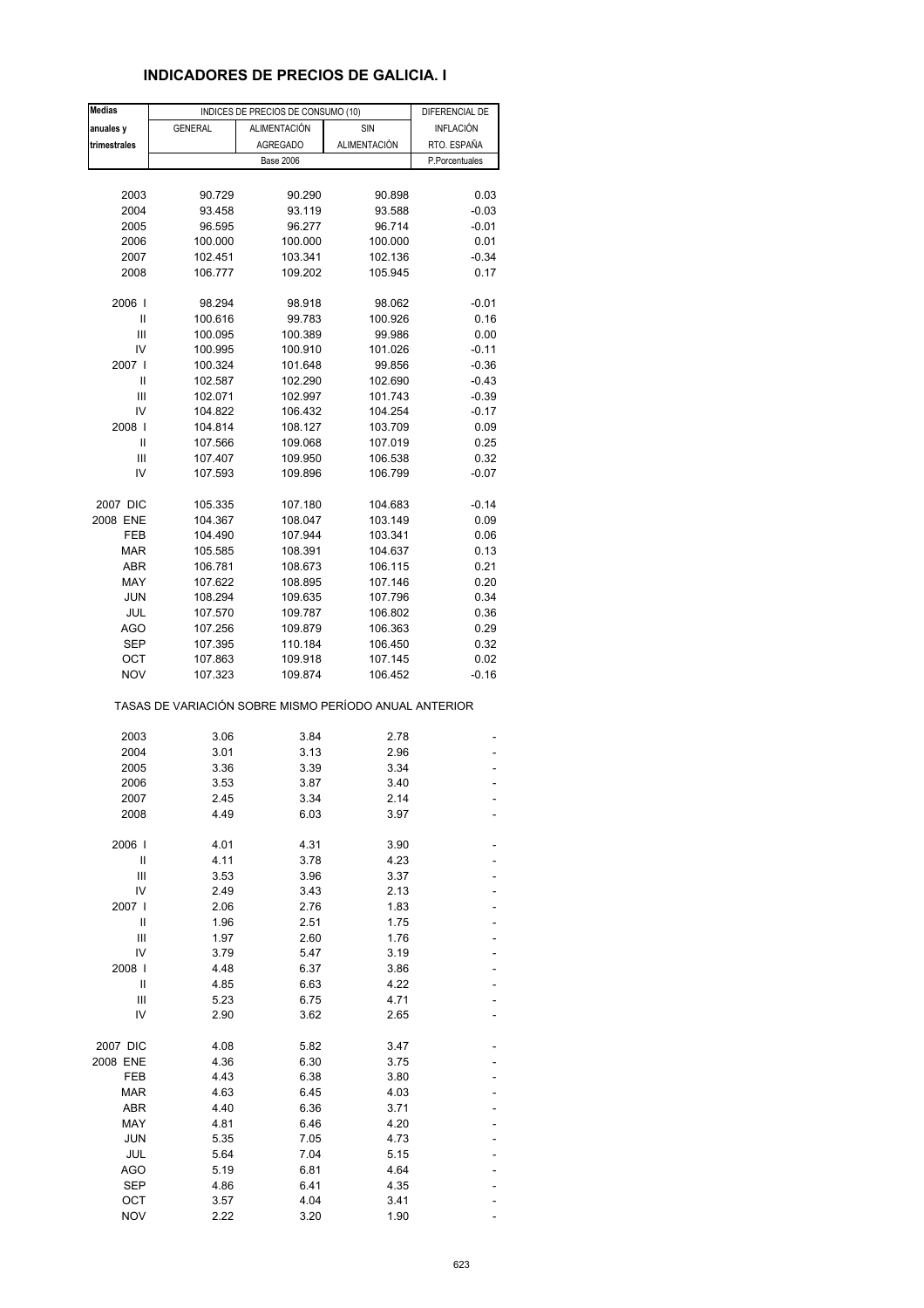# INDICADORES DE PRECIOS DE GALICIA. I

| Medias anuales y trimestrales | INDICES DE PRECIOS DE CONSUMO (10) | | | DIFERENCIAL DE INFLACIÓN RTO. ESPAÑA |
|---|---|---|---|---|
| | GENERAL | ALIMENTACIÓN AGREGADO | SIN ALIMENTACIÓN | |
| | Base 2006 | | | P.Porcentuales |
| 2003 | 90.729 | 90.290 | 90.898 | 0.03 |
| 2004 | 93.458 | 93.119 | 93.588 | -0.03 |
| 2005 | 96.595 | 96.277 | 96.714 | -0.01 |
| 2006 | 100.000 | 100.000 | 100.000 | 0.01 |
| 2007 | 102.451 | 103.341 | 102.136 | -0.34 |
| 2008 | 106.777 | 109.202 | 105.945 | 0.17 |
| 2006 I | 98.294 | 98.918 | 98.062 | -0.01 |
| II | 100.616 | 99.783 | 100.926 | 0.16 |
| III | 100.095 | 100.389 | 99.986 | 0.00 |
| IV | 100.995 | 100.910 | 101.026 | -0.11 |
| 2007 I | 100.324 | 101.648 | 99.856 | -0.36 |
| II | 102.587 | 102.290 | 102.690 | -0.43 |
| III | 102.071 | 102.997 | 101.743 | -0.39 |
| IV | 104.822 | 106.432 | 104.254 | -0.17 |
| 2008 I | 104.814 | 108.127 | 103.709 | 0.09 |
| II | 107.566 | 109.068 | 107.019 | 0.25 |
| III | 107.407 | 109.950 | 106.538 | 0.32 |
| IV | 107.593 | 109.896 | 106.799 | -0.07 |
| 2007 DIC | 105.335 | 107.180 | 104.683 | -0.14 |
| 2008 ENE | 104.367 | 108.047 | 103.149 | 0.09 |
| FEB | 104.490 | 107.944 | 103.341 | 0.06 |
| MAR | 105.585 | 108.391 | 104.637 | 0.13 |
| ABR | 106.781 | 108.673 | 106.115 | 0.21 |
| MAY | 107.622 | 108.895 | 107.146 | 0.20 |
| JUN | 108.294 | 109.635 | 107.796 | 0.34 |
| JUL | 107.570 | 109.787 | 106.802 | 0.36 |
| AGO | 107.256 | 109.879 | 106.363 | 0.29 |
| SEP | 107.395 | 110.184 | 106.450 | 0.32 |
| OCT | 107.863 | 109.918 | 107.145 | 0.02 |
| NOV | 107.323 | 109.874 | 106.452 | -0.16 |
| TASAS DE VARIACIÓN SOBRE MISMO PERÍODO ANUAL ANTERIOR | | | | |
| 2003 | 3.06 | 3.84 | 2.78 | - |
| 2004 | 3.01 | 3.13 | 2.96 | - |
| 2005 | 3.36 | 3.39 | 3.34 | - |
| 2006 | 3.53 | 3.87 | 3.40 | - |
| 2007 | 2.45 | 3.34 | 2.14 | - |
| 2008 | 4.49 | 6.03 | 3.97 | - |
| 2006 I | 4.01 | 4.31 | 3.90 | - |
| II | 4.11 | 3.78 | 4.23 | - |
| III | 3.53 | 3.96 | 3.37 | - |
| IV | 2.49 | 3.43 | 2.13 | - |
| 2007 I | 2.06 | 2.76 | 1.83 | - |
| II | 1.96 | 2.51 | 1.75 | - |
| III | 1.97 | 2.60 | 1.76 | - |
| IV | 3.79 | 5.47 | 3.19 | - |
| 2008 I | 4.48 | 6.37 | 3.86 | - |
| II | 4.85 | 6.63 | 4.22 | - |
| III | 5.23 | 6.75 | 4.71 | - |
| IV | 2.90 | 3.62 | 2.65 | - |
| 2007 DIC | 4.08 | 5.82 | 3.47 | - |
| 2008 ENE | 4.36 | 6.30 | 3.75 | - |
| FEB | 4.43 | 6.38 | 3.80 | - |
| MAR | 4.63 | 6.45 | 4.03 | - |
| ABR | 4.40 | 6.36 | 3.71 | - |
| MAY | 4.81 | 6.46 | 4.20 | - |
| JUN | 5.35 | 7.05 | 4.73 | - |
| JUL | 5.64 | 7.04 | 5.15 | - |
| AGO | 5.19 | 6.81 | 4.64 | - |
| SEP | 4.86 | 6.41 | 4.35 | - |
| OCT | 3.57 | 4.04 | 3.41 | - |
| NOV | 2.22 | 3.20 | 1.90 | - |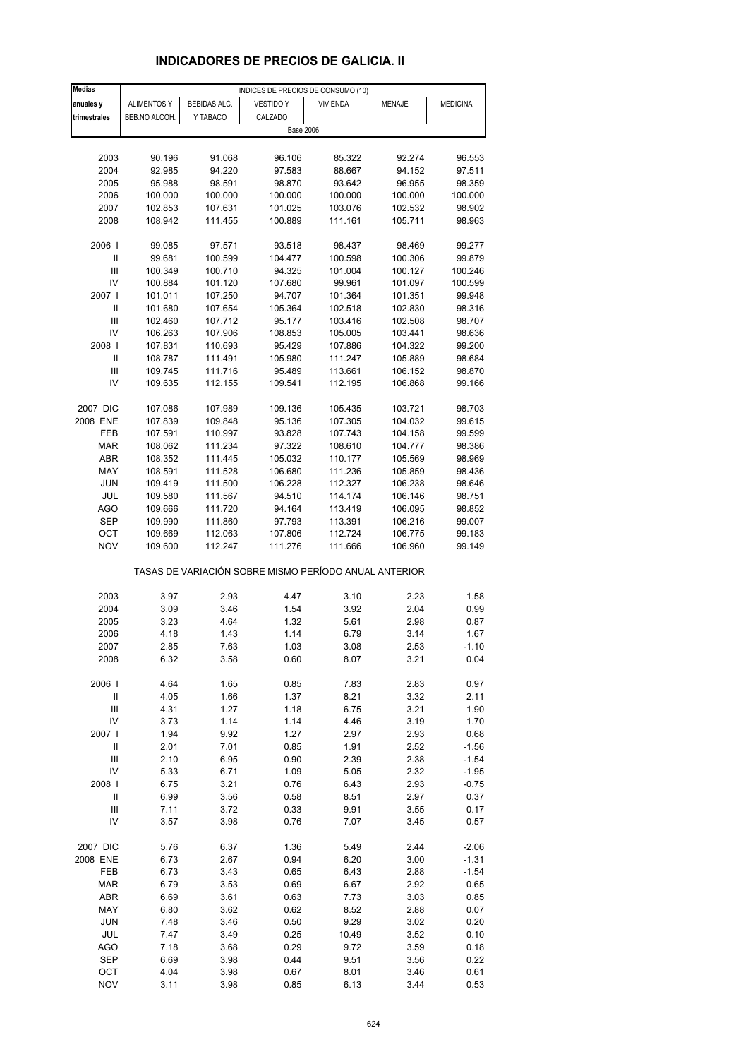## INDICADORES DE PRECIOS DE GALICIA. II

| Medias anuales y trimestrales | INDICES DE PRECIOS DE CONSUMO (10) | | | | | |
|---|---|---|---|---|---|---|
| | ALIMENTOS Y BEB.NO ALCOH. | BEBIDAS ALC. Y TABACO | VESTIDO Y CALZADO | VIVIENDA | MENAJE | MEDICINA |
| | Base 2006 | | | | | |
| 2003 | 90.196 | 91.068 | 96.106 | 85.322 | 92.274 | 96.553 |
| 2004 | 92.985 | 94.220 | 97.583 | 88.667 | 94.152 | 97.511 |
| 2005 | 95.988 | 98.591 | 98.870 | 93.642 | 96.955 | 98.359 |
| 2006 | 100.000 | 100.000 | 100.000 | 100.000 | 100.000 | 100.000 |
| 2007 | 102.853 | 107.631 | 101.025 | 103.076 | 102.532 | 98.902 |
| 2008 | 108.942 | 111.455 | 100.889 | 111.161 | 105.711 | 98.963 |
| 2006 I | 99.085 | 97.571 | 93.518 | 98.437 | 98.469 | 99.277 |
| II | 99.681 | 100.599 | 104.477 | 100.598 | 100.306 | 99.879 |
| III | 100.349 | 100.710 | 94.325 | 101.004 | 100.127 | 100.246 |
| IV | 100.884 | 101.120 | 107.680 | 99.961 | 101.097 | 100.599 |
| 2007 I | 101.011 | 107.250 | 94.707 | 101.364 | 101.351 | 99.948 |
| II | 101.680 | 107.654 | 105.364 | 102.518 | 102.830 | 98.316 |
| III | 102.460 | 107.712 | 95.177 | 103.416 | 102.508 | 98.707 |
| IV | 106.263 | 107.906 | 108.853 | 105.005 | 103.441 | 98.636 |
| 2008 I | 107.831 | 110.693 | 95.429 | 107.886 | 104.322 | 99.200 |
| II | 108.787 | 111.491 | 105.980 | 111.247 | 105.889 | 98.684 |
| III | 109.745 | 111.716 | 95.489 | 113.661 | 106.152 | 98.870 |
| IV | 109.635 | 112.155 | 109.541 | 112.195 | 106.868 | 99.166 |
| 2007 DIC | 107.086 | 107.989 | 109.136 | 105.435 | 103.721 | 98.703 |
| 2008 ENE | 107.839 | 109.848 | 95.136 | 107.305 | 104.032 | 99.615 |
| FEB | 107.591 | 110.997 | 93.828 | 107.743 | 104.158 | 99.599 |
| MAR | 108.062 | 111.234 | 97.322 | 108.610 | 104.777 | 98.386 |
| ABR | 108.352 | 111.445 | 105.032 | 110.177 | 105.569 | 98.969 |
| MAY | 108.591 | 111.528 | 106.680 | 111.236 | 105.859 | 98.436 |
| JUN | 109.419 | 111.500 | 106.228 | 112.327 | 106.238 | 98.646 |
| JUL | 109.580 | 111.567 | 94.510 | 114.174 | 106.146 | 98.751 |
| AGO | 109.666 | 111.720 | 94.164 | 113.419 | 106.095 | 98.852 |
| SEP | 109.990 | 111.860 | 97.793 | 113.391 | 106.216 | 99.007 |
| OCT | 109.669 | 112.063 | 107.806 | 112.724 | 106.775 | 99.183 |
| NOV | 109.600 | 112.247 | 111.276 | 111.666 | 106.960 | 99.149 |
| | TASAS DE VARIACIÓN SOBRE MISMO PERÍODO ANUAL ANTERIOR | | | | | |
| 2003 | 3.97 | 2.93 | 4.47 | 3.10 | 2.23 | 1.58 |
| 2004 | 3.09 | 3.46 | 1.54 | 3.92 | 2.04 | 0.99 |
| 2005 | 3.23 | 4.64 | 1.32 | 5.61 | 2.98 | 0.87 |
| 2006 | 4.18 | 1.43 | 1.14 | 6.79 | 3.14 | 1.67 |
| 2007 | 2.85 | 7.63 | 1.03 | 3.08 | 2.53 | -1.10 |
| 2008 | 6.32 | 3.58 | 0.60 | 8.07 | 3.21 | 0.04 |
| 2006 I | 4.64 | 1.65 | 0.85 | 7.83 | 2.83 | 0.97 |
| II | 4.05 | 1.66 | 1.37 | 8.21 | 3.32 | 2.11 |
| III | 4.31 | 1.27 | 1.18 | 6.75 | 3.21 | 1.90 |
| IV | 3.73 | 1.14 | 1.14 | 4.46 | 3.19 | 1.70 |
| 2007 I | 1.94 | 9.92 | 1.27 | 2.97 | 2.93 | 0.68 |
| II | 2.01 | 7.01 | 0.85 | 1.91 | 2.52 | -1.56 |
| III | 2.10 | 6.95 | 0.90 | 2.39 | 2.38 | -1.54 |
| IV | 5.33 | 6.71 | 1.09 | 5.05 | 2.32 | -1.95 |
| 2008 I | 6.75 | 3.21 | 0.76 | 6.43 | 2.93 | -0.75 |
| II | 6.99 | 3.56 | 0.58 | 8.51 | 2.97 | 0.37 |
| III | 7.11 | 3.72 | 0.33 | 9.91 | 3.55 | 0.17 |
| IV | 3.57 | 3.98 | 0.76 | 7.07 | 3.45 | 0.57 |
| 2007 DIC | 5.76 | 6.37 | 1.36 | 5.49 | 2.44 | -2.06 |
| 2008 ENE | 6.73 | 2.67 | 0.94 | 6.20 | 3.00 | -1.31 |
| FEB | 6.73 | 3.43 | 0.65 | 6.43 | 2.88 | -1.54 |
| MAR | 6.79 | 3.53 | 0.69 | 6.67 | 2.92 | 0.65 |
| ABR | 6.69 | 3.61 | 0.63 | 7.73 | 3.03 | 0.85 |
| MAY | 6.80 | 3.62 | 0.62 | 8.52 | 2.88 | 0.07 |
| JUN | 7.48 | 3.46 | 0.50 | 9.29 | 3.02 | 0.20 |
| JUL | 7.47 | 3.49 | 0.25 | 10.49 | 3.52 | 0.10 |
| AGO | 7.18 | 3.68 | 0.29 | 9.72 | 3.59 | 0.18 |
| SEP | 6.69 | 3.98 | 0.44 | 9.51 | 3.56 | 0.22 |
| OCT | 4.04 | 3.98 | 0.67 | 8.01 | 3.46 | 0.61 |
| NOV | 3.11 | 3.98 | 0.85 | 6.13 | 3.44 | 0.53 |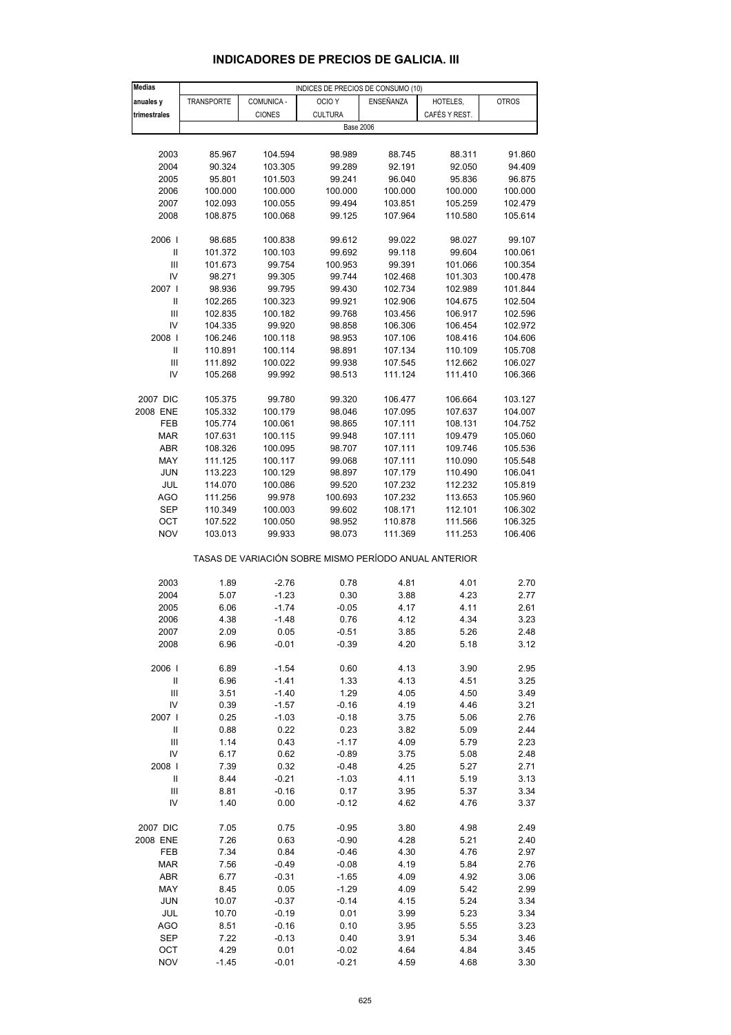# INDICADORES DE PRECIOS DE GALICIA. III

| Medias anuales y trimestrales | INDICES DE PRECIOS DE CONSUMO (10) | | | | | |
|---|---|---|---|---|---|---|
| | TRANSPORTE | COMUNICA - CIONES | OCIO Y CULTURA | ENSEÑANZA | HOTELES, CAFÉS Y REST. | OTROS |
| | Base 2006 | | | | | |
| 2003 | 85.967 | 104.594 | 98.989 | 88.745 | 88.311 | 91.860 |
| 2004 | 90.324 | 103.305 | 99.289 | 92.191 | 92.050 | 94.409 |
| 2005 | 95.801 | 101.503 | 99.241 | 96.040 | 95.836 | 96.875 |
| 2006 | 100.000 | 100.000 | 100.000 | 100.000 | 100.000 | 100.000 |
| 2007 | 102.093 | 100.055 | 99.494 | 103.851 | 105.259 | 102.479 |
| 2008 | 108.875 | 100.068 | 99.125 | 107.964 | 110.580 | 105.614 |
| 2006 I | 98.685 | 100.838 | 99.612 | 99.022 | 98.027 | 99.107 |
| II | 101.372 | 100.103 | 99.692 | 99.118 | 99.604 | 100.061 |
| III | 101.673 | 99.754 | 100.953 | 99.391 | 101.066 | 100.354 |
| IV | 98.271 | 99.305 | 99.744 | 102.468 | 101.303 | 100.478 |
| 2007 I | 98.936 | 99.795 | 99.430 | 102.734 | 102.989 | 101.844 |
| II | 102.265 | 100.323 | 99.921 | 102.906 | 104.675 | 102.504 |
| III | 102.835 | 100.182 | 99.768 | 103.456 | 106.917 | 102.596 |
| IV | 104.335 | 99.920 | 98.858 | 106.306 | 106.454 | 102.972 |
| 2008 I | 106.246 | 100.118 | 98.953 | 107.106 | 108.416 | 104.606 |
| II | 110.891 | 100.114 | 98.891 | 107.134 | 110.109 | 105.708 |
| III | 111.892 | 100.022 | 99.938 | 107.545 | 112.662 | 106.027 |
| IV | 105.268 | 99.992 | 98.513 | 111.124 | 111.410 | 106.366 |
| 2007 DIC | 105.375 | 99.780 | 99.320 | 106.477 | 106.664 | 103.127 |
| 2008 ENE | 105.332 | 100.179 | 98.046 | 107.095 | 107.637 | 104.007 |
| FEB | 105.774 | 100.061 | 98.865 | 107.111 | 108.131 | 104.752 |
| MAR | 107.631 | 100.115 | 99.948 | 107.111 | 109.479 | 105.060 |
| ABR | 108.326 | 100.095 | 98.707 | 107.111 | 109.746 | 105.536 |
| MAY | 111.125 | 100.117 | 99.068 | 107.111 | 110.090 | 105.548 |
| JUN | 113.223 | 100.129 | 98.897 | 107.179 | 110.490 | 106.041 |
| JUL | 114.070 | 100.086 | 99.520 | 107.232 | 112.232 | 105.819 |
| AGO | 111.256 | 99.978 | 100.693 | 107.232 | 113.653 | 105.960 |
| SEP | 110.349 | 100.003 | 99.602 | 108.171 | 112.101 | 106.302 |
| OCT | 107.522 | 100.050 | 98.952 | 110.878 | 111.566 | 106.325 |
| NOV | 103.013 | 99.933 | 98.073 | 111.369 | 111.253 | 106.406 |
| | TASAS DE VARIACIÓN SOBRE MISMO PERÍODO ANUAL ANTERIOR | | | | | |
| 2003 | 1.89 | -2.76 | 0.78 | 4.81 | 4.01 | 2.70 |
| 2004 | 5.07 | -1.23 | 0.30 | 3.88 | 4.23 | 2.77 |
| 2005 | 6.06 | -1.74 | -0.05 | 4.17 | 4.11 | 2.61 |
| 2006 | 4.38 | -1.48 | 0.76 | 4.12 | 4.34 | 3.23 |
| 2007 | 2.09 | 0.05 | -0.51 | 3.85 | 5.26 | 2.48 |
| 2008 | 6.96 | -0.01 | -0.39 | 4.20 | 5.18 | 3.12 |
| 2006 I | 6.89 | -1.54 | 0.60 | 4.13 | 3.90 | 2.95 |
| II | 6.96 | -1.41 | 1.33 | 4.13 | 4.51 | 3.25 |
| III | 3.51 | -1.40 | 1.29 | 4.05 | 4.50 | 3.49 |
| IV | 0.39 | -1.57 | -0.16 | 4.19 | 4.46 | 3.21 |
| 2007 I | 0.25 | -1.03 | -0.18 | 3.75 | 5.06 | 2.76 |
| II | 0.88 | 0.22 | 0.23 | 3.82 | 5.09 | 2.44 |
| III | 1.14 | 0.43 | -1.17 | 4.09 | 5.79 | 2.23 |
| IV | 6.17 | 0.62 | -0.89 | 3.75 | 5.08 | 2.48 |
| 2008 I | 7.39 | 0.32 | -0.48 | 4.25 | 5.27 | 2.71 |
| II | 8.44 | -0.21 | -1.03 | 4.11 | 5.19 | 3.13 |
| III | 8.81 | -0.16 | 0.17 | 3.95 | 5.37 | 3.34 |
| IV | 1.40 | 0.00 | -0.12 | 4.62 | 4.76 | 3.37 |
| 2007 DIC | 7.05 | 0.75 | -0.95 | 3.80 | 4.98 | 2.49 |
| 2008 ENE | 7.26 | 0.63 | -0.90 | 4.28 | 5.21 | 2.40 |
| FEB | 7.34 | 0.84 | -0.46 | 4.30 | 4.76 | 2.97 |
| MAR | 7.56 | -0.49 | -0.08 | 4.19 | 5.84 | 2.76 |
| ABR | 6.77 | -0.31 | -1.65 | 4.09 | 4.92 | 3.06 |
| MAY | 8.45 | 0.05 | -1.29 | 4.09 | 5.42 | 2.99 |
| JUN | 10.07 | -0.37 | -0.14 | 4.15 | 5.24 | 3.34 |
| JUL | 10.70 | -0.19 | 0.01 | 3.99 | 5.23 | 3.34 |
| AGO | 8.51 | -0.16 | 0.10 | 3.95 | 5.55 | 3.23 |
| SEP | 7.22 | -0.13 | 0.40 | 3.91 | 5.34 | 3.46 |
| OCT | 4.29 | 0.01 | -0.02 | 4.64 | 4.84 | 3.45 |
| NOV | -1.45 | -0.01 | -0.21 | 4.59 | 4.68 | 3.30 |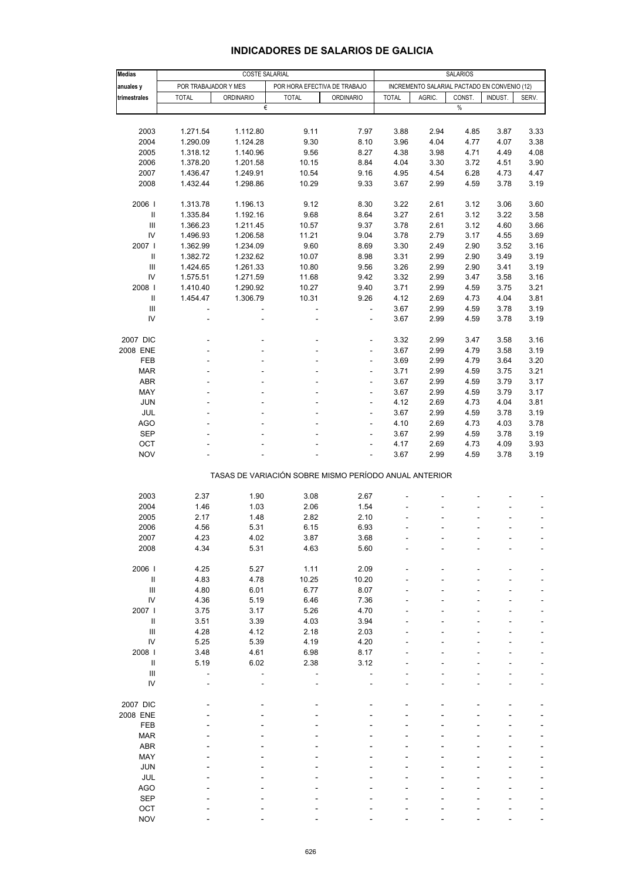# INDICADORES DE SALARIOS DE GALICIA

| Medias anuales y trimestrales | COSTE SALARIAL | | | | SALARIOS | | | | |
|---|---|---|---|---|---|---|---|---|---|
| | POR TRABAJADOR Y MES | | POR HORA EFECTIVA DE TRABAJO | | INCREMENTO SALARIAL PACTADO EN CONVENIO (12) | | | | |
| | TOTAL | ORDINARIO | TOTAL | ORDINARIO | TOTAL | AGRIC. | CONST. | INDUST. | SERV. |
| | € | | | | % | | | | |
| 2003 | 1.271.54 | 1.112.80 | 9.11 | 7.97 | 3.88 | 2.94 | 4.85 | 3.87 | 3.33 |
| 2004 | 1.290.09 | 1.124.28 | 9.30 | 8.10 | 3.96 | 4.04 | 4.77 | 4.07 | 3.38 |
| 2005 | 1.318.12 | 1.140.96 | 9.56 | 8.27 | 4.38 | 3.98 | 4.71 | 4.49 | 4.08 |
| 2006 | 1.378.20 | 1.201.58 | 10.15 | 8.84 | 4.04 | 3.30 | 3.72 | 4.51 | 3.90 |
| 2007 | 1.436.47 | 1.249.91 | 10.54 | 9.16 | 4.95 | 4.54 | 6.28 | 4.73 | 4.47 |
| 2008 | 1.432.44 | 1.298.86 | 10.29 | 9.33 | 3.67 | 2.99 | 4.59 | 3.78 | 3.19 |
| 2006 I | 1.313.78 | 1.196.13 | 9.12 | 8.30 | 3.22 | 2.61 | 3.12 | 3.06 | 3.60 |
| II | 1.335.84 | 1.192.16 | 9.68 | 8.64 | 3.27 | 2.61 | 3.12 | 3.22 | 3.58 |
| III | 1.366.23 | 1.211.45 | 10.57 | 9.37 | 3.78 | 2.61 | 3.12 | 4.60 | 3.66 |
| IV | 1.496.93 | 1.206.58 | 11.21 | 9.04 | 3.78 | 2.79 | 3.17 | 4.55 | 3.69 |
| 2007 I | 1.362.99 | 1.234.09 | 9.60 | 8.69 | 3.30 | 2.49 | 2.90 | 3.52 | 3.16 |
| II | 1.382.72 | 1.232.62 | 10.07 | 8.98 | 3.31 | 2.99 | 2.90 | 3.49 | 3.19 |
| III | 1.424.65 | 1.261.33 | 10.80 | 9.56 | 3.26 | 2.99 | 2.90 | 3.41 | 3.19 |
| IV | 1.575.51 | 1.271.59 | 11.68 | 9.42 | 3.32 | 2.99 | 3.47 | 3.58 | 3.16 |
| 2008 I | 1.410.40 | 1.290.92 | 10.27 | 9.40 | 3.71 | 2.99 | 4.59 | 3.75 | 3.21 |
| II | 1.454.47 | 1.306.79 | 10.31 | 9.26 | 4.12 | 2.69 | 4.73 | 4.04 | 3.81 |
| III | - | - | - | - | 3.67 | 2.99 | 4.59 | 3.78 | 3.19 |
| IV | - | - | - | - | 3.67 | 2.99 | 4.59 | 3.78 | 3.19 |
| 2007 DIC | - | - | - | - | 3.32 | 2.99 | 3.47 | 3.58 | 3.16 |
| 2008 ENE | - | - | - | - | 3.67 | 2.99 | 4.79 | 3.58 | 3.19 |
| FEB | - | - | - | - | 3.69 | 2.99 | 4.79 | 3.64 | 3.20 |
| MAR | - | - | - | - | 3.71 | 2.99 | 4.59 | 3.75 | 3.21 |
| ABR | - | - | - | - | 3.67 | 2.99 | 4.59 | 3.79 | 3.17 |
| MAY | - | - | - | - | 3.67 | 2.99 | 4.59 | 3.79 | 3.17 |
| JUN | - | - | - | - | 4.12 | 2.69 | 4.73 | 4.04 | 3.81 |
| JUL | - | - | - | - | 3.67 | 2.99 | 4.59 | 3.78 | 3.19 |
| AGO | - | - | - | - | 4.10 | 2.69 | 4.73 | 4.03 | 3.78 |
| SEP | - | - | - | - | 3.67 | 2.99 | 4.59 | 3.78 | 3.19 |
| OCT | - | - | - | - | 4.17 | 2.69 | 4.73 | 4.09 | 3.93 |
| NOV | - | - | - | - | 3.67 | 2.99 | 4.59 | 3.78 | 3.19 |
| | TASAS DE VARIACIÓN SOBRE MISMO PERÍODO ANUAL ANTERIOR | | | | | | | | |
| 2003 | 2.37 | 1.90 | 3.08 | 2.67 | - | - | - | - | - |
| 2004 | 1.46 | 1.03 | 2.06 | 1.54 | - | - | - | - | - |
| 2005 | 2.17 | 1.48 | 2.82 | 2.10 | - | - | - | - | - |
| 2006 | 4.56 | 5.31 | 6.15 | 6.93 | - | - | - | - | - |
| 2007 | 4.23 | 4.02 | 3.87 | 3.68 | - | - | - | - | - |
| 2008 | 4.34 | 5.31 | 4.63 | 5.60 | - | - | - | - | - |
| 2006 I | 4.25 | 5.27 | 1.11 | 2.09 | - | - | - | - | - |
| II | 4.83 | 4.78 | 10.25 | 10.20 | - | - | - | - | - |
| III | 4.80 | 6.01 | 6.77 | 8.07 | - | - | - | - | - |
| IV | 4.36 | 5.19 | 6.46 | 7.36 | - | - | - | - | - |
| 2007 I | 3.75 | 3.17 | 5.26 | 4.70 | - | - | - | - | - |
| II | 3.51 | 3.39 | 4.03 | 3.94 | - | - | - | - | - |
| III | 4.28 | 4.12 | 2.18 | 2.03 | - | - | - | - | - |
| IV | 5.25 | 5.39 | 4.19 | 4.20 | - | - | - | - | - |
| 2008 I | 3.48 | 4.61 | 6.98 | 8.17 | - | - | - | - | - |
| II | 5.19 | 6.02 | 2.38 | 3.12 | - | - | - | - | - |
| III | - | - | - | - | - | - | - | - | - |
| IV | - | - | - | - | - | - | - | - | - |
| 2007 DIC | - | - | - | - | - | - | - | - | - |
| 2008 ENE | - | - | - | - | - | - | - | - | - |
| FEB | - | - | - | - | - | - | - | - | - |
| MAR | - | - | - | - | - | - | - | - | - |
| ABR | - | - | - | - | - | - | - | - | - |
| MAY | - | - | - | - | - | - | - | - | - |
| JUN | - | - | - | - | - | - | - | - | - |
| JUL | - | - | - | - | - | - | - | - | - |
| AGO | - | - | - | - | - | - | - | - | - |
| SEP | - | - | - | - | - | - | - | - | - |
| OCT | - | - | - | - | - | - | - | - | - |
| NOV | - | - | - | - | - | - | - | - | - |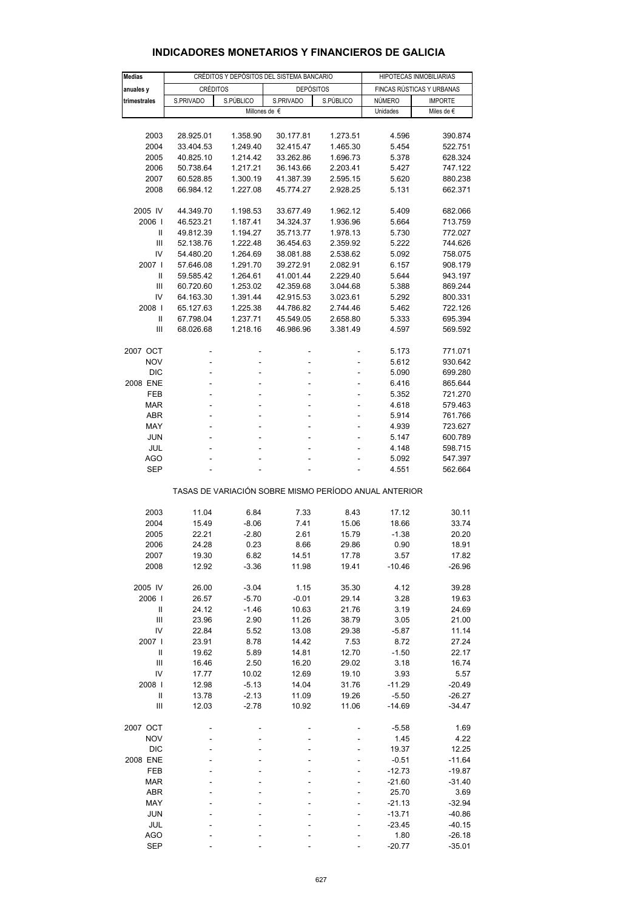## INDICADORES MONETARIOS Y FINANCIEROS DE GALICIA

| Medias anuales y trimestrales | CRÉDITOS Y DEPÓSITOS DEL SISTEMA BANCARIO | | | | HIPOTECAS INMOBILIARIAS | |
|---|---|---|---|---|---|---|
| | CRÉDITOS | | DEPÓSITOS | | FINCAS RÚSTICAS Y URBANAS | |
| | S.PRIVADO | S.PÚBLICO | S.PRIVADO | S.PÚBLICO | NÚMERO | IMPORTE |
| | Millones de € | | | | Unidades | Miles de € |
| 2003 | 28.925.01 | 1.358.90 | 30.177.81 | 1.273.51 | 4.596 | 390.874 |
| 2004 | 33.404.53 | 1.249.40 | 32.415.47 | 1.465.30 | 5.454 | 522.751 |
| 2005 | 40.825.10 | 1.214.42 | 33.262.86 | 1.696.73 | 5.378 | 628.324 |
| 2006 | 50.738.64 | 1.217.21 | 36.143.66 | 2.203.41 | 5.427 | 747.122 |
| 2007 | 60.528.85 | 1.300.19 | 41.387.39 | 2.595.15 | 5.620 | 880.238 |
| 2008 | 66.984.12 | 1.227.08 | 45.774.27 | 2.928.25 | 5.131 | 662.371 |
| 2005 IV | 44.349.70 | 1.198.53 | 33.677.49 | 1.962.12 | 5.409 | 682.066 |
| 2006 I | 46.523.21 | 1.187.41 | 34.324.37 | 1.936.96 | 5.664 | 713.759 |
| II | 49.812.39 | 1.194.27 | 35.713.77 | 1.978.13 | 5.730 | 772.027 |
| III | 52.138.76 | 1.222.48 | 36.454.63 | 2.359.92 | 5.222 | 744.626 |
| IV | 54.480.20 | 1.264.69 | 38.081.88 | 2.538.62 | 5.092 | 758.075 |
| 2007 I | 57.646.08 | 1.291.70 | 39.272.91 | 2.082.91 | 6.157 | 908.179 |
| II | 59.585.42 | 1.264.61 | 41.001.44 | 2.229.40 | 5.644 | 943.197 |
| III | 60.720.60 | 1.253.02 | 42.359.68 | 3.044.68 | 5.388 | 869.244 |
| IV | 64.163.30 | 1.391.44 | 42.915.53 | 3.023.61 | 5.292 | 800.331 |
| 2008 I | 65.127.63 | 1.225.38 | 44.786.82 | 2.744.46 | 5.462 | 722.126 |
| II | 67.798.04 | 1.237.71 | 45.549.05 | 2.658.80 | 5.333 | 695.394 |
| III | 68.026.68 | 1.218.16 | 46.986.96 | 3.381.49 | 4.597 | 569.592 |
| 2007 OCT | - | - | - | - | 5.173 | 771.071 |
| NOV | - | - | - | - | 5.612 | 930.642 |
| DIC | - | - | - | - | 5.090 | 699.280 |
| 2008 ENE | - | - | - | - | 6.416 | 865.644 |
| FEB | - | - | - | - | 5.352 | 721.270 |
| MAR | - | - | - | - | 4.618 | 579.463 |
| ABR | - | - | - | - | 5.914 | 761.766 |
| MAY | - | - | - | - | 4.939 | 723.627 |
| JUN | - | - | - | - | 5.147 | 600.789 |
| JUL | - | - | - | - | 4.148 | 598.715 |
| AGO | - | - | - | - | 5.092 | 547.397 |
| SEP | - | - | - | - | 4.551 | 562.664 |
| TASAS DE VARIACIÓN SOBRE MISMO PERÍODO ANUAL ANTERIOR | | | | | | |
| 2003 | 11.04 | 6.84 | 7.33 | 8.43 | 17.12 | 30.11 |
| 2004 | 15.49 | -8.06 | 7.41 | 15.06 | 18.66 | 33.74 |
| 2005 | 22.21 | -2.80 | 2.61 | 15.79 | -1.38 | 20.20 |
| 2006 | 24.28 | 0.23 | 8.66 | 29.86 | 0.90 | 18.91 |
| 2007 | 19.30 | 6.82 | 14.51 | 17.78 | 3.57 | 17.82 |
| 2008 | 12.92 | -3.36 | 11.98 | 19.41 | -10.46 | -26.96 |
| 2005 IV | 26.00 | -3.04 | 1.15 | 35.30 | 4.12 | 39.28 |
| 2006 I | 26.57 | -5.70 | -0.01 | 29.14 | 3.28 | 19.63 |
| II | 24.12 | -1.46 | 10.63 | 21.76 | 3.19 | 24.69 |
| III | 23.96 | 2.90 | 11.26 | 38.79 | 3.05 | 21.00 |
| IV | 22.84 | 5.52 | 13.08 | 29.38 | -5.87 | 11.14 |
| 2007 I | 23.91 | 8.78 | 14.42 | 7.53 | 8.72 | 27.24 |
| II | 19.62 | 5.89 | 14.81 | 12.70 | -1.50 | 22.17 |
| III | 16.46 | 2.50 | 16.20 | 29.02 | 3.18 | 16.74 |
| IV | 17.77 | 10.02 | 12.69 | 19.10 | 3.93 | 5.57 |
| 2008 I | 12.98 | -5.13 | 14.04 | 31.76 | -11.29 | -20.49 |
| II | 13.78 | -2.13 | 11.09 | 19.26 | -5.50 | -26.27 |
| III | 12.03 | -2.78 | 10.92 | 11.06 | -14.69 | -34.47 |
| 2007 OCT | - | - | - | - | -5.58 | 1.69 |
| NOV | - | - | - | - | 1.45 | 4.22 |
| DIC | - | - | - | - | 19.37 | 12.25 |
| 2008 ENE | - | - | - | - | -0.51 | -11.64 |
| FEB | - | - | - | - | -12.73 | -19.87 |
| MAR | - | - | - | - | -21.60 | -31.40 |
| ABR | - | - | - | - | 25.70 | 3.69 |
| MAY | - | - | - | - | -21.13 | -32.94 |
| JUN | - | - | - | - | -13.71 | -40.86 |
| JUL | - | - | - | - | -23.45 | -40.15 |
| AGO | - | - | - | - | 1.80 | -26.18 |
| SEP | - | - | - | - | -20.77 | -35.01 |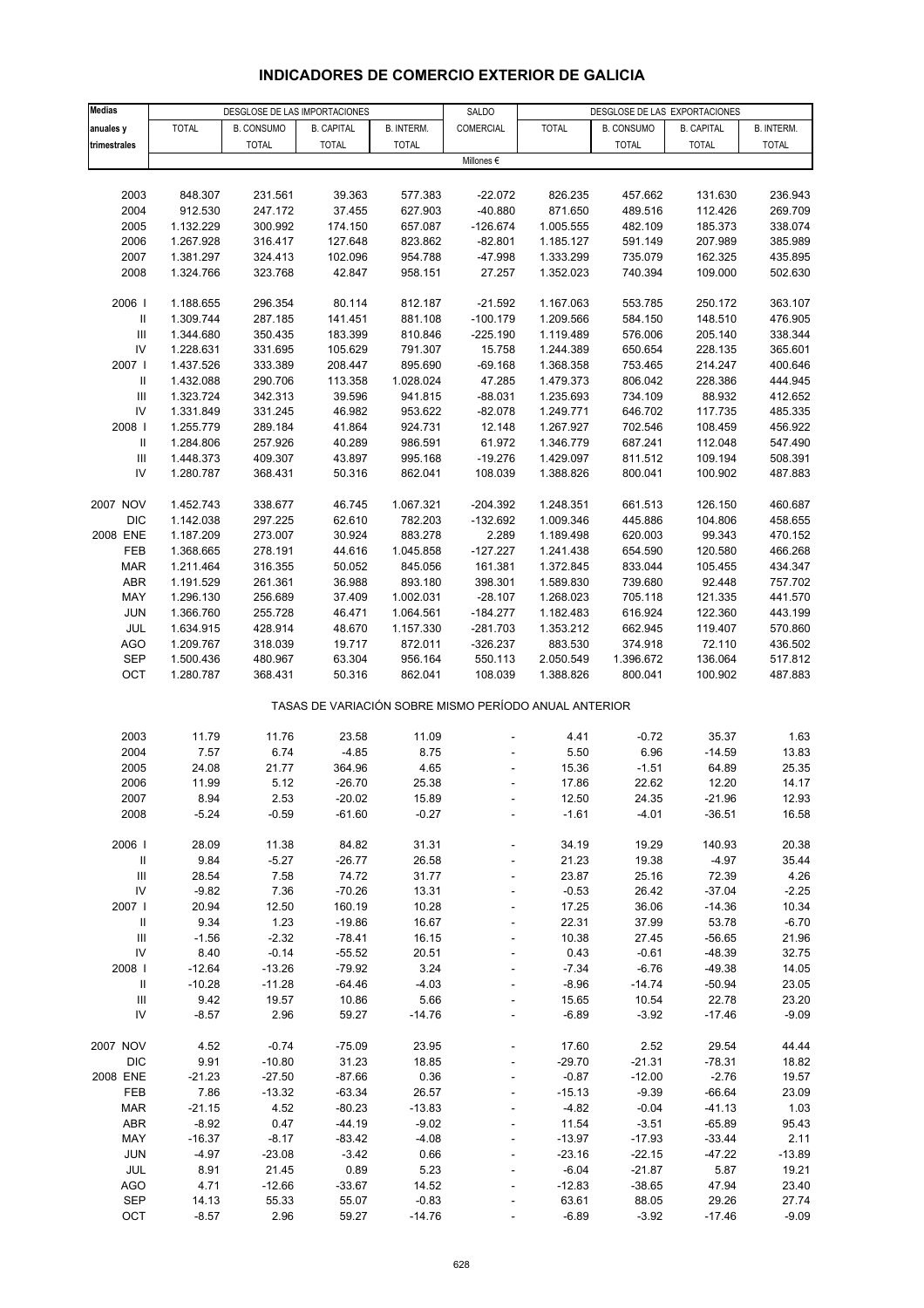# INDICADORES DE COMERCIO EXTERIOR DE GALICIA

| Medias anuales y trimestrales | DESGLOSE DE LAS IMPORTACIONES | | | | SALDO | DESGLOSE DE LAS EXPORTACIONES | | | |
|---|---|---|---|---|---|---|---|---|---|
| | TOTAL | B. CONSUMO TOTAL | B. CAPITAL TOTAL | B. INTERM. TOTAL | COMERCIAL | TOTAL | B. CONSUMO TOTAL | B. CAPITAL TOTAL | B. INTERM. TOTAL |
| | | | | | Millones € | | | | |
| 2003 | 848.307 | 231.561 | 39.363 | 577.383 | -22.072 | 826.235 | 457.662 | 131.630 | 236.943 |
| 2004 | 912.530 | 247.172 | 37.455 | 627.903 | -40.880 | 871.650 | 489.516 | 112.426 | 269.709 |
| 2005 | 1.132.229 | 300.992 | 174.150 | 657.087 | -126.674 | 1.005.555 | 482.109 | 185.373 | 338.074 |
| 2006 | 1.267.928 | 316.417 | 127.648 | 823.862 | -82.801 | 1.185.127 | 591.149 | 207.989 | 385.989 |
| 2007 | 1.381.297 | 324.413 | 102.096 | 954.788 | -47.998 | 1.333.299 | 735.079 | 162.325 | 435.895 |
| 2008 | 1.324.766 | 323.768 | 42.847 | 958.151 | 27.257 | 1.352.023 | 740.394 | 109.000 | 502.630 |
| 2006 I | 1.188.655 | 296.354 | 80.114 | 812.187 | -21.592 | 1.167.063 | 553.785 | 250.172 | 363.107 |
| II | 1.309.744 | 287.185 | 141.451 | 881.108 | -100.179 | 1.209.566 | 584.150 | 148.510 | 476.905 |
| III | 1.344.680 | 350.435 | 183.399 | 810.846 | -225.190 | 1.119.489 | 576.006 | 205.140 | 338.344 |
| IV | 1.228.631 | 331.695 | 105.629 | 791.307 | 15.758 | 1.244.389 | 650.654 | 228.135 | 365.601 |
| 2007 I | 1.437.526 | 333.389 | 208.447 | 895.690 | -69.168 | 1.368.358 | 753.465 | 214.247 | 400.646 |
| II | 1.432.088 | 290.706 | 113.358 | 1.028.024 | 47.285 | 1.479.373 | 806.042 | 228.386 | 444.945 |
| III | 1.323.724 | 342.313 | 39.596 | 941.815 | -88.031 | 1.235.693 | 734.109 | 88.932 | 412.652 |
| IV | 1.331.849 | 331.245 | 46.982 | 953.622 | -82.078 | 1.249.771 | 646.702 | 117.735 | 485.335 |
| 2008 I | 1.255.779 | 289.184 | 41.864 | 924.731 | 12.148 | 1.267.927 | 702.546 | 108.459 | 456.922 |
| II | 1.284.806 | 257.926 | 40.289 | 986.591 | 61.972 | 1.346.779 | 687.241 | 112.048 | 547.490 |
| III | 1.448.373 | 409.307 | 43.897 | 995.168 | -19.276 | 1.429.097 | 811.512 | 109.194 | 508.391 |
| IV | 1.280.787 | 368.431 | 50.316 | 862.041 | 108.039 | 1.388.826 | 800.041 | 100.902 | 487.883 |
| 2007 NOV | 1.452.743 | 338.677 | 46.745 | 1.067.321 | -204.392 | 1.248.351 | 661.513 | 126.150 | 460.687 |
| DIC | 1.142.038 | 297.225 | 62.610 | 782.203 | -132.692 | 1.009.346 | 445.886 | 104.806 | 458.655 |
| 2008 ENE | 1.187.209 | 273.007 | 30.924 | 883.278 | 2.289 | 1.189.498 | 620.003 | 99.343 | 470.152 |
| FEB | 1.368.665 | 278.191 | 44.616 | 1.045.858 | -127.227 | 1.241.438 | 654.590 | 120.580 | 466.268 |
| MAR | 1.211.464 | 316.355 | 50.052 | 845.056 | 161.381 | 1.372.845 | 833.044 | 105.455 | 434.347 |
| ABR | 1.191.529 | 261.361 | 36.988 | 893.180 | 398.301 | 1.589.830 | 739.680 | 92.448 | 757.702 |
| MAY | 1.296.130 | 256.689 | 37.409 | 1.002.031 | -28.107 | 1.268.023 | 705.118 | 121.335 | 441.570 |
| JUN | 1.366.760 | 255.728 | 46.471 | 1.064.561 | -184.277 | 1.182.483 | 616.924 | 122.360 | 443.199 |
| JUL | 1.634.915 | 428.914 | 48.670 | 1.157.330 | -281.703 | 1.353.212 | 662.945 | 119.407 | 570.860 |
| AGO | 1.209.767 | 318.039 | 19.717 | 872.011 | -326.237 | 883.530 | 374.918 | 72.110 | 436.502 |
| SEP | 1.500.436 | 480.967 | 63.304 | 956.164 | 550.113 | 2.050.549 | 1.396.672 | 136.064 | 517.812 |
| OCT | 1.280.787 | 368.431 | 50.316 | 862.041 | 108.039 | 1.388.826 | 800.041 | 100.902 | 487.883 |
| | TASAS DE VARIACIÓN SOBRE MISMO PERÍODO ANUAL ANTERIOR | | | | | | | | |
| 2003 | 11.79 | 11.76 | 23.58 | 11.09 | - | 4.41 | -0.72 | 35.37 | 1.63 |
| 2004 | 7.57 | 6.74 | -4.85 | 8.75 | - | 5.50 | 6.96 | -14.59 | 13.83 |
| 2005 | 24.08 | 21.77 | 364.96 | 4.65 | - | 15.36 | -1.51 | 64.89 | 25.35 |
| 2006 | 11.99 | 5.12 | -26.70 | 25.38 | - | 17.86 | 22.62 | 12.20 | 14.17 |
| 2007 | 8.94 | 2.53 | -20.02 | 15.89 | - | 12.50 | 24.35 | -21.96 | 12.93 |
| 2008 | -5.24 | -0.59 | -61.60 | -0.27 | - | -1.61 | -4.01 | -36.51 | 16.58 |
| 2006 I | 28.09 | 11.38 | 84.82 | 31.31 | - | 34.19 | 19.29 | 140.93 | 20.38 |
| II | 9.84 | -5.27 | -26.77 | 26.58 | - | 21.23 | 19.38 | -4.97 | 35.44 |
| III | 28.54 | 7.58 | 74.72 | 31.77 | - | 23.87 | 25.16 | 72.39 | 4.26 |
| IV | -9.82 | 7.36 | -70.26 | 13.31 | - | -0.53 | 26.42 | -37.04 | -2.25 |
| 2007 I | 20.94 | 12.50 | 160.19 | 10.28 | - | 17.25 | 36.06 | -14.36 | 10.34 |
| II | 9.34 | 1.23 | -19.86 | 16.67 | - | 22.31 | 37.99 | 53.78 | -6.70 |
| III | -1.56 | -2.32 | -78.41 | 16.15 | - | 10.38 | 27.45 | -56.65 | 21.96 |
| IV | 8.40 | -0.14 | -55.52 | 20.51 | - | 0.43 | -0.61 | -48.39 | 32.75 |
| 2008 I | -12.64 | -13.26 | -79.92 | 3.24 | - | -7.34 | -6.76 | -49.38 | 14.05 |
| II | -10.28 | -11.28 | -64.46 | -4.03 | - | -8.96 | -14.74 | -50.94 | 23.05 |
| III | 9.42 | 19.57 | 10.86 | 5.66 | - | 15.65 | 10.54 | 22.78 | 23.20 |
| IV | -8.57 | 2.96 | 59.27 | -14.76 | - | -6.89 | -3.92 | -17.46 | -9.09 |
| 2007 NOV | 4.52 | -0.74 | -75.09 | 23.95 | - | 17.60 | 2.52 | 29.54 | 44.44 |
| DIC | 9.91 | -10.80 | 31.23 | 18.85 | - | -29.70 | -21.31 | -78.31 | 18.82 |
| 2008 ENE | -21.23 | -27.50 | -87.66 | 0.36 | - | -0.87 | -12.00 | -2.76 | 19.57 |
| FEB | 7.86 | -13.32 | -63.34 | 26.57 | - | -15.13 | -9.39 | -66.64 | 23.09 |
| MAR | -21.15 | 4.52 | -80.23 | -13.83 | - | -4.82 | -0.04 | -41.13 | 1.03 |
| ABR | -8.92 | 0.47 | -44.19 | -9.02 | - | 11.54 | -3.51 | -65.89 | 95.43 |
| MAY | -16.37 | -8.17 | -83.42 | -4.08 | - | -13.97 | -17.93 | -33.44 | 2.11 |
| JUN | -4.97 | -23.08 | -3.42 | 0.66 | - | -23.16 | -22.15 | -47.22 | -13.89 |
| JUL | 8.91 | 21.45 | 0.89 | 5.23 | - | -6.04 | -21.87 | 5.87 | 19.21 |
| AGO | 4.71 | -12.66 | -33.67 | 14.52 | - | -12.83 | -38.65 | 47.94 | 23.40 |
| SEP | 14.13 | 55.33 | 55.07 | -0.83 | - | 63.61 | 88.05 | 29.26 | 27.74 |
| OCT | -8.57 | 2.96 | 59.27 | -14.76 | - | -6.89 | -3.92 | -17.46 | -9.09 |